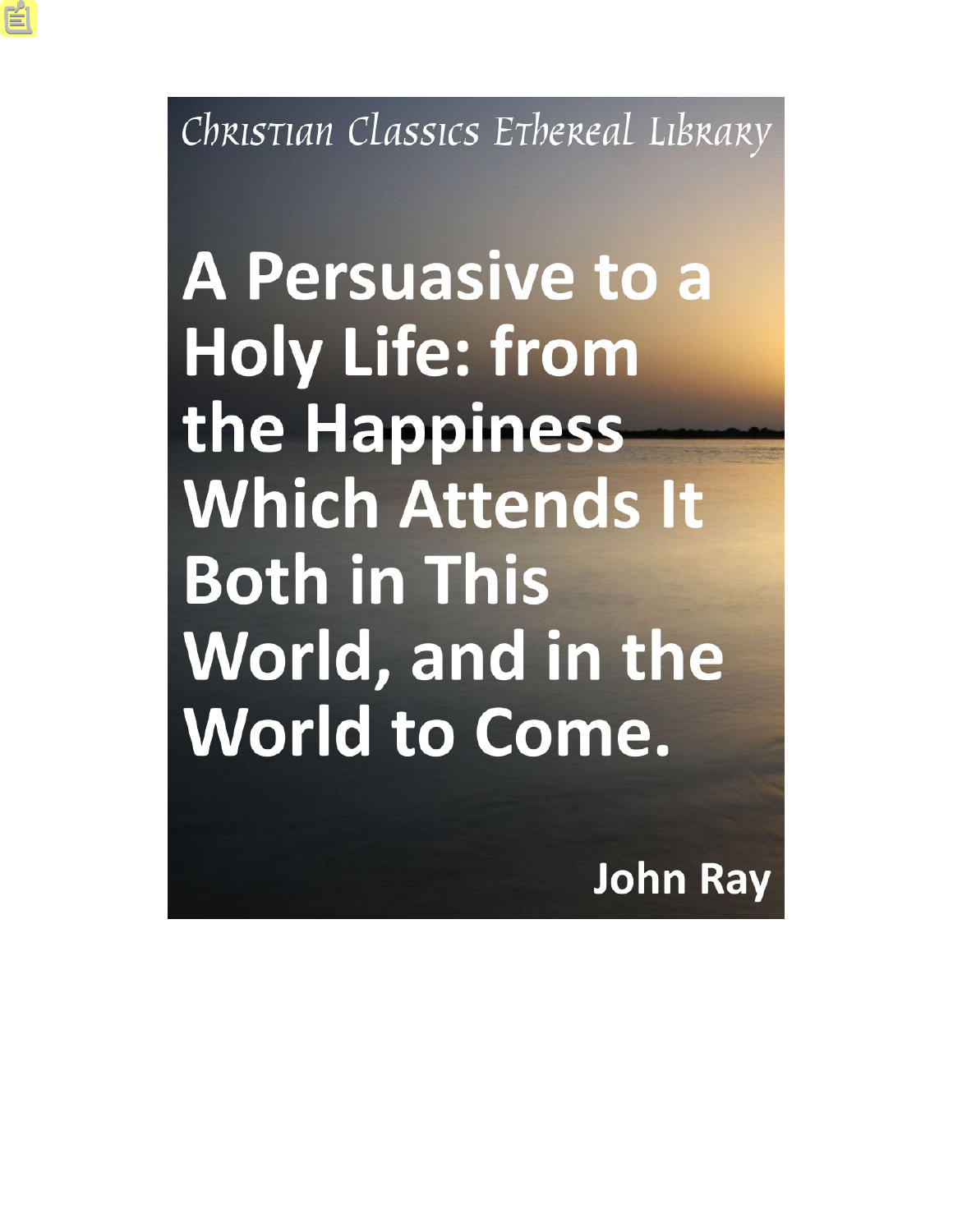Christian Classics Ethereal Library

# A Persuasive to a Holy Life: from the Happiness Which Attends It Both in This World, and in the World to Come.

John Ray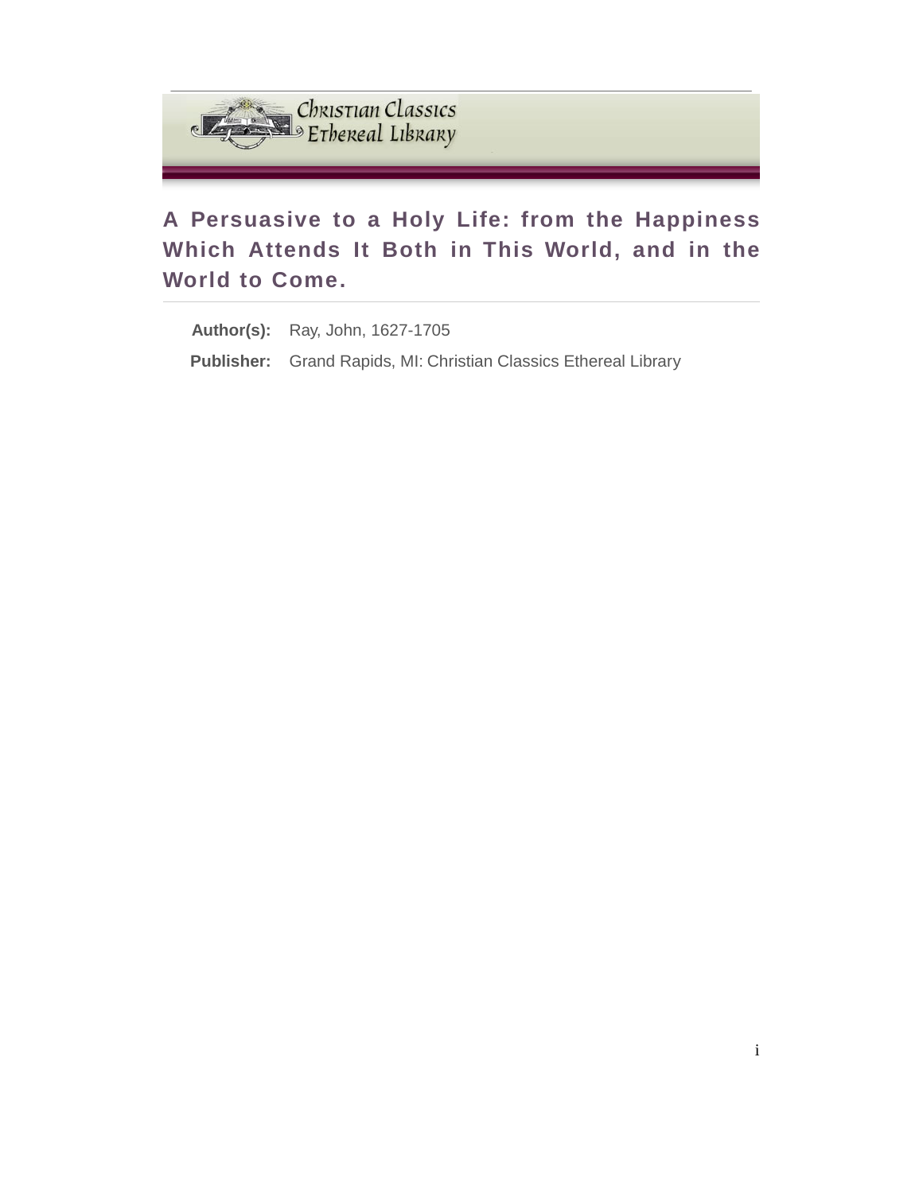# A Persuasive to a Holy Life: from the Happiness Which Attends It Both in This World, and in the World to Come.

**Author(s):** Ray, John, 1627-1705

**Publisher:** Grand Rapids, MI: Christian Classics Ethereal Library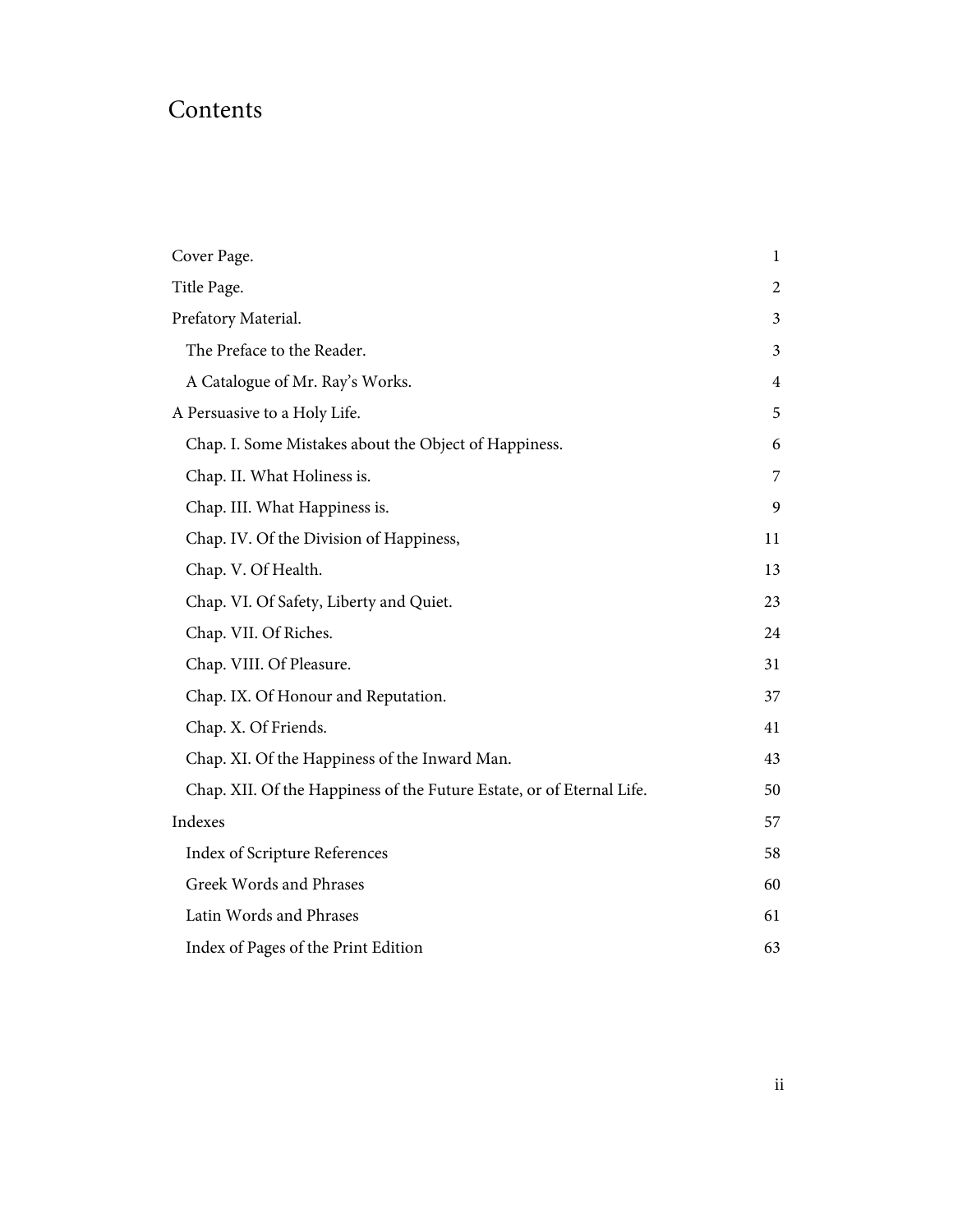# Contents

| | |
|---|---|
| Cover Page. | 1 |
| Title Page. | 2 |
| Prefatory Material. | 3 |
| The Preface to the Reader. | 3 |
| A Catalogue of Mr. Ray's Works. | 4 |
| A Persuasive to a Holy Life. | 5 |
| Chap. I. Some Mistakes about the Object of Happiness. | 6 |
| Chap. II. What Holiness is. | 7 |
| Chap. III. What Happiness is. | 9 |
| Chap. IV. Of the Division of Happiness, | 11 |
| Chap. V. Of Health. | 13 |
| Chap. VI. Of Safety, Liberty and Quiet. | 23 |
| Chap. VII. Of Riches. | 24 |
| Chap. VIII. Of Pleasure. | 31 |
| Chap. IX. Of Honour and Reputation. | 37 |
| Chap. X. Of Friends. | 41 |
| Chap. XI. Of the Happiness of the Inward Man. | 43 |
| Chap. XII. Of the Happiness of the Future Estate, or of Eternal Life. | 50 |
| Indexes | 57 |
| Index of Scripture References | 58 |
| Greek Words and Phrases | 60 |
| Latin Words and Phrases | 61 |
| Index of Pages of the Print Edition | 63 |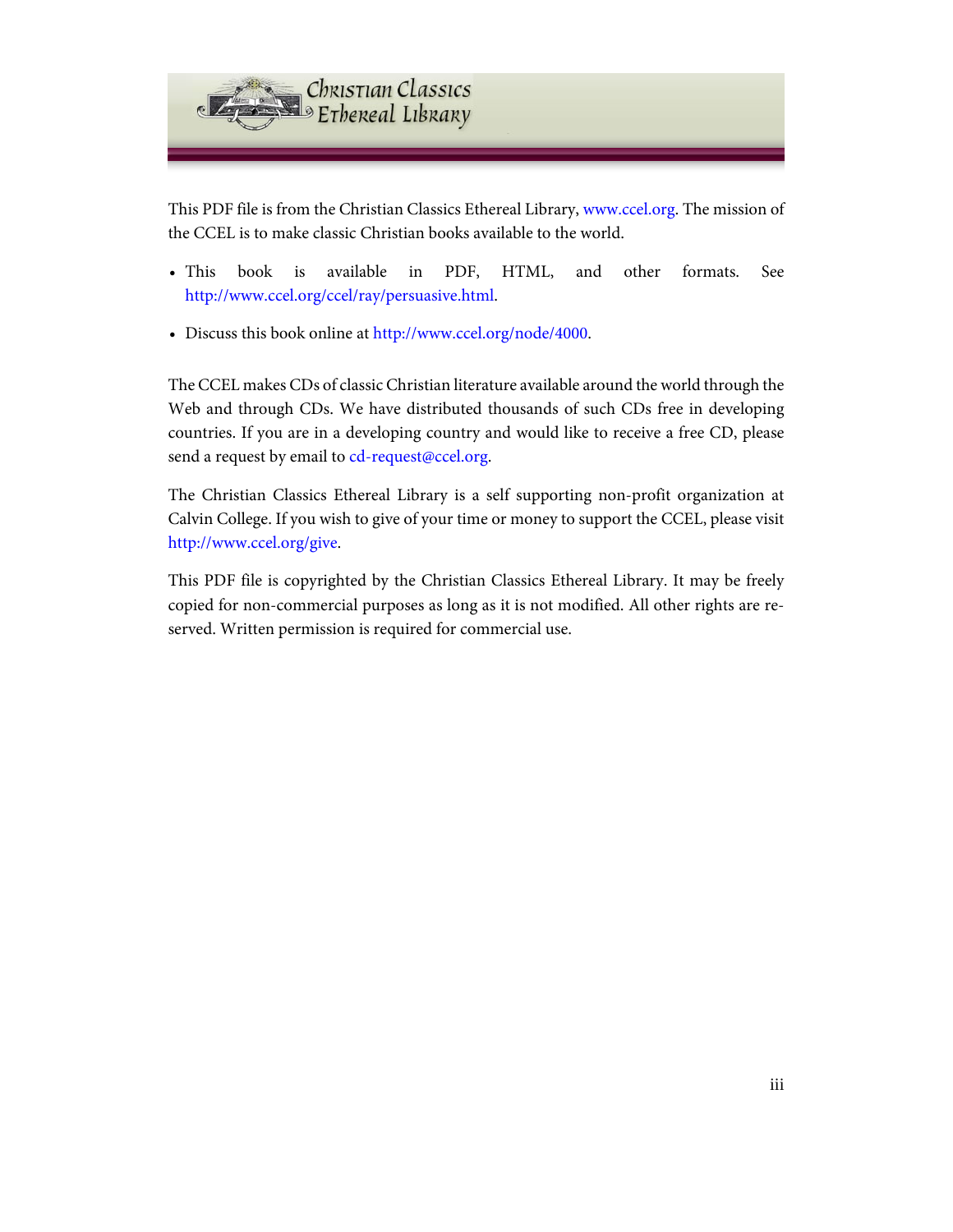This PDF file is from the Christian Classics Ethereal Library, www.ccel.org. The mission of the CCEL is to make classic Christian books available to the world.

- This book is available in PDF, HTML, and other formats. See http://www.ccel.org/ccel/ray/persuasive.html.
- Discuss this book online at http://www.ccel.org/node/4000.

The CCEL makes CDs of classic Christian literature available around the world through the Web and through CDs. We have distributed thousands of such CDs free in developing countries. If you are in a developing country and would like to receive a free CD, please send a request by email to cd-request@ccel.org.

The Christian Classics Ethereal Library is a self supporting non-profit organization at Calvin College. If you wish to give of your time or money to support the CCEL, please visit http://www.ccel.org/give.

This PDF file is copyrighted by the Christian Classics Ethereal Library. It may be freely copied for non-commercial purposes as long as it is not modified. All other rights are reserved. Written permission is required for commercial use.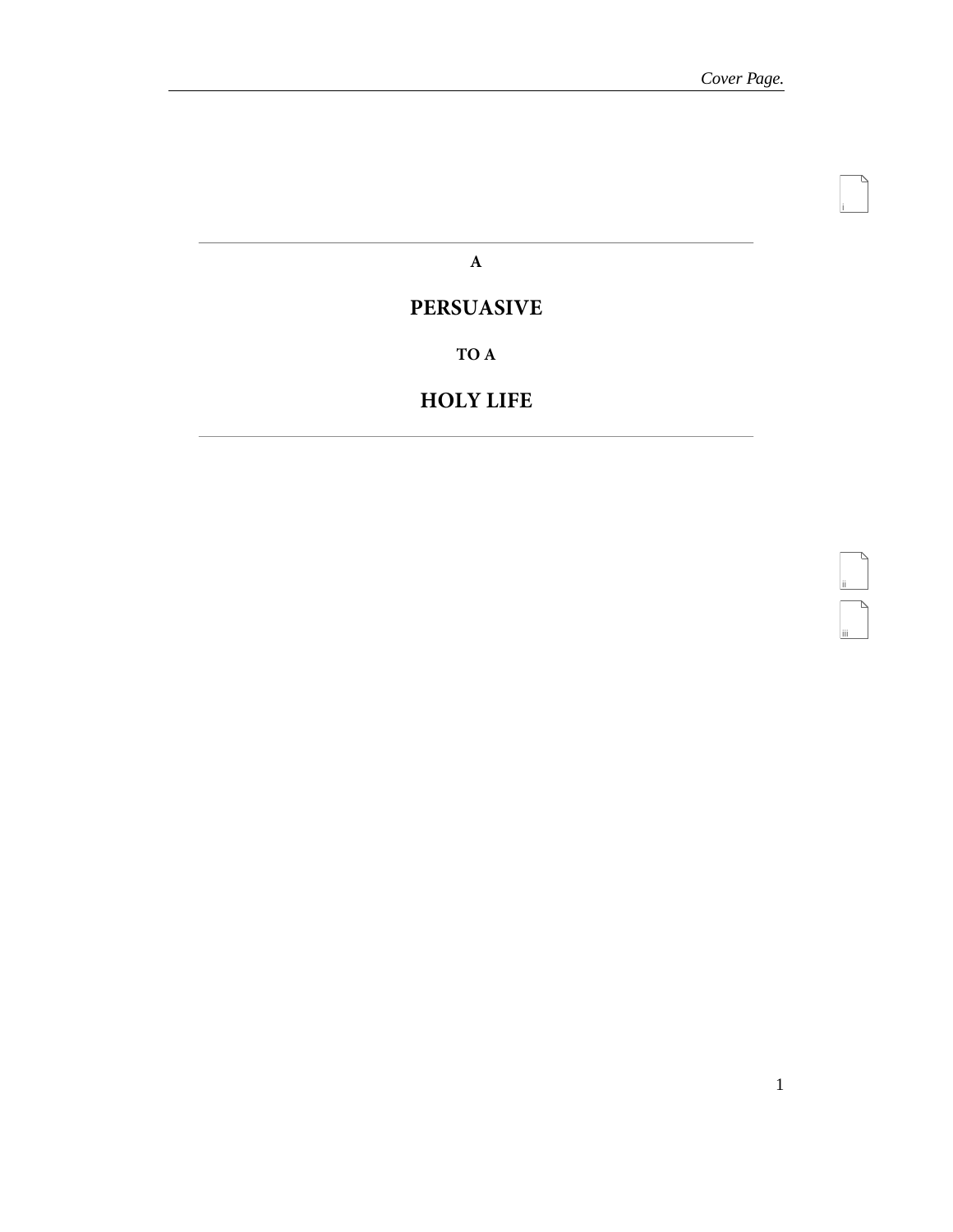**A**

# PERSUASIVE

**TO A**

# HOLY LIFE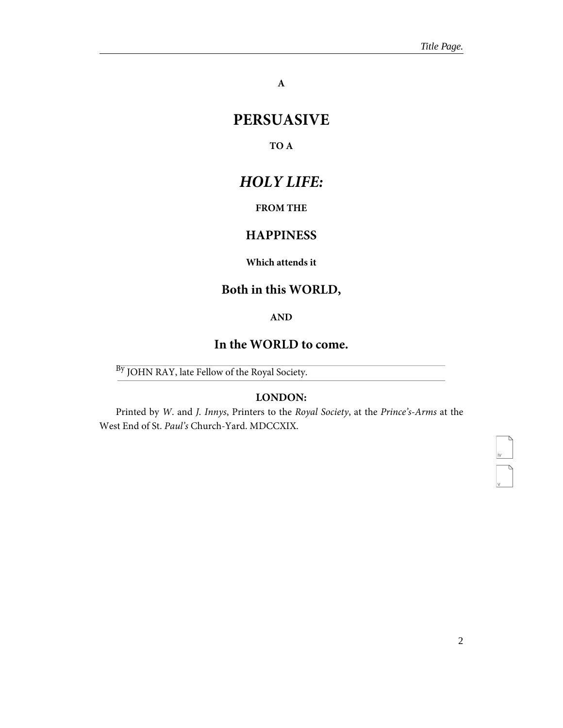**A**

# PERSUASIVE

**TO A**

# *HOLY LIFE:*

**FROM THE**

## HAPPINESS

**Which attends it**

## Both in this WORLD,

**AND**

## In the WORLD to come.

---

By JOHN RAY, late Fellow of the Royal Society.

---

**LONDON:**

Printed by *W*. and *J. Innys*, Printers to the *Royal Society*, at the *Prince's-Arms* at the West End of St. *Paul's* Church-Yard. MDCCXIX.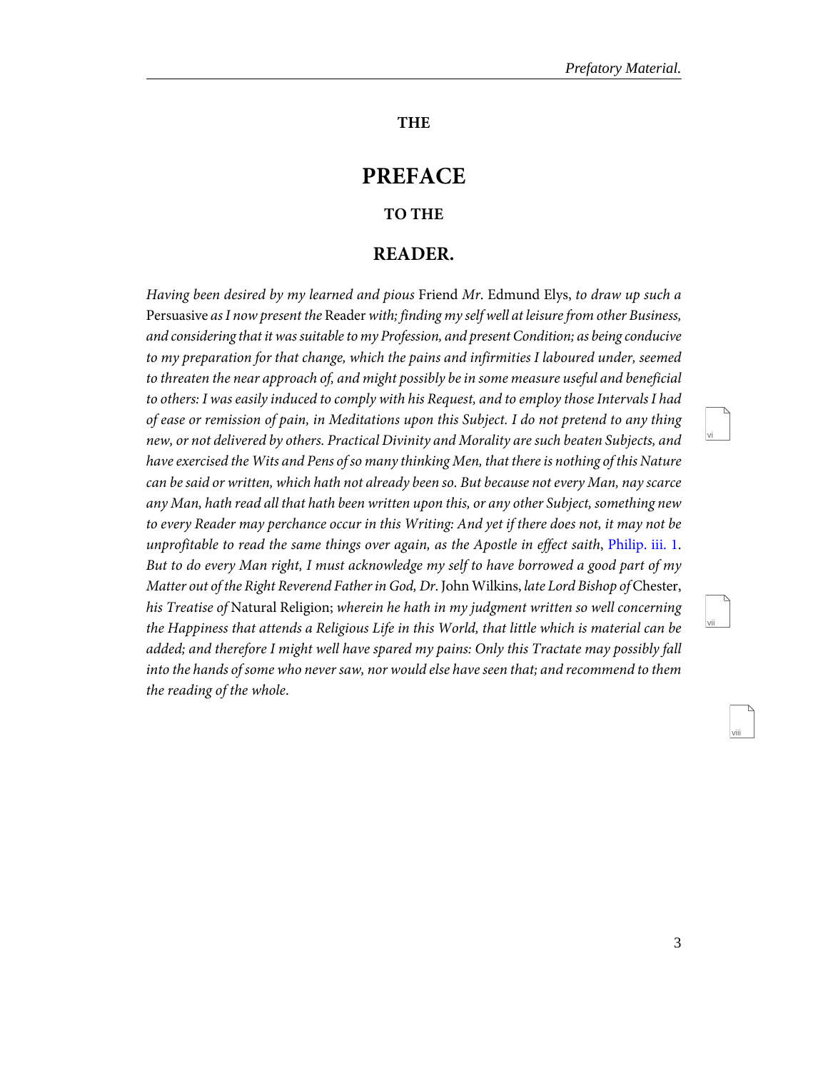## THE

# PREFACE

## TO THE

## READER.

*Having been desired by my learned and pious* Friend *Mr.* Edmund Elys, *to draw up such a* Persuasive *as I now present the* Reader *with; finding my self well at leisure from other Business, and considering that it was suitable to my Profession, and present Condition; as being conducive to my preparation for that change, which the pains and infirmities I laboured under, seemed to threaten the near approach of, and might possibly be in some measure useful and beneficial to others: I was easily induced to comply with his Request, and to employ those Intervals I had of ease or remission of pain, in Meditations upon this Subject. I do not pretend to any thing new, or not delivered by others. Practical Divinity and Morality are such beaten Subjects, and have exercised the Wits and Pens of so many thinking Men, that there is nothing of this Nature can be said or written, which hath not already been so. But because not every Man, nay scarce any Man, hath read all that hath been written upon this, or any other Subject, something new to every Reader may perchance occur in this Writing: And yet if there does not, it may not be unprofitable to read the same things over again, as the Apostle in effect saith*, Philip. iii. 1. *But to do every Man right, I must acknowledge my self to have borrowed a good part of my Matter out of the Right Reverend Father in God, Dr.* John Wilkins, *late Lord Bishop of* Chester, *his Treatise of* Natural Religion; *wherein he hath in my judgment written so well concerning the Happiness that attends a Religious Life in this World, that little which is material can be added; and therefore I might well have spared my pains: Only this Tractate may possibly fall into the hands of some who never saw, nor would else have seen that; and recommend to them the reading of the whole.*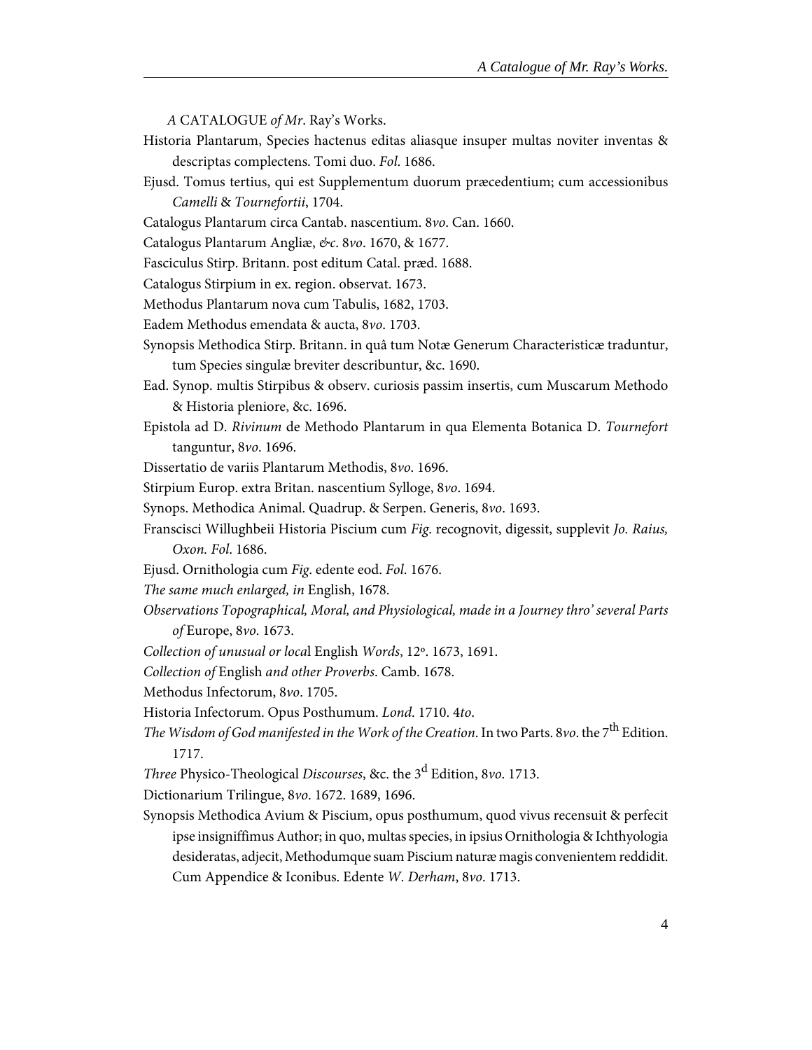*A* CATALOGUE *of Mr*. Ray's Works.

Historia Plantarum, Species hactenus editas aliasque insuper multas noviter inventas & descriptas complectens. Tomi duo. *Fol*. 1686.

Ejusd. Tomus tertius, qui est Supplementum duorum præcedentium; cum accessionibus *Camelli* & *Tournefortii*, 1704.

Catalogus Plantarum circa Cantab. nascentium. 8*vo*. Can. 1660.

Catalogus Plantarum Angliæ, *&c*. 8*vo*. 1670, & 1677.

Fasciculus Stirp. Britann. post editum Catal. præd. 1688.

Catalogus Stirpium in ex. region. observat. 1673.

Methodus Plantarum nova cum Tabulis, 1682, 1703.

Eadem Methodus emendata & aucta, 8*vo*. 1703.

Synopsis Methodica Stirp. Britann. in quâ tum Notæ Generum Characteristicæ traduntur, tum Species singulæ breviter describuntur, &c. 1690.

Ead. Synop. multis Stirpibus & observ. curiosis passim insertis, cum Muscarum Methodo & Historia pleniore, &c. 1696.

Epistola ad D. *Rivinum* de Methodo Plantarum in qua Elementa Botanica D. *Tournefort* tanguntur, 8*vo*. 1696.

Dissertatio de variis Plantarum Methodis, 8*vo*. 1696.

Stirpium Europ. extra Britan. nascentium Sylloge, 8*vo*. 1694.

Synops. Methodica Animal. Quadrup. & Serpen. Generis, 8*vo*. 1693.

Franscisci Willughbeii Historia Piscium cum *Fig*. recognovit, digessit, supplevit *Jo. Raius, Oxon. Fol*. 1686.

Ejusd. Ornithologia cum *Fig*. edente eod. *Fol*. 1676.

*The same much enlarged, in* English, 1678.

*Observations Topographical, Moral, and Physiological, made in a Journey thro' several Parts of* Europe, 8*vo*. 1673.

*Collection of unusual or loca*l English *Words*, 12º. 1673, 1691.

*Collection of* English *and other Proverbs*. Camb. 1678.

Methodus Infectorum, 8*vo*. 1705.

Historia Infectorum. Opus Posthumum. *Lond*. 1710. 4*to*.

*The Wisdom of God manifested in the Work of the Creation*. In two Parts. 8*vo*. the 7th Edition. 1717.

*Three* Physico-Theological *Discourses*, &c. the 3d Edition, 8*vo*. 1713.

Dictionarium Trilingue, 8*vo*. 1672. 1689, 1696.

Synopsis Methodica Avium & Piscium, opus posthumum, quod vivus recensuit & perfecit ipse insigniffimus Author; in quo, multas species, in ipsius Ornithologia & Ichthyologia desideratas, adjecit, Methodumque suam Piscium naturæ magis convenientem reddidit. Cum Appendice & Iconibus. Edente *W. Derham*, 8*vo*. 1713.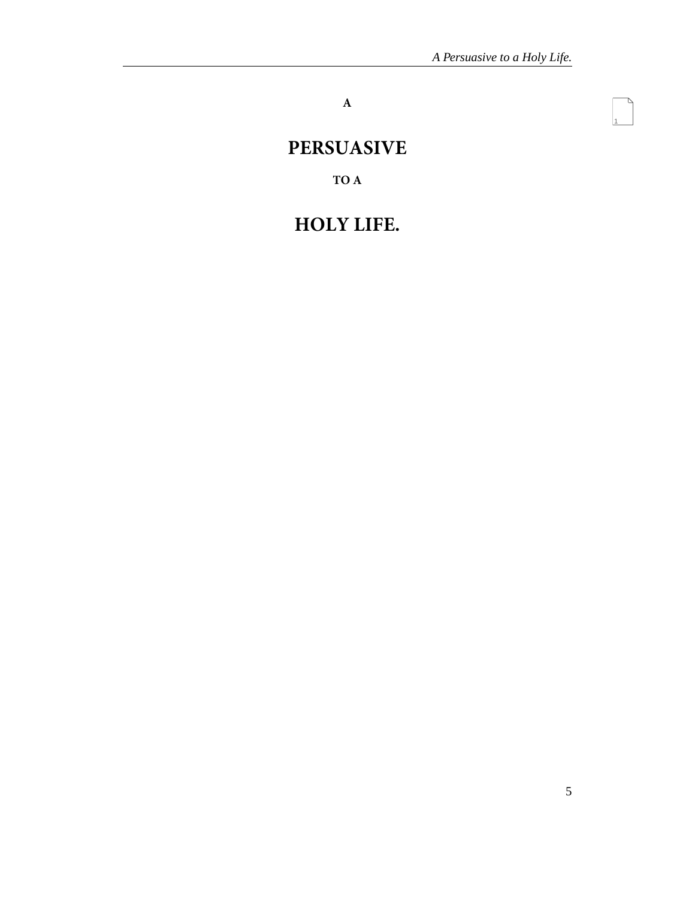A

# PERSUASIVE

TO A

# HOLY LIFE.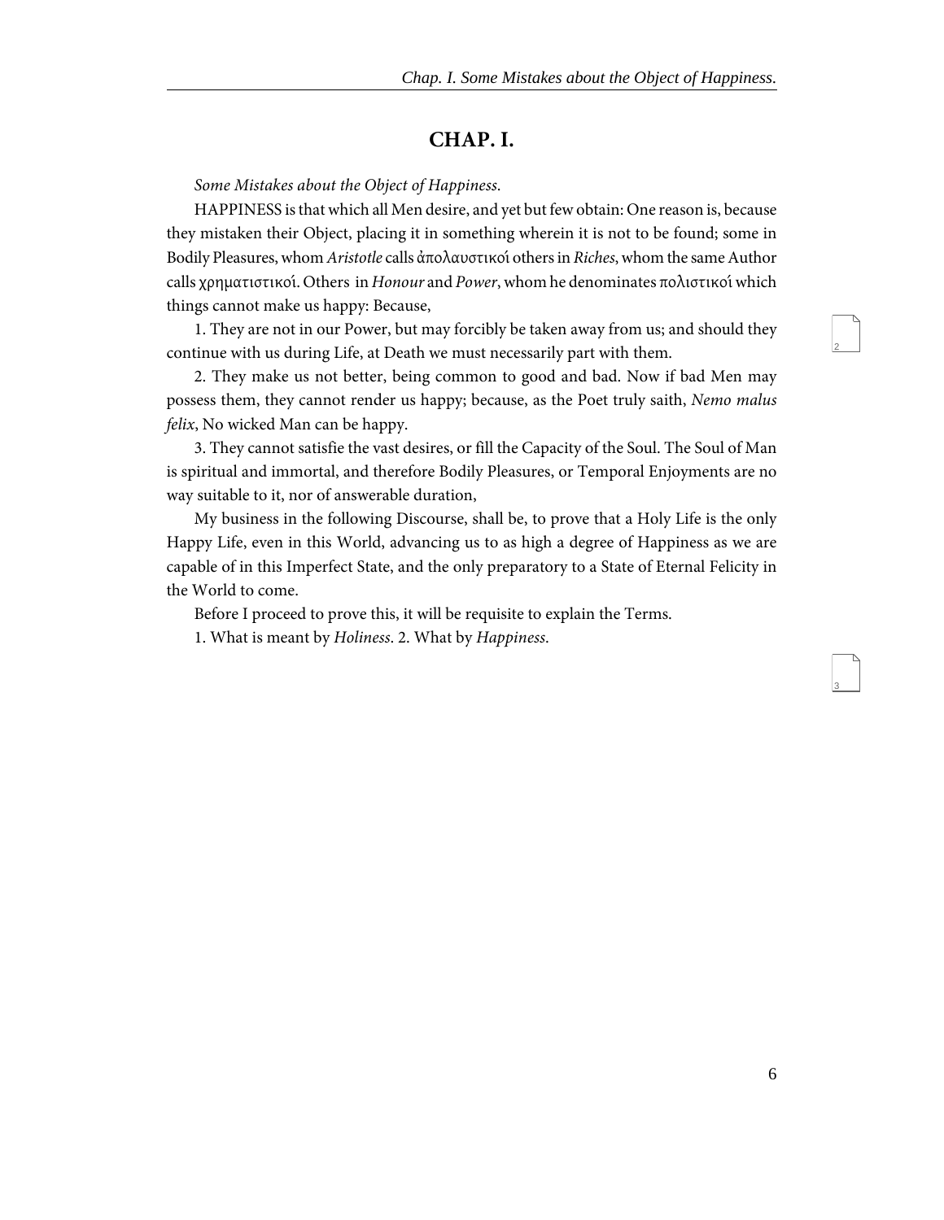## CHAP. I.

*Some Mistakes about the Object of Happiness.*

HAPPINESS is that which all Men desire, and yet but few obtain: One reason is, because they mistaken their Object, placing it in something wherein it is not to be found; some in Bodily Pleasures, whom *Aristotle* calls ἀπολαυστικοί others in *Riches*, whom the same Author calls χρηματιστικοί. Others in *Honour* and *Power*, whom he denominates πολιστικοί which things cannot make us happy: Because,

1. They are not in our Power, but may forcibly be taken away from us; and should they continue with us during Life, at Death we must necessarily part with them.

2. They make us not better, being common to good and bad. Now if bad Men may possess them, they cannot render us happy; because, as the Poet truly saith, *Nemo malus felix*, No wicked Man can be happy.

3. They cannot satisfie the vast desires, or fill the Capacity of the Soul. The Soul of Man is spiritual and immortal, and therefore Bodily Pleasures, or Temporal Enjoyments are no way suitable to it, nor of answerable duration,

My business in the following Discourse, shall be, to prove that a Holy Life is the only Happy Life, even in this World, advancing us to as high a degree of Happiness as we are capable of in this Imperfect State, and the only preparatory to a State of Eternal Felicity in the World to come.

Before I proceed to prove this, it will be requisite to explain the Terms.

1. What is meant by *Holiness*. 2. What by *Happiness*.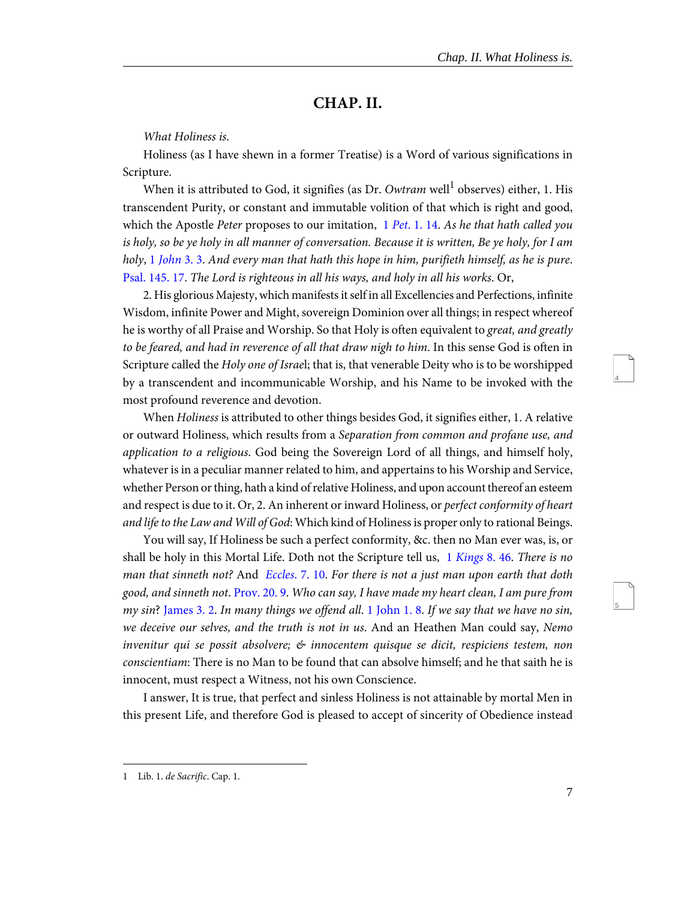## CHAP. II.

*What Holiness is.*

Holiness (as I have shewn in a former Treatise) is a Word of various significations in Scripture.

When it is attributed to God, it signifies (as Dr. *Owtram* well[1] observes) either, 1. His transcendent Purity, or constant and immutable volition of that which is right and good, which the Apostle *Peter* proposes to our imitation, 1 *Pet.* 1. 14. *As he that hath called you is holy, so be ye holy in all manner of conversation. Because it is written, Be ye holy, for I am holy*, 1 *John* 3. 3. *And every man that hath this hope in him, purifieth himself, as he is pure*. Psal. 145. 17. *The Lord is righteous in all his ways, and holy in all his works*. Or,

2. His glorious Majesty, which manifests it self in all Excellencies and Perfections, infinite Wisdom, infinite Power and Might, sovereign Dominion over all things; in respect whereof he is worthy of all Praise and Worship. So that Holy is often equivalent to *great, and greatly to be feared, and had in reverence of all that draw nigh to him*. In this sense God is often in Scripture called the *Holy one of Israel*; that is, that venerable Deity who is to be worshipped by a transcendent and incommunicable Worship, and his Name to be invoked with the most profound reverence and devotion.

When *Holiness* is attributed to other things besides God, it signifies either, 1. A relative or outward Holiness, which results from a *Separation from common and profane use, and application to a religious*. God being the Sovereign Lord of all things, and himself holy, whatever is in a peculiar manner related to him, and appertains to his Worship and Service, whether Person or thing, hath a kind of relative Holiness, and upon account thereof an esteem and respect is due to it. Or, 2. An inherent or inward Holiness, or *perfect conformity of heart and life to the Law and Will of God*: Which kind of Holiness is proper only to rational Beings.

You will say, If Holiness be such a perfect conformity, &c. then no Man ever was, is, or shall be holy in this Mortal Life. Doth not the Scripture tell us, 1 *Kings* 8. 46. *There is no man that sinneth not?* And *Eccles.* 7. 10. *For there is not a just man upon earth that doth good, and sinneth not*. Prov. 20. 9. *Who can say, I have made my heart clean, I am pure from my sin*? James 3. 2. *In many things we offend all.* 1 John 1. 8. *If we say that we have no sin, we deceive our selves, and the truth is not in us.* And an Heathen Man could say, *Nemo invenitur qui se possit absolvere; & innocentem quisque se dicit, respiciens testem, non conscientiam*: There is no Man to be found that can absolve himself; and he that saith he is innocent, must respect a Witness, not his own Conscience.

I answer, It is true, that perfect and sinless Holiness is not attainable by mortal Men in this present Life, and therefore God is pleased to accept of sincerity of Obedience instead

---

[1] Lib. 1. *de Sacrific*. Cap. 1.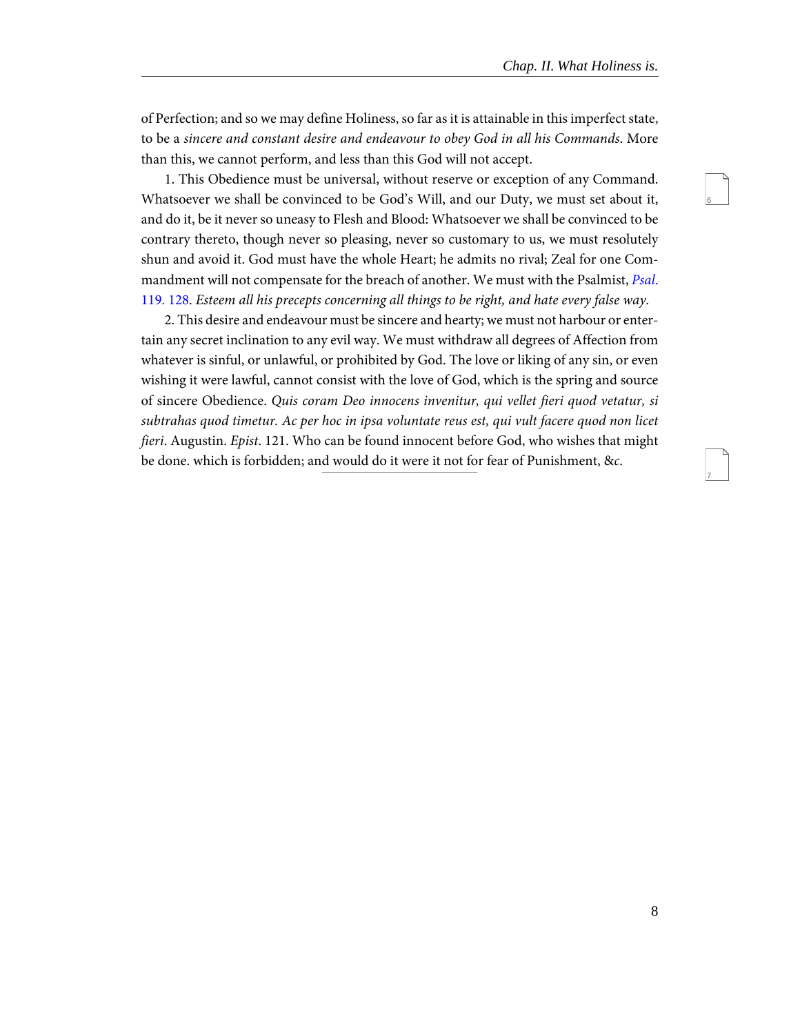of Perfection; and so we may define Holiness, so far as it is attainable in this imperfect state, to be a *sincere and constant desire and endeavour to obey God in all his Commands*. More than this, we cannot perform, and less than this God will not accept.

1. This Obedience must be universal, without reserve or exception of any Command. Whatsoever we shall be convinced to be God's Will, and our Duty, we must set about it, and do it, be it never so uneasy to Flesh and Blood: Whatsoever we shall be convinced to be contrary thereto, though never so pleasing, never so customary to us, we must resolutely shun and avoid it. God must have the whole Heart; he admits no rival; Zeal for one Commandment will not compensate for the breach of another. We must with the Psalmist, *Psal.* 119. 128. *Esteem all his precepts concerning all things to be right, and hate every false way.*

2. This desire and endeavour must be sincere and hearty; we must not harbour or entertain any secret inclination to any evil way. We must withdraw all degrees of Affection from whatever is sinful, or unlawful, or prohibited by God. The love or liking of any sin, or even wishing it were lawful, cannot consist with the love of God, which is the spring and source of sincere Obedience. *Quis coram Deo innocens invenitur, qui vellet fieri quod vetatur, si subtrahas quod timetur. Ac per hoc in ipsa voluntate reus est, qui vult facere quod non licet fieri*. Augustin. *Epist*. 121. Who can be found innocent before God, who wishes that might be done. which is forbidden; and would do it were it not for fear of Punishment, &*c*.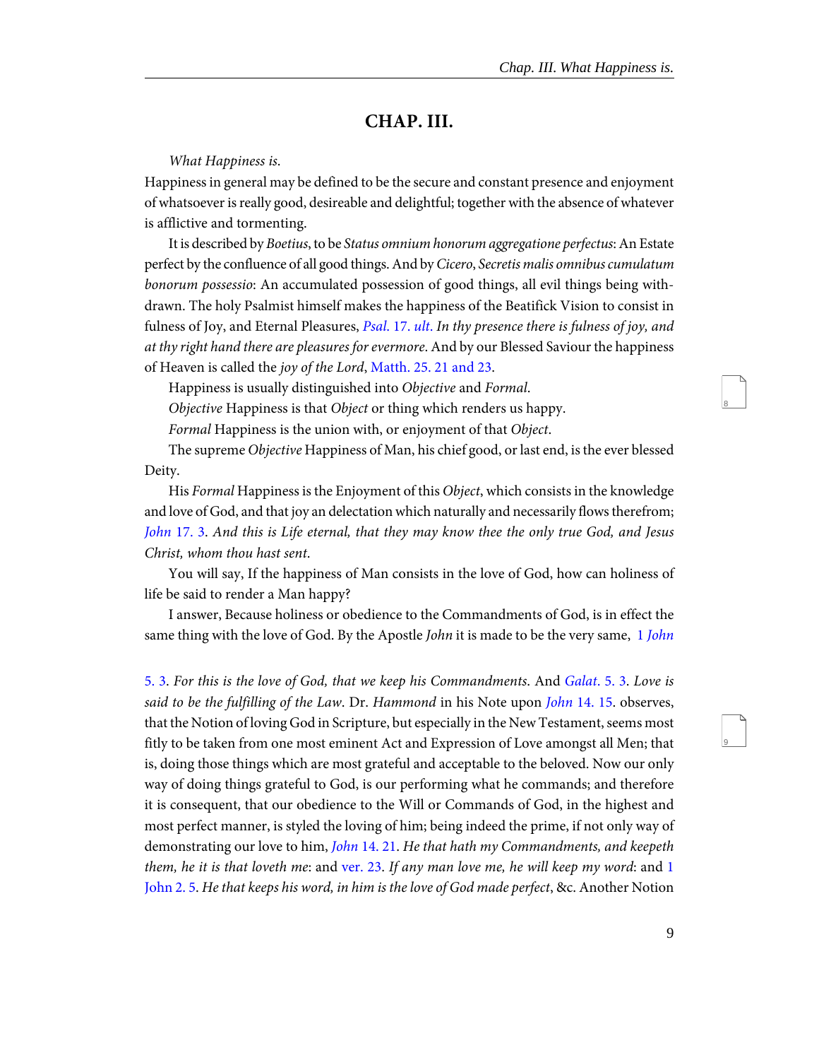## CHAP. III.

*What Happiness is.*

Happiness in general may be defined to be the secure and constant presence and enjoyment of whatsoever is really good, desireable and delightful; together with the absence of whatever is afflictive and tormenting.

It is described by *Boetius*, to be *Status omnium honorum aggregatione perfectus*: An Estate perfect by the confluence of all good things. And by *Cicero*, *Secretis malis omnibus cumulatum bonorum possessio*: An accumulated possession of good things, all evil things being withdrawn. The holy Psalmist himself makes the happiness of the Beatifick Vision to consist in fulness of Joy, and Eternal Pleasures, *Psal.* 17. *ult. In thy presence there is fulness of joy, and at thy right hand there are pleasures for evermore*. And by our Blessed Saviour the happiness of Heaven is called the *joy of the Lord*, Matth. 25. 21 and 23.

Happiness is usually distinguished into *Objective* and *Formal*.

*Objective* Happiness is that *Object* or thing which renders us happy.

*Formal* Happiness is the union with, or enjoyment of that *Object*.

The supreme *Objective* Happiness of Man, his chief good, or last end, is the ever blessed Deity.

His *Formal* Happiness is the Enjoyment of this *Object*, which consists in the knowledge and love of God, and that joy an delectation which naturally and necessarily flows therefrom; *John* 17. 3. *And this is Life eternal, that they may know thee the only true God, and Jesus Christ, whom thou hast sent.*

You will say, If the happiness of Man consists in the love of God, how can holiness of life be said to render a Man happy?

I answer, Because holiness or obedience to the Commandments of God, is in effect the same thing with the love of God. By the Apostle *John* it is made to be the very same, 1 *John* 5. 3. *For this is the love of God, that we keep his Commandments.* And *Galat.* 5. 3. *Love is said to be the fulfilling of the Law*. Dr. *Hammond* in his Note upon *John* 14. 15. observes, that the Notion of loving God in Scripture, but especially in the New Testament, seems most fitly to be taken from one most eminent Act and Expression of Love amongst all Men; that is, doing those things which are most grateful and acceptable to the beloved. Now our only way of doing things grateful to God, is our performing what he commands; and therefore it is consequent, that our obedience to the Will or Commands of God, in the highest and most perfect manner, is styled the loving of him; being indeed the prime, if not only way of demonstrating our love to him, *John* 14. 21. *He that hath my Commandments, and keepeth them, he it is that loveth me*: and ver. 23. *If any man love me, he will keep my word*: and 1 John 2. 5. *He that keeps his word, in him is the love of God made perfect*, &c. Another Notion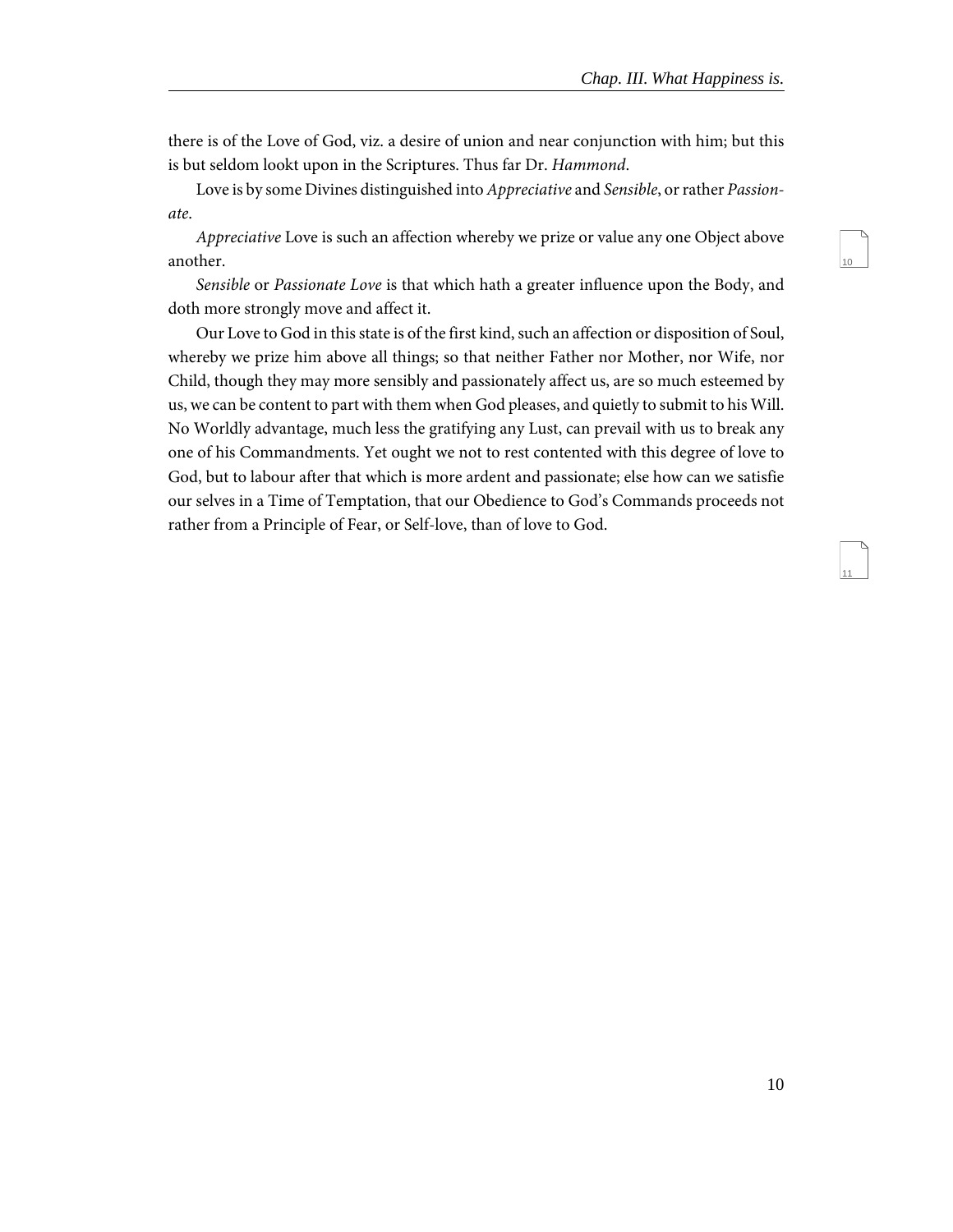there is of the Love of God, viz. a desire of union and near conjunction with him; but this is but seldom lookt upon in the Scriptures. Thus far Dr. *Hammond*.

Love is by some Divines distinguished into *Appreciative* and *Sensible*, or rather *Passionate*.

*Appreciative* Love is such an affection whereby we prize or value any one Object above another.

*Sensible* or *Passionate Love* is that which hath a greater influence upon the Body, and doth more strongly move and affect it.

Our Love to God in this state is of the first kind, such an affection or disposition of Soul, whereby we prize him above all things; so that neither Father nor Mother, nor Wife, nor Child, though they may more sensibly and passionately affect us, are so much esteemed by us, we can be content to part with them when God pleases, and quietly to submit to his Will. No Worldly advantage, much less the gratifying any Lust, can prevail with us to break any one of his Commandments. Yet ought we not to rest contented with this degree of love to God, but to labour after that which is more ardent and passionate; else how can we satisfie our selves in a Time of Temptation, that our Obedience to God's Commands proceeds not rather from a Principle of Fear, or Self-love, than of love to God.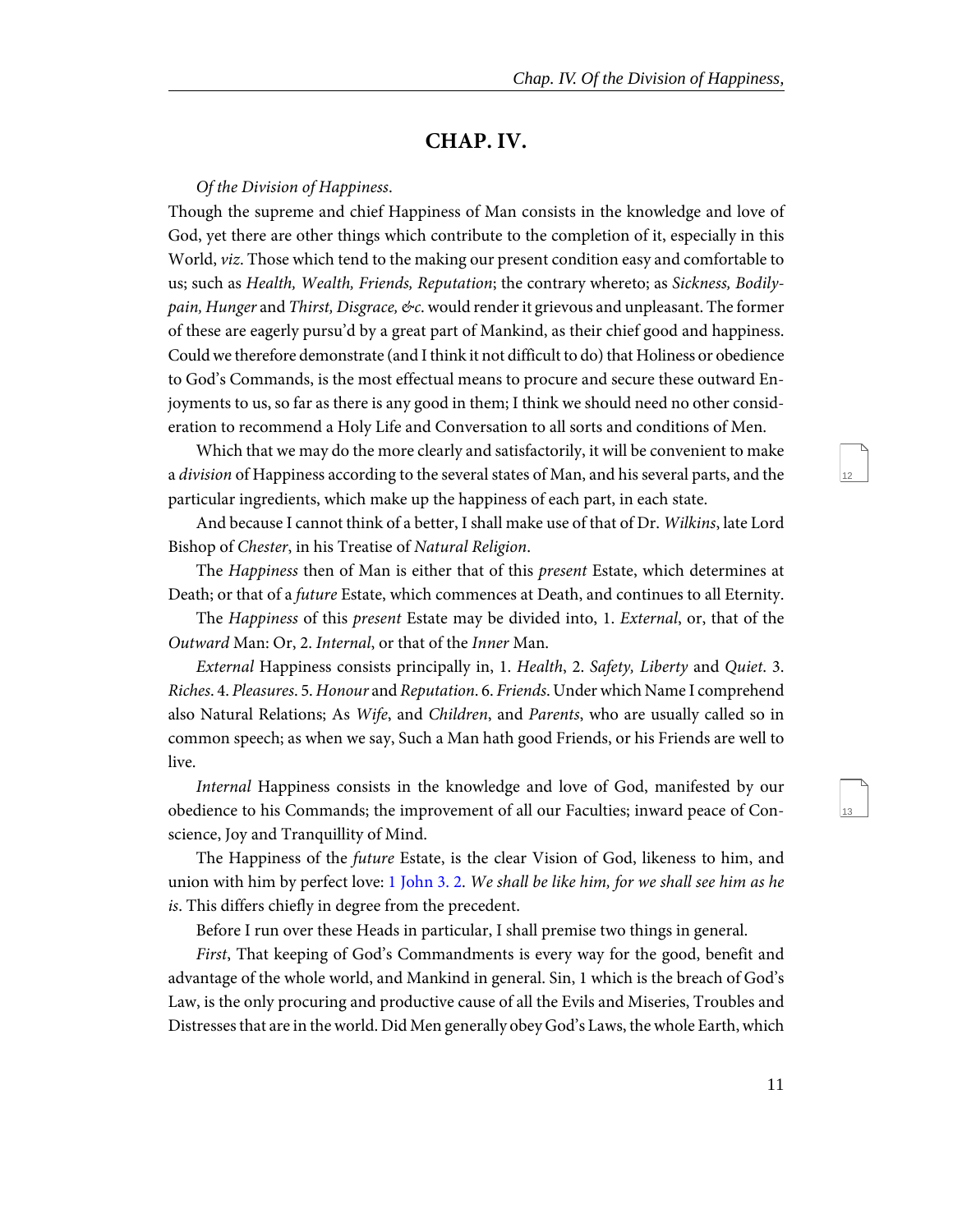## CHAP. IV.

*Of the Division of Happiness.*

Though the supreme and chief Happiness of Man consists in the knowledge and love of God, yet there are other things which contribute to the completion of it, especially in this World, *viz*. Those which tend to the making our present condition easy and comfortable to us; such as *Health, Wealth, Friends, Reputation*; the contrary whereto; as *Sickness, Bodily-pain, Hunger* and *Thirst, Disgrace, &c*. would render it grievous and unpleasant. The former of these are eagerly pursu'd by a great part of Mankind, as their chief good and happiness. Could we therefore demonstrate (and I think it not difficult to do) that Holiness or obedience to God's Commands, is the most effectual means to procure and secure these outward Enjoyments to us, so far as there is any good in them; I think we should need no other consideration to recommend a Holy Life and Conversation to all sorts and conditions of Men.

Which that we may do the more clearly and satisfactorily, it will be convenient to make a *division* of Happiness according to the several states of Man, and his several parts, and the particular ingredients, which make up the happiness of each part, in each state.

And because I cannot think of a better, I shall make use of that of Dr. *Wilkins*, late Lord Bishop of *Chester*, in his Treatise of *Natural Religion*.

The *Happiness* then of Man is either that of this *present* Estate, which determines at Death; or that of a *future* Estate, which commences at Death, and continues to all Eternity.

The *Happiness* of this *present* Estate may be divided into, 1. *External*, or, that of the *Outward* Man: Or, 2. *Internal*, or that of the *Inner* Man.

*External* Happiness consists principally in, 1. *Health*, 2. *Safety, Liberty* and *Quiet*. 3. *Riches*. 4. *Pleasures*. 5. *Honour* and *Reputation*. 6. *Friends*. Under which Name I comprehend also Natural Relations; As *Wife*, and *Children*, and *Parents*, who are usually called so in common speech; as when we say, Such a Man hath good Friends, or his Friends are well to live.

*Internal* Happiness consists in the knowledge and love of God, manifested by our obedience to his Commands; the improvement of all our Faculties; inward peace of Conscience, Joy and Tranquillity of Mind.

The Happiness of the *future* Estate, is the clear Vision of God, likeness to him, and union with him by perfect love: 1 John 3. 2. *We shall be like him, for we shall see him as he is*. This differs chiefly in degree from the precedent.

Before I run over these Heads in particular, I shall premise two things in general.

*First*, That keeping of God's Commandments is every way for the good, benefit and advantage of the whole world, and Mankind in general. Sin, 1 which is the breach of God's Law, is the only procuring and productive cause of all the Evils and Miseries, Troubles and Distresses that are in the world. Did Men generally obey God's Laws, the whole Earth, which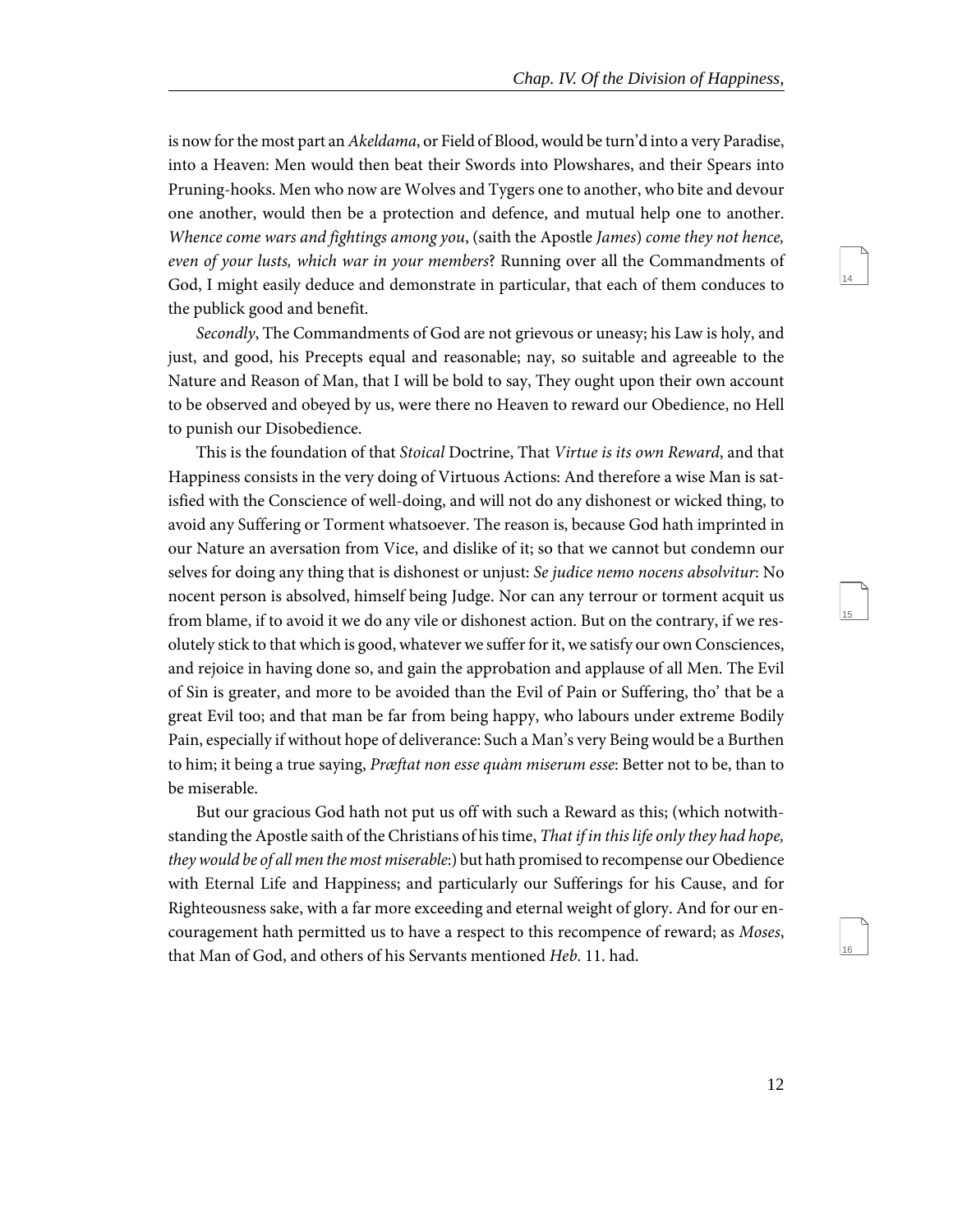is now for the most part an *Akeldama*, or Field of Blood, would be turn'd into a very Paradise, into a Heaven: Men would then beat their Swords into Plowshares, and their Spears into Pruning-hooks. Men who now are Wolves and Tygers one to another, who bite and devour one another, would then be a protection and defence, and mutual help one to another. *Whence come wars and fightings among you*, (saith the Apostle *James*) *come they not hence, even of your lusts, which war in your members*? Running over all the Commandments of God, I might easily deduce and demonstrate in particular, that each of them conduces to the publick good and benefit.

*Secondly*, The Commandments of God are not grievous or uneasy; his Law is holy, and just, and good, his Precepts equal and reasonable; nay, so suitable and agreeable to the Nature and Reason of Man, that I will be bold to say, They ought upon their own account to be observed and obeyed by us, were there no Heaven to reward our Obedience, no Hell to punish our Disobedience.

This is the foundation of that *Stoical* Doctrine, That *Virtue is its own Reward*, and that Happiness consists in the very doing of Virtuous Actions: And therefore a wise Man is satisfied with the Conscience of well-doing, and will not do any dishonest or wicked thing, to avoid any Suffering or Torment whatsoever. The reason is, because God hath imprinted in our Nature an aversation from Vice, and dislike of it; so that we cannot but condemn our selves for doing any thing that is dishonest or unjust: *Se judice nemo nocens absolvitur*: No nocent person is absolved, himself being Judge. Nor can any terrour or torment acquit us from blame, if to avoid it we do any vile or dishonest action. But on the contrary, if we resolutely stick to that which is good, whatever we suffer for it, we satisfy our own Consciences, and rejoice in having done so, and gain the approbation and applause of all Men. The Evil of Sin is greater, and more to be avoided than the Evil of Pain or Suffering, tho' that be a great Evil too; and that man be far from being happy, who labours under extreme Bodily Pain, especially if without hope of deliverance: Such a Man's very Being would be a Burthen to him; it being a true saying, *Præſtat non esse quàm miserum esse*: Better not to be, than to be miserable.

But our gracious God hath not put us off with such a Reward as this; (which notwithstanding the Apostle saith of the Christians of his time, *That if in this life only they had hope, they would be of all men the most miserable*:) but hath promised to recompense our Obedience with Eternal Life and Happiness; and particularly our Sufferings for his Cause, and for Righteousness sake, with a far more exceeding and eternal weight of glory. And for our encouragement hath permitted us to have a respect to this recompence of reward; as *Moses*, that Man of God, and others of his Servants mentioned *Heb*. 11. had.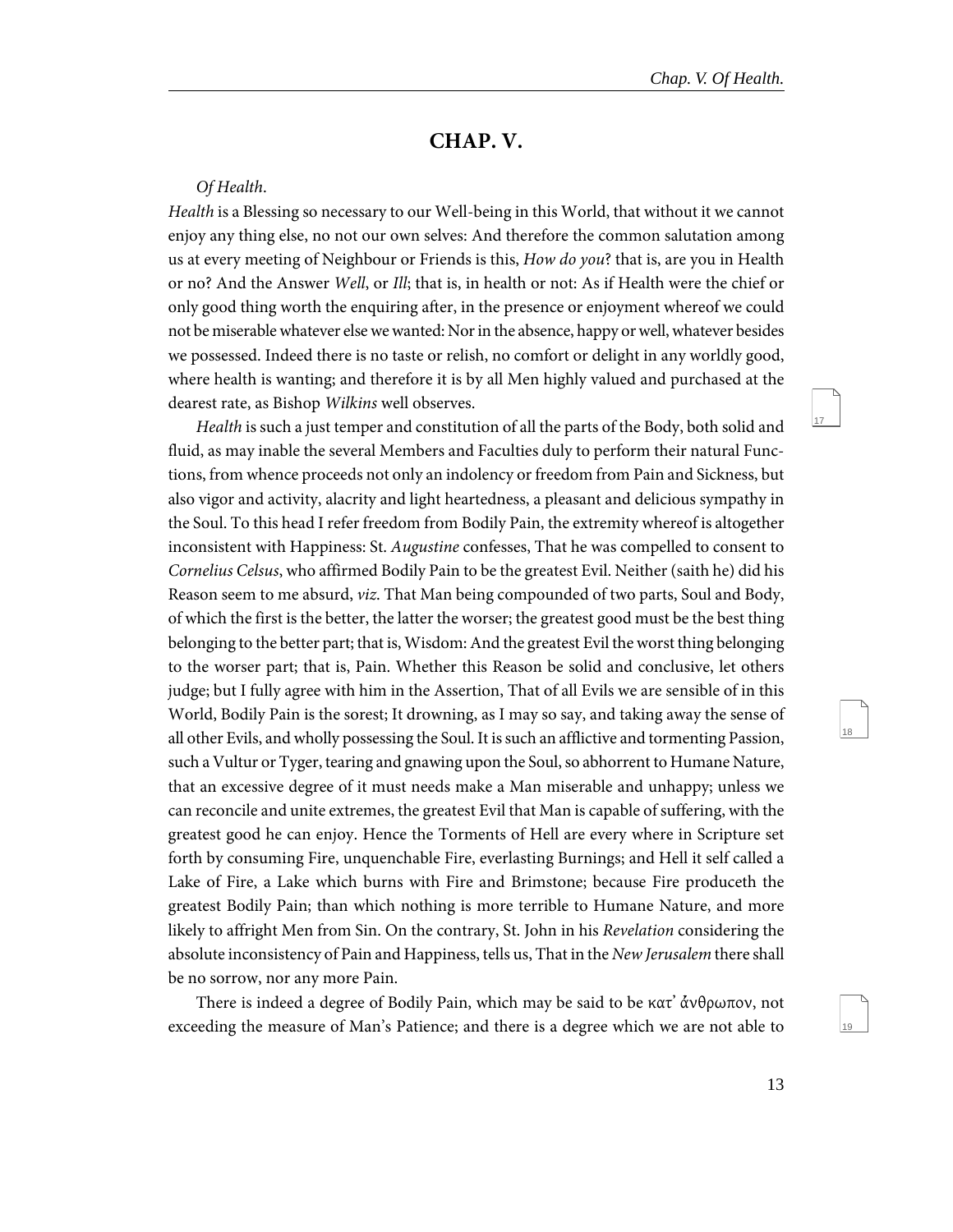## CHAP. V.

*Of Health*.

*Health* is a Blessing so necessary to our Well-being in this World, that without it we cannot enjoy any thing else, no not our own selves: And therefore the common salutation among us at every meeting of Neighbour or Friends is this, *How do you*? that is, are you in Health or no? And the Answer *Well*, or *Ill*; that is, in health or not: As if Health were the chief or only good thing worth the enquiring after, in the presence or enjoyment whereof we could not be miserable whatever else we wanted: Nor in the absence, happy or well, whatever besides we possessed. Indeed there is no taste or relish, no comfort or delight in any worldly good, where health is wanting; and therefore it is by all Men highly valued and purchased at the dearest rate, as Bishop *Wilkins* well observes.

*Health* is such a just temper and constitution of all the parts of the Body, both solid and fluid, as may inable the several Members and Faculties duly to perform their natural Functions, from whence proceeds not only an indolency or freedom from Pain and Sickness, but also vigor and activity, alacrity and light heartedness, a pleasant and delicious sympathy in the Soul. To this head I refer freedom from Bodily Pain, the extremity whereof is altogether inconsistent with Happiness: St. *Augustine* confesses, That he was compelled to consent to *Cornelius Celsus*, who affirmed Bodily Pain to be the greatest Evil. Neither (saith he) did his Reason seem to me absurd, *viz*. That Man being compounded of two parts, Soul and Body, of which the first is the better, the latter the worser; the greatest good must be the best thing belonging to the better part; that is, Wisdom: And the greatest Evil the worst thing belonging to the worser part; that is, Pain. Whether this Reason be solid and conclusive, let others judge; but I fully agree with him in the Assertion, That of all Evils we are sensible of in this World, Bodily Pain is the sorest; It drowning, as I may so say, and taking away the sense of all other Evils, and wholly possessing the Soul. It is such an afflictive and tormenting Passion, such a Vultur or Tyger, tearing and gnawing upon the Soul, so abhorrent to Humane Nature, that an excessive degree of it must needs make a Man miserable and unhappy; unless we can reconcile and unite extremes, the greatest Evil that Man is capable of suffering, with the greatest good he can enjoy. Hence the Torments of Hell are every where in Scripture set forth by consuming Fire, unquenchable Fire, everlasting Burnings; and Hell it self called a Lake of Fire, a Lake which burns with Fire and Brimstone; because Fire produceth the greatest Bodily Pain; than which nothing is more terrible to Humane Nature, and more likely to affright Men from Sin. On the contrary, St. John in his *Revelation* considering the absolute inconsistency of Pain and Happiness, tells us, That in the *New Jerusalem* there shall be no sorrow, nor any more Pain.

There is indeed a degree of Bodily Pain, which may be said to be κατ᾽ ἄνθρωπον, not exceeding the measure of Man's Patience; and there is a degree which we are not able to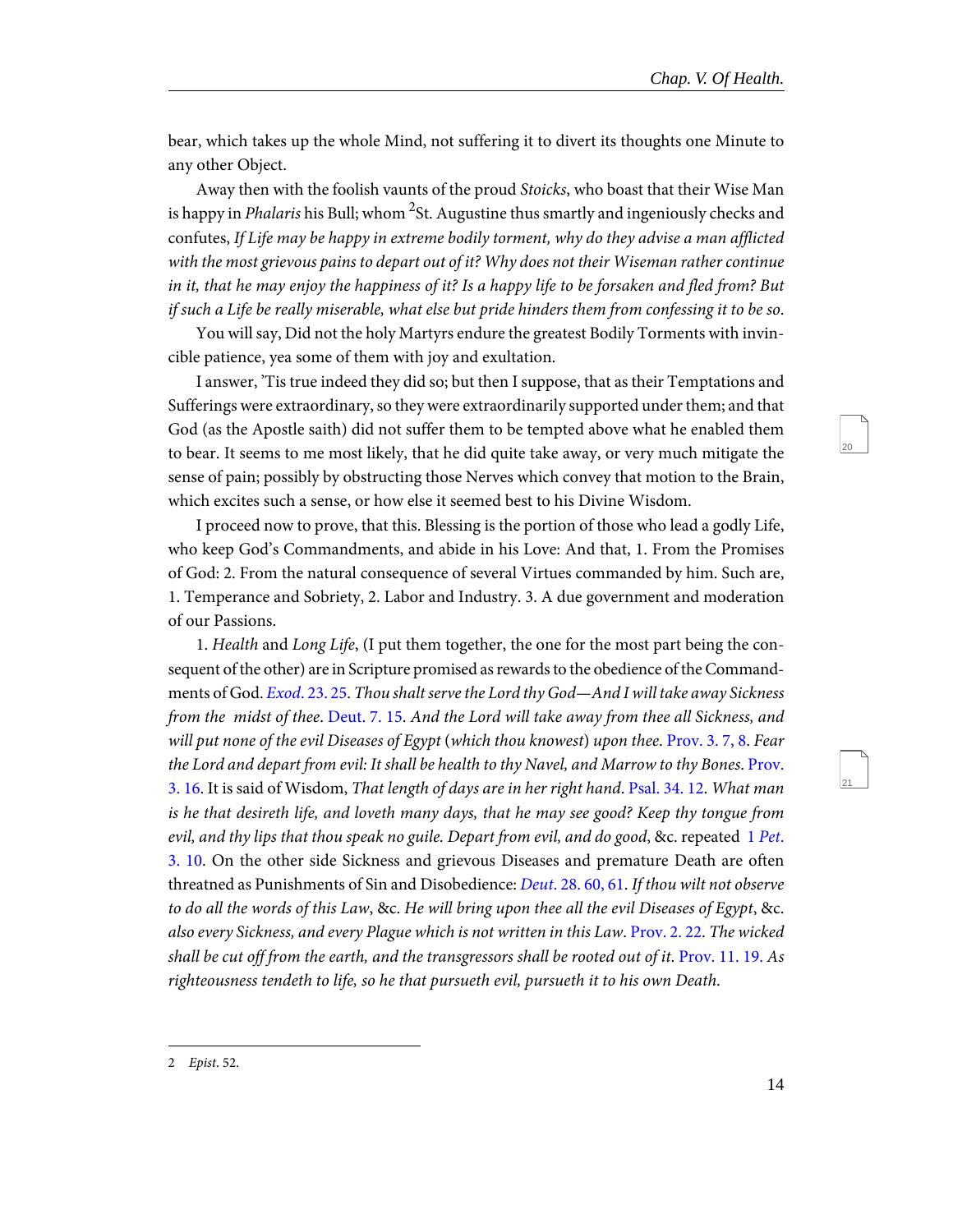bear, which takes up the whole Mind, not suffering it to divert its thoughts one Minute to any other Object.

Away then with the foolish vaunts of the proud *Stoicks*, who boast that their Wise Man is happy in *Phalaris* his Bull; whom [2]St. Augustine thus smartly and ingeniously checks and confutes, *If Life may be happy in extreme bodily torment, why do they advise a man afflicted with the most grievous pains to depart out of it? Why does not their Wiseman rather continue in it, that he may enjoy the happiness of it? Is a happy life to be forsaken and fled from? But if such a Life be really miserable, what else but pride hinders them from confessing it to be so.*

You will say, Did not the holy Martyrs endure the greatest Bodily Torments with invincible patience, yea some of them with joy and exultation.

I answer, 'Tis true indeed they did so; but then I suppose, that as their Temptations and Sufferings were extraordinary, so they were extraordinarily supported under them; and that God (as the Apostle saith) did not suffer them to be tempted above what he enabled them to bear. It seems to me most likely, that he did quite take away, or very much mitigate the sense of pain; possibly by obstructing those Nerves which convey that motion to the Brain, which excites such a sense, or how else it seemed best to his Divine Wisdom.

I proceed now to prove, that this. Blessing is the portion of those who lead a godly Life, who keep God's Commandments, and abide in his Love: And that, 1. From the Promises of God: 2. From the natural consequence of several Virtues commanded by him. Such are, 1. Temperance and Sobriety, 2. Labor and Industry. 3. A due government and moderation of our Passions.

1. *Health* and *Long Life*, (I put them together, the one for the most part being the consequent of the other) are in Scripture promised as rewards to the obedience of the Commandments of God. *Exod.* 23. 25. *Thou shalt serve the Lord thy God—And I will take away Sickness from the midst of thee*. Deut. 7. 15. *And the Lord will take away from thee all Sickness, and will put none of the evil Diseases of Egypt* (*which thou knowest*) *upon thee*. Prov. 3. 7, 8. *Fear the Lord and depart from evil: It shall be health to thy Navel, and Marrow to thy Bones*. Prov. 3. 16. It is said of Wisdom, *That length of days are in her right hand*. Psal. 34. 12. *What man is he that desireth life, and loveth many days, that he may see good? Keep thy tongue from evil, and thy lips that thou speak no guile. Depart from evil, and do good*, &c. repeated 1 *Pet.* 3. 10. On the other side Sickness and grievous Diseases and premature Death are often threatned as Punishments of Sin and Disobedience: *Deut.* 28. 60, 61. *If thou wilt not observe to do all the words of this Law*, &c. *He will bring upon thee all the evil Diseases of Egypt*, &c. *also every Sickness, and every Plague which is not written in this Law*. Prov. 2. 22. *The wicked shall be cut off from the earth, and the transgressors shall be rooted out of it*. Prov. 11. 19. *As righteousness tendeth to life, so he that pursueth evil, pursueth it to his own Death*.

---

2 *Epist*. 52.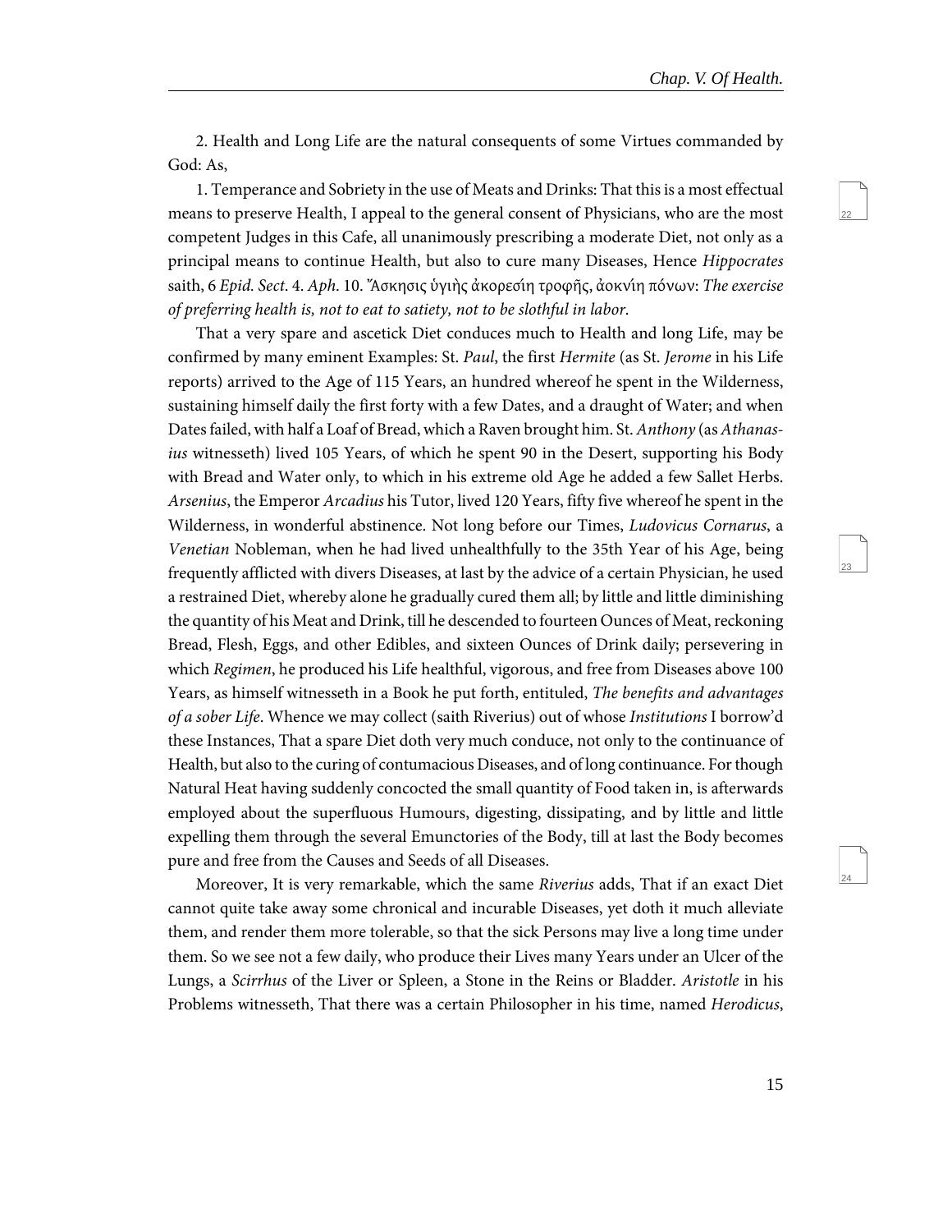2. Health and Long Life are the natural consequents of some Virtues commanded by God: As,

1. Temperance and Sobriety in the use of Meats and Drinks: That this is a most effectual means to preserve Health, I appeal to the general consent of Physicians, who are the most competent Judges in this Cafe, all unanimously prescribing a moderate Diet, not only as a principal means to continue Health, but also to cure many Diseases, Hence *Hippocrates* saith, 6 *Epid. Sect*. 4. *Aph*. 10. Ἄσκησις ὑγιὴς ἀκορεσίη τροφῆς, ἀοκνίη πόνων: *The exercise of preferring health is, not to eat to satiety, not to be slothful in labor*.

That a very spare and ascetick Diet conduces much to Health and long Life, may be confirmed by many eminent Examples: St. *Paul*, the first *Hermite* (as St. *Jerome* in his Life reports) arrived to the Age of 115 Years, an hundred whereof he spent in the Wilderness, sustaining himself daily the first forty with a few Dates, and a draught of Water; and when Dates failed, with half a Loaf of Bread, which a Raven brought him. St. *Anthony* (as *Athanasius* witnesseth) lived 105 Years, of which he spent 90 in the Desert, supporting his Body with Bread and Water only, to which in his extreme old Age he added a few Sallet Herbs. *Arsenius*, the Emperor *Arcadius* his Tutor, lived 120 Years, fifty five whereof he spent in the Wilderness, in wonderful abstinence. Not long before our Times, *Ludovicus Cornarus*, a *Venetian* Nobleman, when he had lived unhealthfully to the 35th Year of his Age, being frequently afflicted with divers Diseases, at last by the advice of a certain Physician, he used a restrained Diet, whereby alone he gradually cured them all; by little and little diminishing the quantity of his Meat and Drink, till he descended to fourteen Ounces of Meat, reckoning Bread, Flesh, Eggs, and other Edibles, and sixteen Ounces of Drink daily; persevering in which *Regimen*, he produced his Life healthful, vigorous, and free from Diseases above 100 Years, as himself witnesseth in a Book he put forth, entituled, *The benefits and advantages of a sober Life*. Whence we may collect (saith Riverius) out of whose *Institutions* I borrow'd these Instances, That a spare Diet doth very much conduce, not only to the continuance of Health, but also to the curing of contumacious Diseases, and of long continuance. For though Natural Heat having suddenly concocted the small quantity of Food taken in, is afterwards employed about the superfluous Humours, digesting, dissipating, and by little and little expelling them through the several Emunctories of the Body, till at last the Body becomes pure and free from the Causes and Seeds of all Diseases.

Moreover, It is very remarkable, which the same *Riverius* adds, That if an exact Diet cannot quite take away some chronical and incurable Diseases, yet doth it much alleviate them, and render them more tolerable, so that the sick Persons may live a long time under them. So we see not a few daily, who produce their Lives many Years under an Ulcer of the Lungs, a *Scirrhus* of the Liver or Spleen, a Stone in the Reins or Bladder. *Aristotle* in his Problems witnesseth, That there was a certain Philosopher in his time, named *Herodicus*,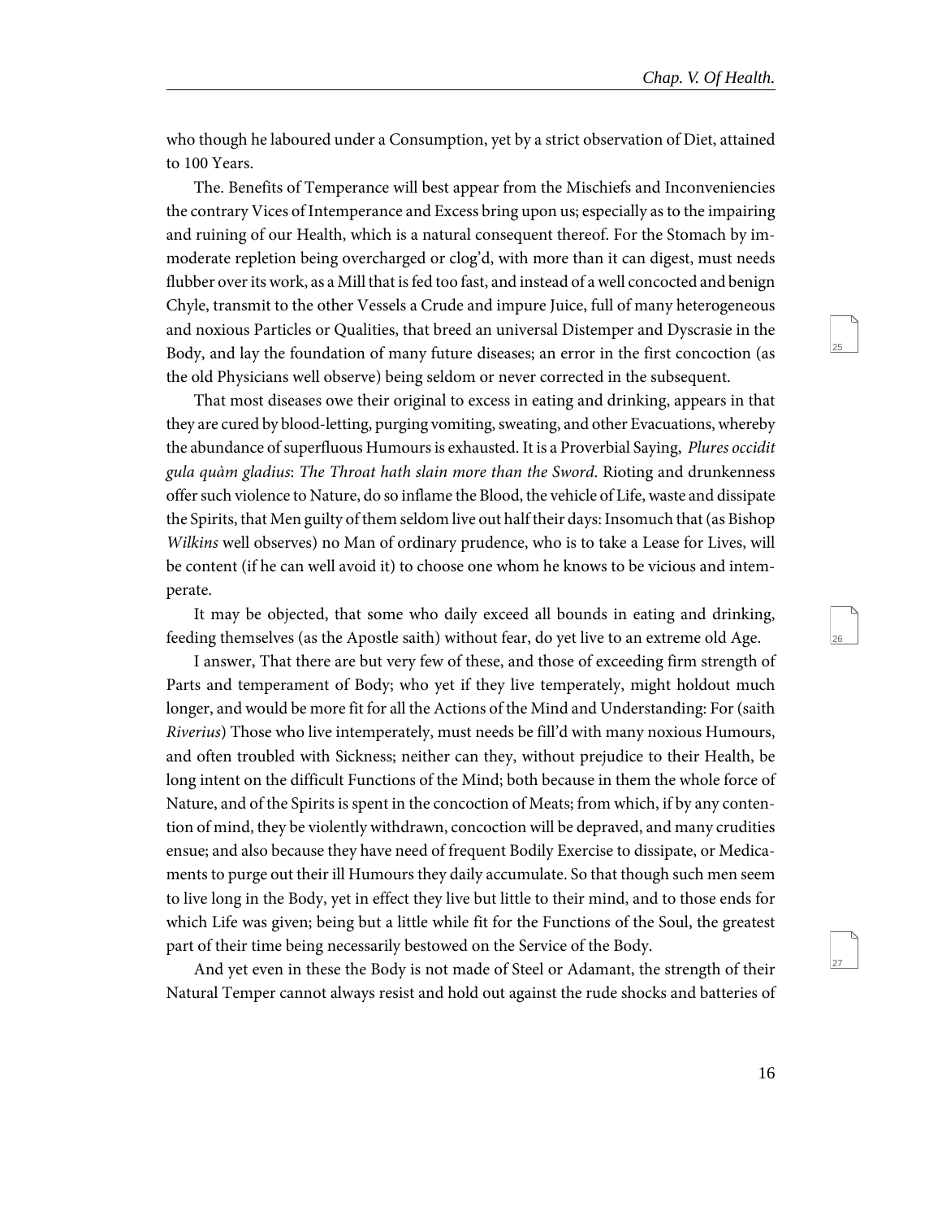who though he laboured under a Consumption, yet by a strict observation of Diet, attained to 100 Years.

The. Benefits of Temperance will best appear from the Mischiefs and Inconveniencies the contrary Vices of Intemperance and Excess bring upon us; especially as to the impairing and ruining of our Health, which is a natural consequent thereof. For the Stomach by immoderate repletion being overcharged or clog'd, with more than it can digest, must needs flubber over its work, as a Mill that is fed too fast, and instead of a well concocted and benign Chyle, transmit to the other Vessels a Crude and impure Juice, full of many heterogeneous and noxious Particles or Qualities, that breed an universal Distemper and Dyscrasie in the Body, and lay the foundation of many future diseases; an error in the first concoction (as the old Physicians well observe) being seldom or never corrected in the subsequent.

That most diseases owe their original to excess in eating and drinking, appears in that they are cured by blood-letting, purging vomiting, sweating, and other Evacuations, whereby the abundance of superfluous Humours is exhausted. It is a Proverbial Saying, *Plures occidit gula quàm gladius*: *The Throat hath slain more than the Sword*. Rioting and drunkenness offer such violence to Nature, do so inflame the Blood, the vehicle of Life, waste and dissipate the Spirits, that Men guilty of them seldom live out half their days: Insomuch that (as Bishop *Wilkins* well observes) no Man of ordinary prudence, who is to take a Lease for Lives, will be content (if he can well avoid it) to choose one whom he knows to be vicious and intemperate.

It may be objected, that some who daily exceed all bounds in eating and drinking, feeding themselves (as the Apostle saith) without fear, do yet live to an extreme old Age.

I answer, That there are but very few of these, and those of exceeding firm strength of Parts and temperament of Body; who yet if they live temperately, might holdout much longer, and would be more fit for all the Actions of the Mind and Understanding: For (saith *Riverius*) Those who live intemperately, must needs be fill'd with many noxious Humours, and often troubled with Sickness; neither can they, without prejudice to their Health, be long intent on the difficult Functions of the Mind; both because in them the whole force of Nature, and of the Spirits is spent in the concoction of Meats; from which, if by any contention of mind, they be violently withdrawn, concoction will be depraved, and many crudities ensue; and also because they have need of frequent Bodily Exercise to dissipate, or Medicaments to purge out their ill Humours they daily accumulate. So that though such men seem to live long in the Body, yet in effect they live but little to their mind, and to those ends for which Life was given; being but a little while fit for the Functions of the Soul, the greatest part of their time being necessarily bestowed on the Service of the Body.

And yet even in these the Body is not made of Steel or Adamant, the strength of their Natural Temper cannot always resist and hold out against the rude shocks and batteries of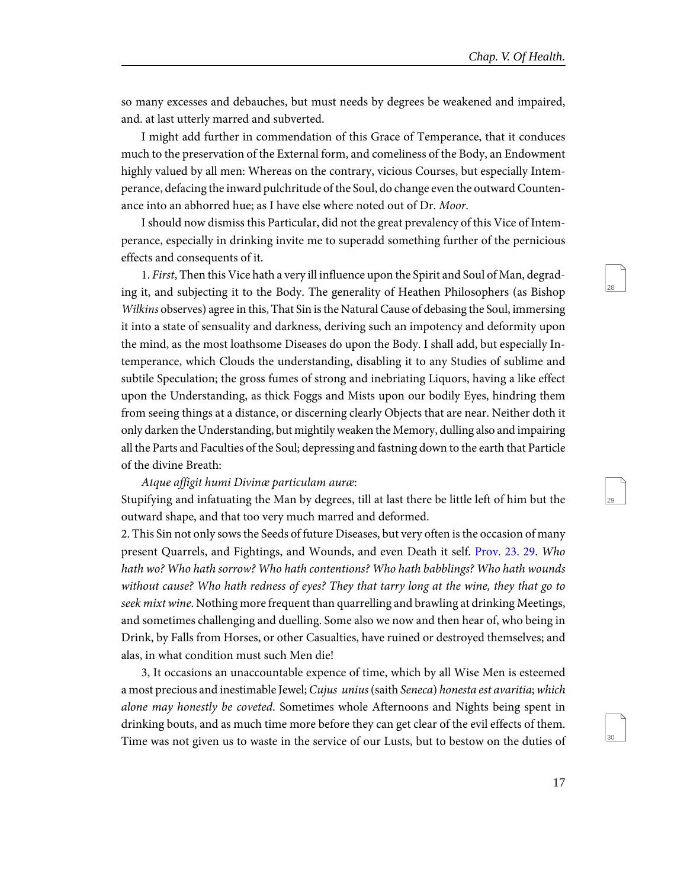so many excesses and debauches, but must needs by degrees be weakened and impaired, and. at last utterly marred and subverted.

I might add further in commendation of this Grace of Temperance, that it conduces much to the preservation of the External form, and comeliness of the Body, an Endowment highly valued by all men: Whereas on the contrary, vicious Courses, but especially Intemperance, defacing the inward pulchritude of the Soul, do change even the outward Countenance into an abhorred hue; as I have else where noted out of Dr. *Moor*.

I should now dismiss this Particular, did not the great prevalency of this Vice of Intemperance, especially in drinking invite me to superadd something further of the pernicious effects and consequents of it.

1. *First*, Then this Vice hath a very ill influence upon the Spirit and Soul of Man, degrading it, and subjecting it to the Body. The generality of Heathen Philosophers (as Bishop *Wilkins* observes) agree in this, That Sin is the Natural Cause of debasing the Soul, immersing it into a state of sensuality and darkness, deriving such an impotency and deformity upon the mind, as the most loathsome Diseases do upon the Body. I shall add, but especially Intemperance, which Clouds the understanding, disabling it to any Studies of sublime and subtile Speculation; the gross fumes of strong and inebriating Liquors, having a like effect upon the Understanding, as thick Foggs and Mists upon our bodily Eyes, hindring them from seeing things at a distance, or discerning clearly Objects that are near. Neither doth it only darken the Understanding, but mightily weaken the Memory, dulling also and impairing all the Parts and Faculties of the Soul; depressing and fastning down to the earth that Particle of the divine Breath:

*Atque affigit humi Divinæ particulam auræ*:

Stupifying and infatuating the Man by degrees, till at last there be little left of him but the outward shape, and that too very much marred and deformed.

2. This Sin not only sows the Seeds of future Diseases, but very often is the occasion of many present Quarrels, and Fightings, and Wounds, and even Death it self. Prov. 23. 29. *Who hath wo? Who hath sorrow? Who hath contentions? Who hath babblings? Who hath wounds without cause? Who hath redness of eyes? They that tarry long at the wine, they that go to seek mixt wine*. Nothing more frequent than quarrelling and brawling at drinking Meetings, and sometimes challenging and duelling. Some also we now and then hear of, who being in Drink, by Falls from Horses, or other Casualties, have ruined or destroyed themselves; and alas, in what condition must such Men die!

3, It occasions an unaccountable expence of time, which by all Wise Men is esteemed a most precious and inestimable Jewel; *Cujus unius* (saith *Seneca*) *honesta est avaritia*; *which alone may honestly be coveted*. Sometimes whole Afternoons and Nights being spent in drinking bouts, and as much time more before they can get clear of the evil effects of them. Time was not given us to waste in the service of our Lusts, but to bestow on the duties of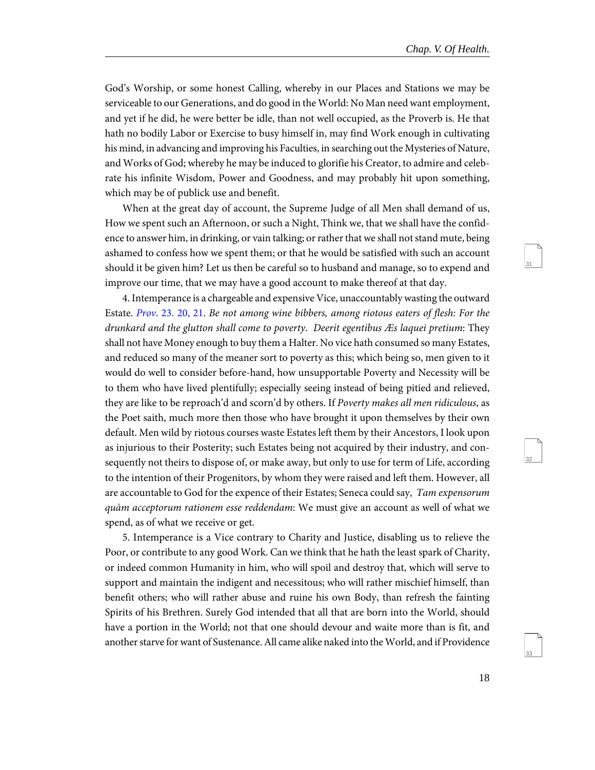God's Worship, or some honest Calling, whereby in our Places and Stations we may be serviceable to our Generations, and do good in the World: No Man need want employment, and yet if he did, he were better be idle, than not well occupied, as the Proverb is. He that hath no bodily Labor or Exercise to busy himself in, may find Work enough in cultivating his mind, in advancing and improving his Faculties, in searching out the Mysteries of Nature, and Works of God; whereby he may be induced to glorifie his Creator, to admire and celebrate his infinite Wisdom, Power and Goodness, and may probably hit upon something, which may be of publick use and benefit.

When at the great day of account, the Supreme Judge of all Men shall demand of us, How we spent such an Afternoon, or such a Night, Think we, that we shall have the confidence to answer him, in drinking, or vain talking; or rather that we shall not stand mute, being ashamed to confess how we spent them; or that he would be satisfied with such an account should it be given him? Let us then be careful so to husband and manage, so to expend and improve our time, that we may have a good account to make thereof at that day.

4. Intemperance is a chargeable and expensive Vice, unaccountably wasting the outward Estate. *Prov*. 23. 20, 21. *Be not among wine bibbers, among riotous eaters of flesh: For the drunkard and the glutton shall come to poverty*. *Deerit egentibus Æs laquei pretium*: They shall not have Money enough to buy them a Halter. No vice hath consumed so many Estates, and reduced so many of the meaner sort to poverty as this; which being so, men given to it would do well to consider before-hand, how unsupportable Poverty and Necessity will be to them who have lived plentifully; especially seeing instead of being pitied and relieved, they are like to be reproach'd and scorn'd by others. If *Poverty makes all men ridiculous*, as the Poet saith, much more then those who have brought it upon themselves by their own default. Men wild by riotous courses waste Estates left them by their Ancestors, I look upon as injurious to their Posterity; such Estates being not acquired by their industry, and consequently not theirs to dispose of, or make away, but only to use for term of Life, according to the intention of their Progenitors, by whom they were raised and left them. However, all are accountable to God for the expence of their Estates; Seneca could say, *Tam expensorum quàm acceptorum rationem esse reddendam*: We must give an account as well of what we spend, as of what we receive or get.

5. Intemperance is a Vice contrary to Charity and Justice, disabling us to relieve the Poor, or contribute to any good Work. Can we think that he hath the least spark of Charity, or indeed common Humanity in him, who will spoil and destroy that, which will serve to support and maintain the indigent and necessitous; who will rather mischief himself, than benefit others; who will rather abuse and ruine his own Body, than refresh the fainting Spirits of his Brethren. Surely God intended that all that are born into the World, should have a portion in the World; not that one should devour and waite more than is fit, and another starve for want of Sustenance. All came alike naked into the World, and if Providence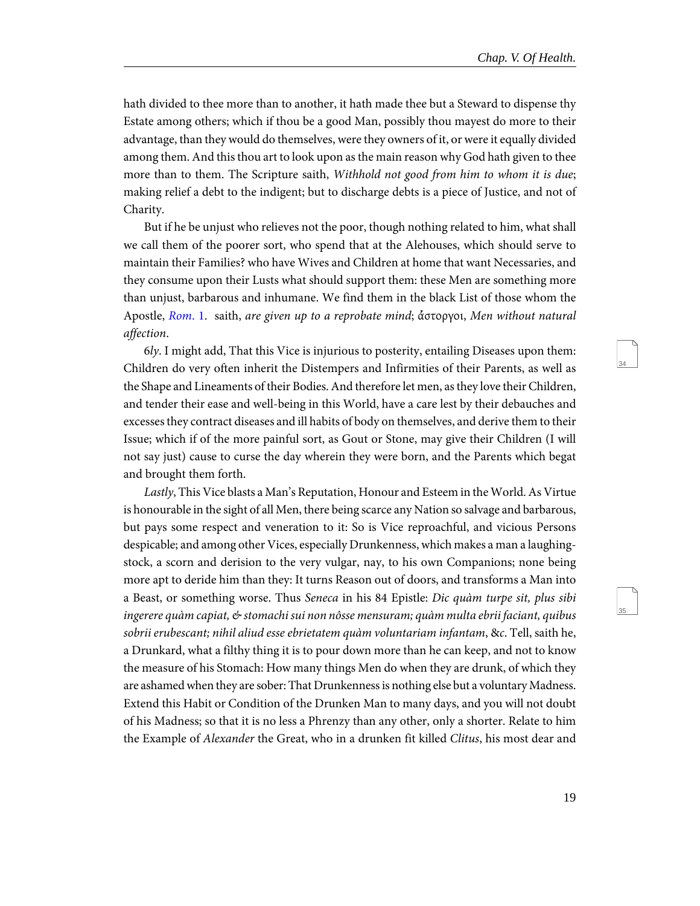hath divided to thee more than to another, it hath made thee but a Steward to dispense thy Estate among others; which if thou be a good Man, possibly thou mayest do more to their advantage, than they would do themselves, were they owners of it, or were it equally divided among them. And this thou art to look upon as the main reason why God hath given to thee more than to them. The Scripture saith, *Withhold not good from him to whom it is due*; making relief a debt to the indigent; but to discharge debts is a piece of Justice, and not of Charity.

But if he be unjust who relieves not the poor, though nothing related to him, what shall we call them of the poorer sort, who spend that at the Alehouses, which should serve to maintain their Families? who have Wives and Children at home that want Necessaries, and they consume upon their Lusts what should support them: these Men are something more than unjust, barbarous and inhumane. We find them in the black List of those whom the Apostle, *Rom.* 1. saith, *are given up to a reprobate mind*; ἄστοργοι, *Men without natural affection*.

6*ly*. I might add, That this Vice is injurious to posterity, entailing Diseases upon them: Children do very often inherit the Distempers and Infirmities of their Parents, as well as the Shape and Lineaments of their Bodies. And therefore let men, as they love their Children, and tender their ease and well-being in this World, have a care lest by their debauches and excesses they contract diseases and ill habits of body on themselves, and derive them to their Issue; which if of the more painful sort, as Gout or Stone, may give their Children (I will not say just) cause to curse the day wherein they were born, and the Parents which begat and brought them forth.

*Lastly*, This Vice blasts a Man's Reputation, Honour and Esteem in the World. As Virtue is honourable in the sight of all Men, there being scarce any Nation so salvage and barbarous, but pays some respect and veneration to it: So is Vice reproachful, and vicious Persons despicable; and among other Vices, especially Drunkenness, which makes a man a laughing-stock, a scorn and derision to the very vulgar, nay, to his own Companions; none being more apt to deride him than they: It turns Reason out of doors, and transforms a Man into a Beast, or something worse. Thus *Seneca* in his 84 Epistle: *Dic quàm turpe sit, plus sibi ingerere quàm capiat, & stomachi sui non nôsse mensuram; quàm multa ebrii faciant, quibus sobrii erubescant; nihil aliud esse ebrietatem quàm voluntariam infantam*, &*c*. Tell, saith he, a Drunkard, what a filthy thing it is to pour down more than he can keep, and not to know the measure of his Stomach: How many things Men do when they are drunk, of which they are ashamed when they are sober: That Drunkenness is nothing else but a voluntary Madness. Extend this Habit or Condition of the Drunken Man to many days, and you will not doubt of his Madness; so that it is no less a Phrenzy than any other, only a shorter. Relate to him the Example of *Alexander* the Great, who in a drunken fit killed *Clitus*, his most dear and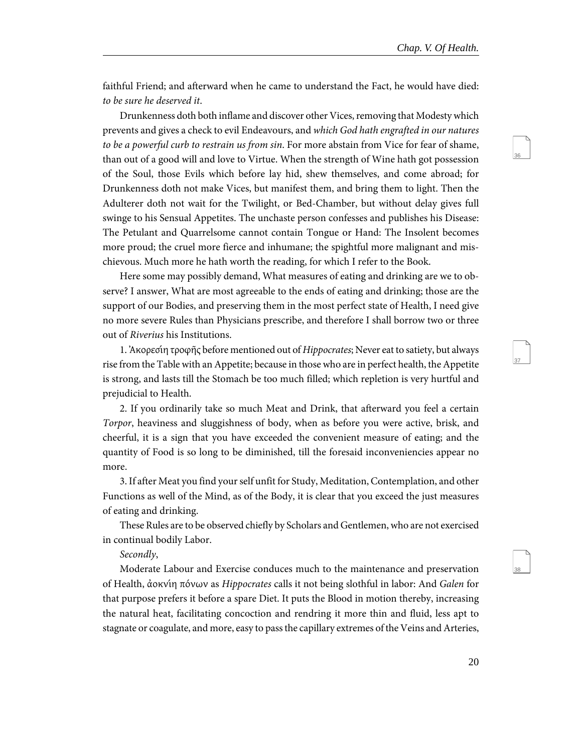faithful Friend; and afterward when he came to understand the Fact, he would have died: *to be sure he deserved it*.

Drunkenness doth both inflame and discover other Vices, removing that Modesty which prevents and gives a check to evil Endeavours, and *which God hath engrafted in our natures to be a powerful curb to restrain us from sin*. For more abstain from Vice for fear of shame, than out of a good will and love to Virtue. When the strength of Wine hath got possession of the Soul, those Evils which before lay hid, shew themselves, and come abroad; for Drunkenness doth not make Vices, but manifest them, and bring them to light. Then the Adulterer doth not wait for the Twilight, or Bed-Chamber, but without delay gives full swinge to his Sensual Appetites. The unchaste person confesses and publishes his Disease: The Petulant and Quarrelsome cannot contain Tongue or Hand: The Insolent becomes more proud; the cruel more fierce and inhumane; the spightful more malignant and mischievous. Much more he hath worth the reading, for which I refer to the Book.

Here some may possibly demand, What measures of eating and drinking are we to observe? I answer, What are most agreeable to the ends of eating and drinking; those are the support of our Bodies, and preserving them in the most perfect state of Health, I need give no more severe Rules than Physicians prescribe, and therefore I shall borrow two or three out of *Riverius* his Institutions.

1. Ἀκορεσίη τροφῆς before mentioned out of *Hippocrates*; Never eat to satiety, but always rise from the Table with an Appetite; because in those who are in perfect health, the Appetite is strong, and lasts till the Stomach be too much filled; which repletion is very hurtful and prejudicial to Health.

2. If you ordinarily take so much Meat and Drink, that afterward you feel a certain *Torpor*, heaviness and sluggishness of body, when as before you were active, brisk, and cheerful, it is a sign that you have exceeded the convenient measure of eating; and the quantity of Food is so long to be diminished, till the foresaid inconveniencies appear no more.

3. If after Meat you find your self unfit for Study, Meditation, Contemplation, and other Functions as well of the Mind, as of the Body, it is clear that you exceed the just measures of eating and drinking.

These Rules are to be observed chiefly by Scholars and Gentlemen, who are not exercised in continual bodily Labor.

*Secondly*,

Moderate Labour and Exercise conduces much to the maintenance and preservation of Health, ἀοκνίη πόνων as *Hippocrates* calls it not being slothful in labor: And *Galen* for that purpose prefers it before a spare Diet. It puts the Blood in motion thereby, increasing the natural heat, facilitating concoction and rendring it more thin and fluid, less apt to stagnate or coagulate, and more, easy to pass the capillary extremes of the Veins and Arteries,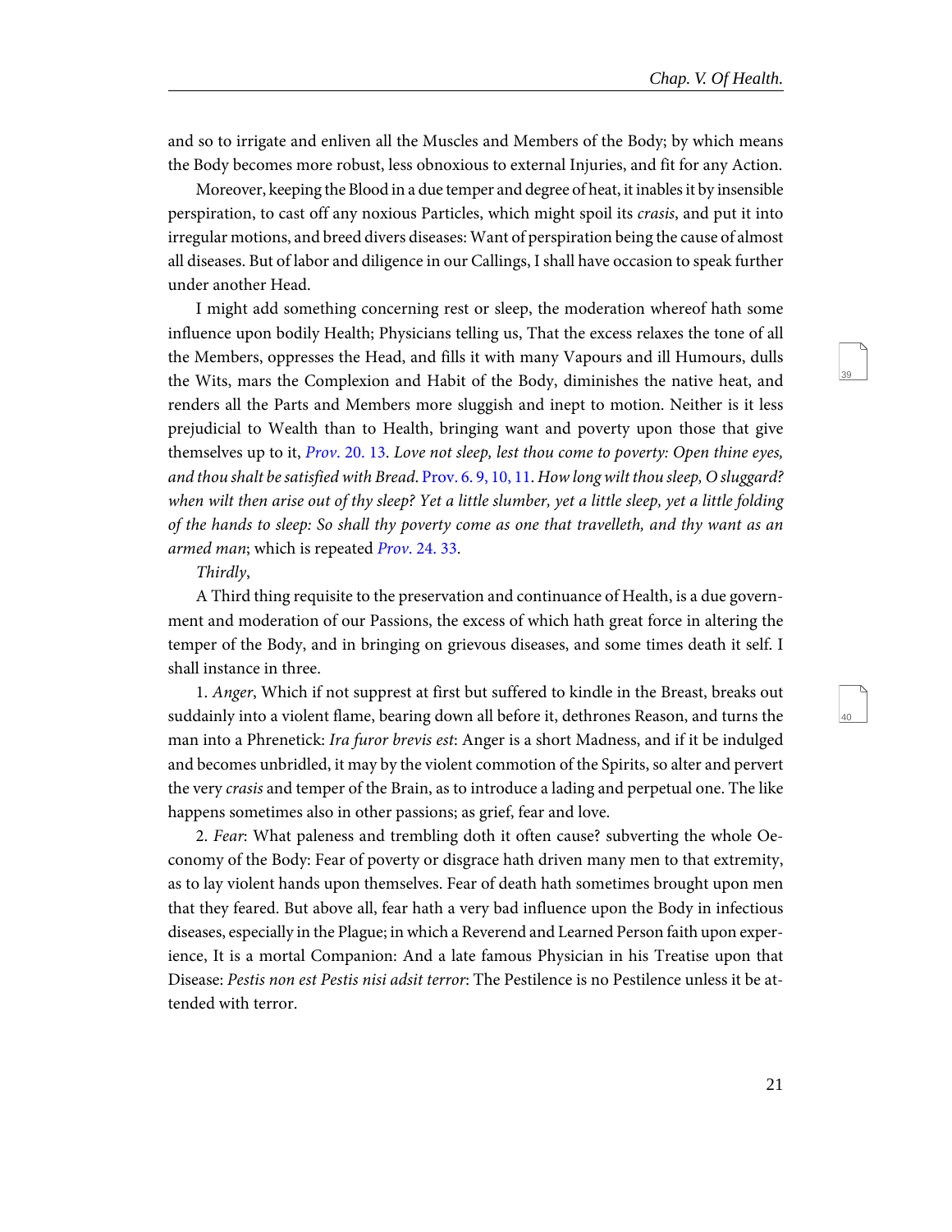and so to irrigate and enliven all the Muscles and Members of the Body; by which means the Body becomes more robust, less obnoxious to external Injuries, and fit for any Action.

Moreover, keeping the Blood in a due temper and degree of heat, it inables it by insensible perspiration, to cast off any noxious Particles, which might spoil its *crasis*, and put it into irregular motions, and breed divers diseases: Want of perspiration being the cause of almost all diseases. But of labor and diligence in our Callings, I shall have occasion to speak further under another Head.

I might add something concerning rest or sleep, the moderation whereof hath some influence upon bodily Health; Physicians telling us, That the excess relaxes the tone of all the Members, oppresses the Head, and fills it with many Vapours and ill Humours, dulls the Wits, mars the Complexion and Habit of the Body, diminishes the native heat, and renders all the Parts and Members more sluggish and inept to motion. Neither is it less prejudicial to Wealth than to Health, bringing want and poverty upon those that give themselves up to it, *Prov*. 20. 13. *Love not sleep, lest thou come to poverty: Open thine eyes, and thou shalt be satisfied with Bread*. Prov. 6. 9, 10, 11. *How long wilt thou sleep, O sluggard? when wilt then arise out of thy sleep? Yet a little slumber, yet a little sleep, yet a little folding of the hands to sleep: So shall thy poverty come as one that travelleth, and thy want as an armed man*; which is repeated *Prov*. 24. 33.

*Thirdly*,

A Third thing requisite to the preservation and continuance of Health, is a due government and moderation of our Passions, the excess of which hath great force in altering the temper of the Body, and in bringing on grievous diseases, and some times death it self. I shall instance in three.

1. *Anger*, Which if not supprest at first but suffered to kindle in the Breast, breaks out suddainly into a violent flame, bearing down all before it, dethrones Reason, and turns the man into a Phrenetick: *Ira furor brevis est*: Anger is a short Madness, and if it be indulged and becomes unbridled, it may by the violent commotion of the Spirits, so alter and pervert the very *crasis* and temper of the Brain, as to introduce a lading and perpetual one. The like happens sometimes also in other passions; as grief, fear and love.

2. *Fear*: What paleness and trembling doth it often cause? subverting the whole Oeconomy of the Body: Fear of poverty or disgrace hath driven many men to that extremity, as to lay violent hands upon themselves. Fear of death hath sometimes brought upon men that they feared. But above all, fear hath a very bad influence upon the Body in infectious diseases, especially in the Plague; in which a Reverend and Learned Person faith upon experience, It is a mortal Companion: And a late famous Physician in his Treatise upon that Disease: *Pestis non est Pestis nisi adsit terror*: The Pestilence is no Pestilence unless it be attended with terror.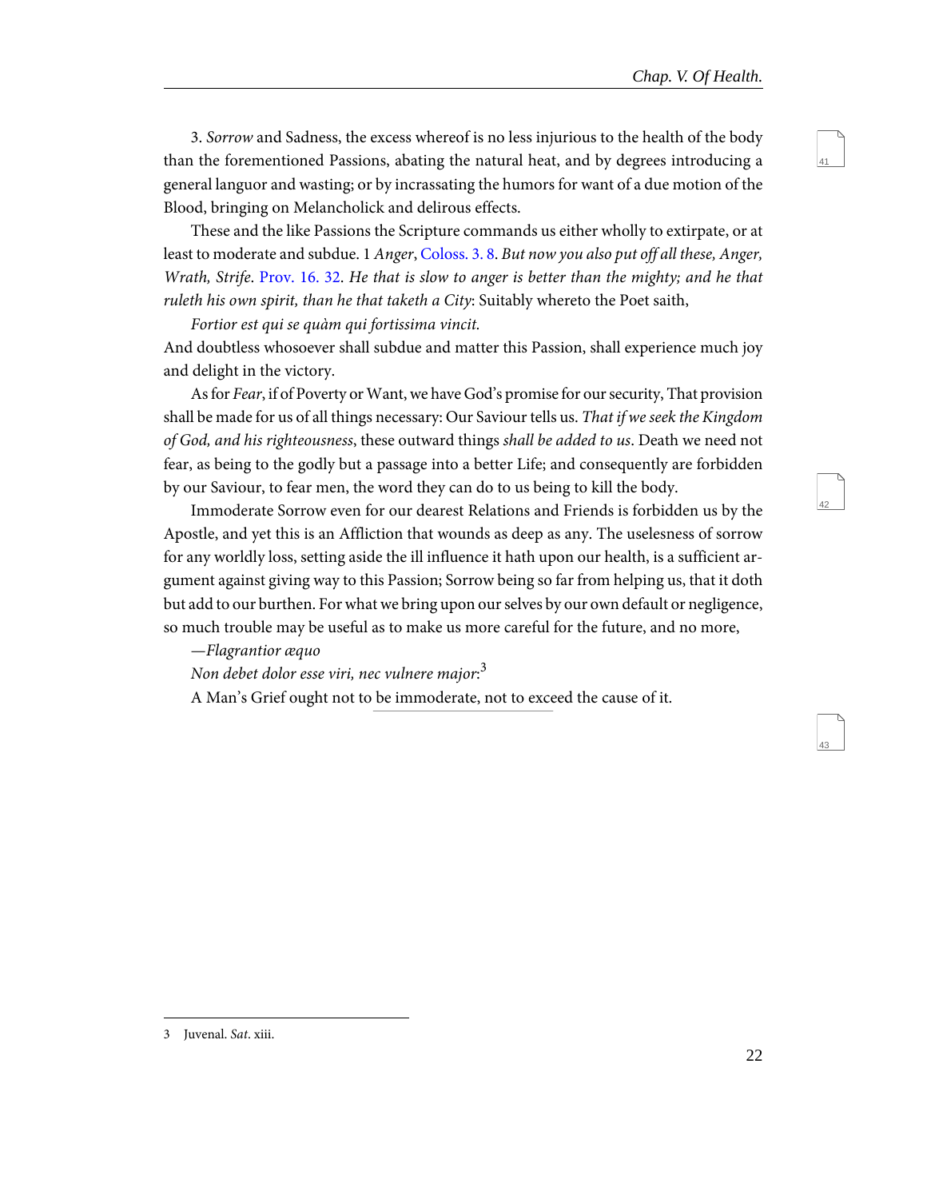3. *Sorrow* and Sadness, the excess whereof is no less injurious to the health of the body than the forementioned Passions, abating the natural heat, and by degrees introducing a general languor and wasting; or by incrassating the humors for want of a due motion of the Blood, bringing on Melancholick and delirous effects.

These and the like Passions the Scripture commands us either wholly to extirpate, or at least to moderate and subdue. 1 *Anger*, Coloss. 3. 8. *But now you also put off all these, Anger, Wrath, Strife*. Prov. 16. 32. *He that is slow to anger is better than the mighty; and he that ruleth his own spirit, than he that taketh a City*: Suitably whereto the Poet saith,

*Fortior est qui se quàm qui fortissima vincit.*

And doubtless whosoever shall subdue and matter this Passion, shall experience much joy and delight in the victory.

As for *Fear*, if of Poverty or Want, we have God's promise for our security, That provision shall be made for us of all things necessary: Our Saviour tells us. *That if we seek the Kingdom of God, and his righteousness*, these outward things *shall be added to us*. Death we need not fear, as being to the godly but a passage into a better Life; and consequently are forbidden by our Saviour, to fear men, the word they can do to us being to kill the body.

Immoderate Sorrow even for our dearest Relations and Friends is forbidden us by the Apostle, and yet this is an Affliction that wounds as deep as any. The uselesness of sorrow for any worldly loss, setting aside the ill influence it hath upon our health, is a sufficient argument against giving way to this Passion; Sorrow being so far from helping us, that it doth but add to our burthen. For what we bring upon our selves by our own default or negligence, so much trouble may be useful as to make us more careful for the future, and no more,

*—Flagrantior æquo*

*Non debet dolor esse viri, nec vulnere major*:[3]

A Man's Grief ought not to be immoderate, not to exceed the cause of it.

---

3 Juvenal. *Sat*. xiii.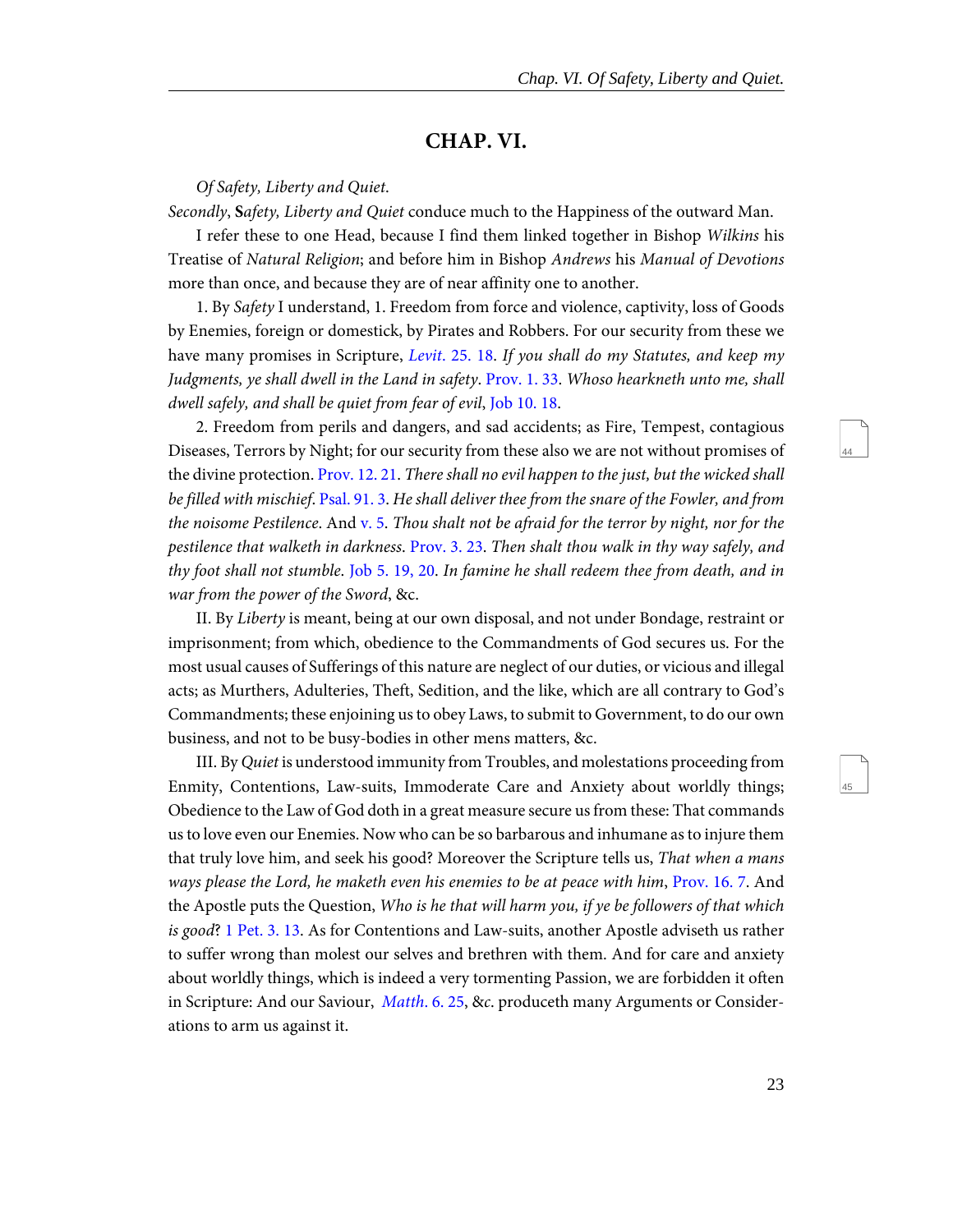## CHAP. VI.

*Of Safety, Liberty and Quiet.*

*Secondly*, **S***afety, Liberty and Quiet* conduce much to the Happiness of the outward Man.

I refer these to one Head, because I find them linked together in Bishop *Wilkins* his Treatise of *Natural Religion*; and before him in Bishop *Andrews* his *Manual of Devotions* more than once, and because they are of near affinity one to another.

1. By *Safety* I understand, 1. Freedom from force and violence, captivity, loss of Goods by Enemies, foreign or domestick, by Pirates and Robbers. For our security from these we have many promises in Scripture, *Levit*. 25. 18. *If you shall do my Statutes, and keep my Judgments, ye shall dwell in the Land in safety*. Prov. 1. 33. *Whoso hearkneth unto me, shall dwell safely, and shall be quiet from fear of evil*, Job 10. 18.

2. Freedom from perils and dangers, and sad accidents; as Fire, Tempest, contagious Diseases, Terrors by Night; for our security from these also we are not without promises of the divine protection. Prov. 12. 21. *There shall no evil happen to the just, but the wicked shall be filled with mischief.* Psal. 91. 3. *He shall deliver thee from the snare of the Fowler, and from the noisome Pestilence*. And v. 5. *Thou shalt not be afraid for the terror by night, nor for the pestilence that walketh in darkness*. Prov. 3. 23. *Then shalt thou walk in thy way safely, and thy foot shall not stumble*. Job 5. 19, 20. *In famine he shall redeem thee from death, and in war from the power of the Sword*, &c.

II. By *Liberty* is meant, being at our own disposal, and not under Bondage, restraint or imprisonment; from which, obedience to the Commandments of God secures us. For the most usual causes of Sufferings of this nature are neglect of our duties, or vicious and illegal acts; as Murthers, Adulteries, Theft, Sedition, and the like, which are all contrary to God's Commandments; these enjoining us to obey Laws, to submit to Government, to do our own business, and not to be busy-bodies in other mens matters, &c.

III. By *Quiet* is understood immunity from Troubles, and molestations proceeding from Enmity, Contentions, Law-suits, Immoderate Care and Anxiety about worldly things; Obedience to the Law of God doth in a great measure secure us from these: That commands us to love even our Enemies. Now who can be so barbarous and inhumane as to injure them that truly love him, and seek his good? Moreover the Scripture tells us, *That when a mans ways please the Lord, he maketh even his enemies to be at peace with him*, Prov. 16. 7. And the Apostle puts the Question, *Who is he that will harm you, if ye be followers of that which is good*? 1 Pet. 3. 13. As for Contentions and Law-suits, another Apostle adviseth us rather to suffer wrong than molest our selves and brethren with them. And for care and anxiety about worldly things, which is indeed a very tormenting Passion, we are forbidden it often in Scripture: And our Saviour, *Matth*. 6. 25, &*c*. produceth many Arguments or Considerations to arm us against it.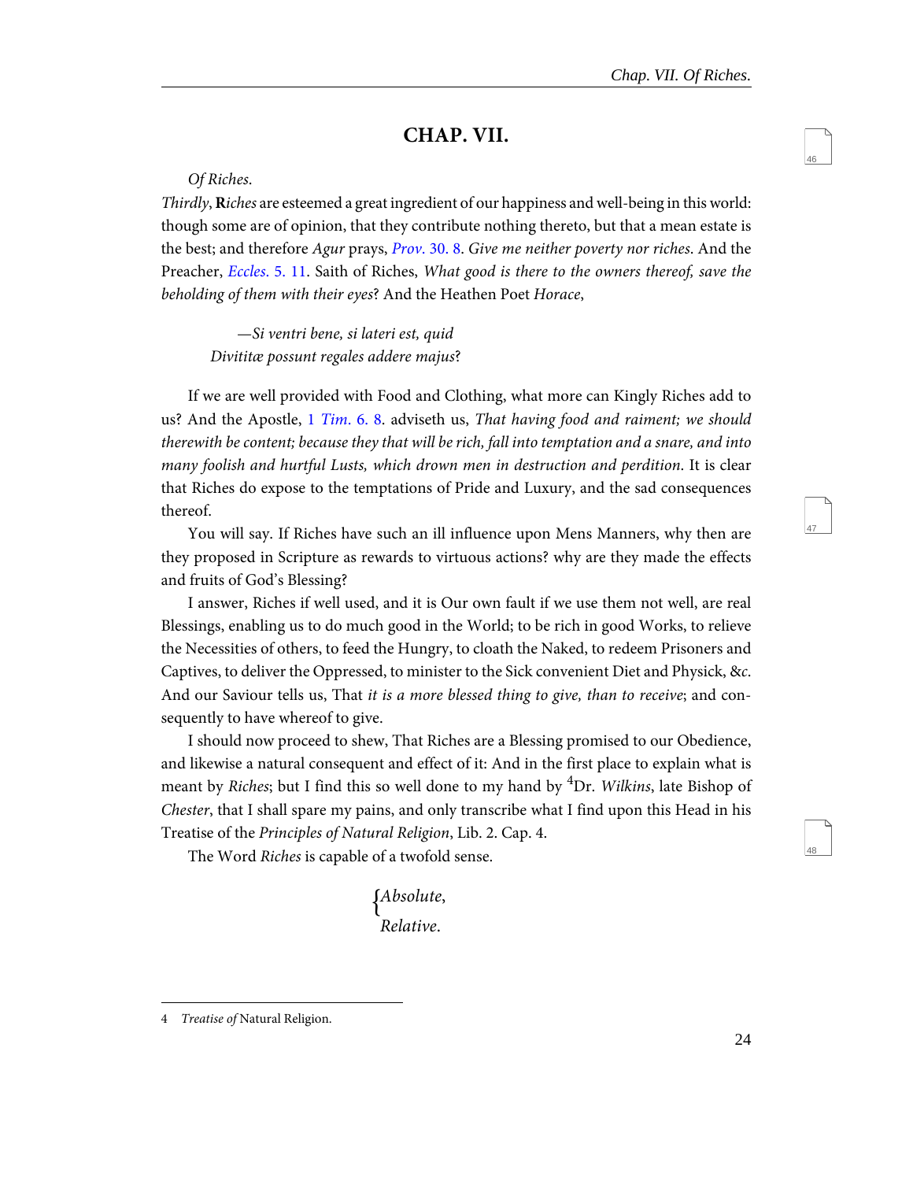## CHAP. VII.

*Of Riches.*

*Thirdly*, **R***iches* are esteemed a great ingredient of our happiness and well-being in this world: though some are of opinion, that they contribute nothing thereto, but that a mean estate is the best; and therefore *Agur* prays, *Prov.* 30. 8. *Give me neither poverty nor riches*. And the Preacher, *Eccles*. 5. 11. Saith of Riches, *What good is there to the owners thereof, save the beholding of them with their eyes*? And the Heathen Poet *Horace*,

> —*Si ventri bene, si lateri est, quid*
> *Divitiæ possunt regales addere majus*?

If we are well provided with Food and Clothing, what more can Kingly Riches add to us? And the Apostle, 1 *Tim*. 6. 8. adviseth us, *That having food and raiment; we should therewith be content; because they that will be rich, fall into temptation and a snare, and into many foolish and hurtful Lusts, which drown men in destruction and perdition*. It is clear that Riches do expose to the temptations of Pride and Luxury, and the sad consequences thereof.

You will say. If Riches have such an ill influence upon Mens Manners, why then are they proposed in Scripture as rewards to virtuous actions? why are they made the effects and fruits of God's Blessing?

I answer, Riches if well used, and it is Our own fault if we use them not well, are real Blessings, enabling us to do much good in the World; to be rich in good Works, to relieve the Necessities of others, to feed the Hungry, to cloath the Naked, to redeem Prisoners and Captives, to deliver the Oppressed, to minister to the Sick convenient Diet and Physick, &*c*. And our Saviour tells us, That *it is a more blessed thing to give, than to receive*; and consequently to have whereof to give.

I should now proceed to shew, That Riches are a Blessing promised to our Obedience, and likewise a natural consequent and effect of it: And in the first place to explain what is meant by *Riches*; but I find this so well done to my hand by [4]Dr. *Wilkins*, late Bishop of *Chester*, that I shall spare my pains, and only transcribe what I find upon this Head in his Treatise of the *Principles of Natural Religion*, Lib. 2. Cap. 4.

The Word *Riches* is capable of a twofold sense.

{ *Absolute*,
  *Relative*.

---

4 *Treatise of* Natural Religion.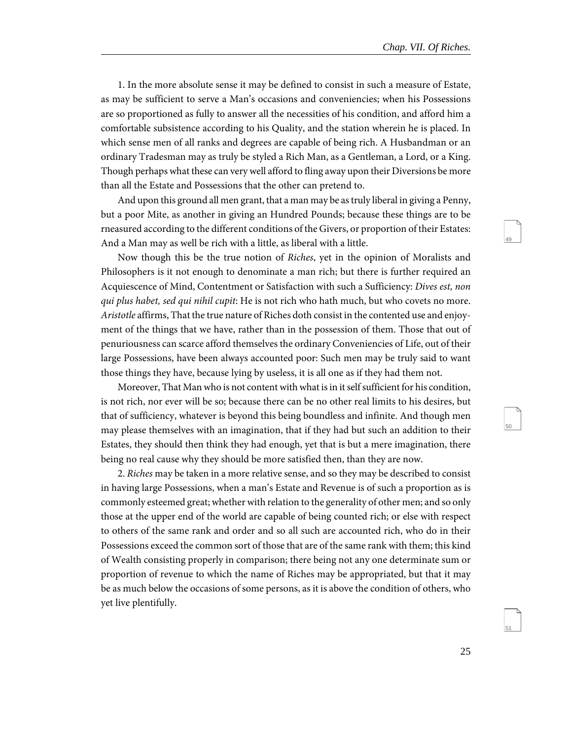1. In the more absolute sense it may be defined to consist in such a measure of Estate, as may be sufficient to serve a Man's occasions and conveniencies; when his Possessions are so proportioned as fully to answer all the necessities of his condition, and afford him a comfortable subsistence according to his Quality, and the station wherein he is placed. In which sense men of all ranks and degrees are capable of being rich. A Husbandman or an ordinary Tradesman may as truly be styled a Rich Man, as a Gentleman, a Lord, or a King. Though perhaps what these can very well afford to fling away upon their Diversions be more than all the Estate and Possessions that the other can pretend to.

And upon this ground all men grant, that a man may be as truly liberal in giving a Penny, but a poor Mite, as another in giving an Hundred Pounds; because these things are to be rneasured according to the different conditions of the Givers, or proportion of their Estates: And a Man may as well be rich with a little, as liberal with a little.

Now though this be the true notion of *Riches*, yet in the opinion of Moralists and Philosophers is it not enough to denominate a man rich; but there is further required an Acquiescence of Mind, Contentment or Satisfaction with such a Sufficiency: *Dives est, non qui plus habet, sed qui nihil cupit*: He is not rich who hath much, but who covets no more. *Aristotle* affirms, That the true nature of Riches doth consist in the contented use and enjoyment of the things that we have, rather than in the possession of them. Those that out of penuriousness can scarce afford themselves the ordinary Conveniencies of Life, out of their large Possessions, have been always accounted poor: Such men may be truly said to want those things they have, because lying by useless, it is all one as if they had them not.

Moreover, That Man who is not content with what is in it self sufficient for his condition, is not rich, nor ever will be so; because there can be no other real limits to his desires, but that of sufficiency, whatever is beyond this being boundless and infinite. And though men may please themselves with an imagination, that if they had but such an addition to their Estates, they should then think they had enough, yet that is but a mere imagination, there being no real cause why they should be more satisfied then, than they are now.

2. *Riches* may be taken in a more relative sense, and so they may be described to consist in having large Possessions, when a man's Estate and Revenue is of such a proportion as is commonly esteemed great; whether with relation to the generality of other men; and so only those at the upper end of the world are capable of being counted rich; or else with respect to others of the same rank and order and so all such are accounted rich, who do in their Possessions exceed the common sort of those that are of the same rank with them; this kind of Wealth consisting properly in comparison; there being not any one determinate sum or proportion of revenue to which the name of Riches may be appropriated, but that it may be as much below the occasions of some persons, as it is above the condition of others, who yet live plentifully.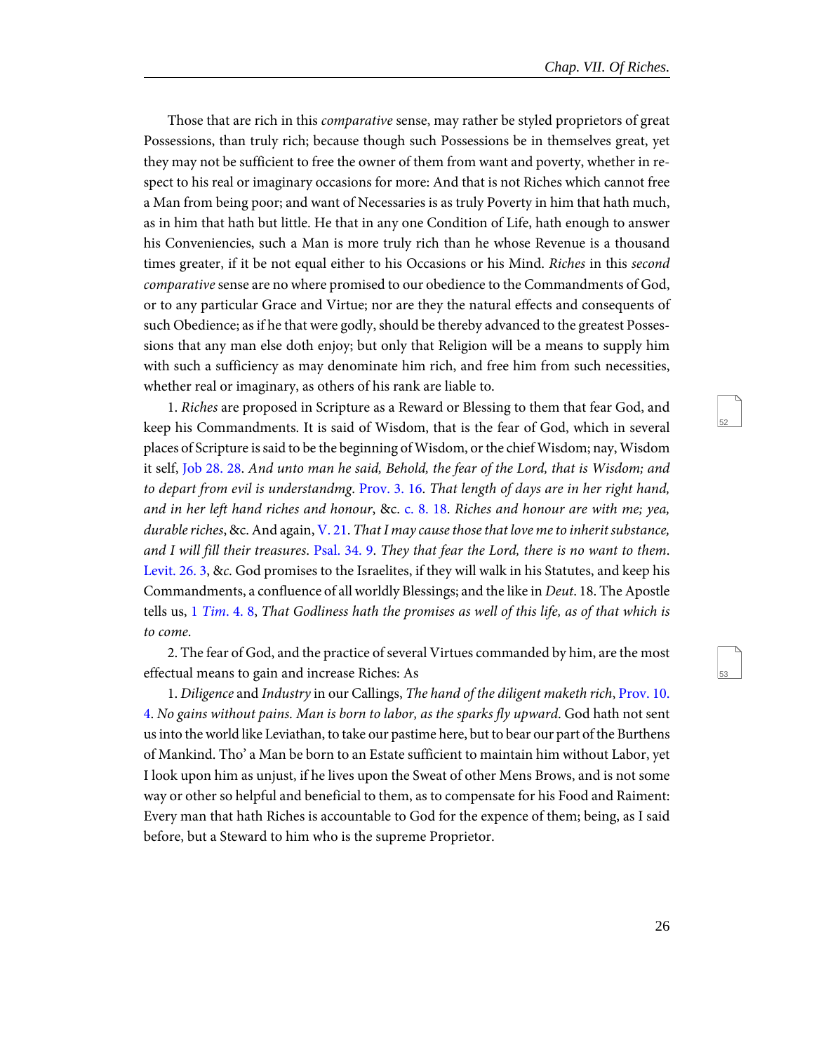Those that are rich in this *comparative* sense, may rather be styled proprietors of great Possessions, than truly rich; because though such Possessions be in themselves great, yet they may not be sufficient to free the owner of them from want and poverty, whether in respect to his real or imaginary occasions for more: And that is not Riches which cannot free a Man from being poor; and want of Necessaries is as truly Poverty in him that hath much, as in him that hath but little. He that in any one Condition of Life, hath enough to answer his Conveniencies, such a Man is more truly rich than he whose Revenue is a thousand times greater, if it be not equal either to his Occasions or his Mind. *Riches* in this *second comparative* sense are no where promised to our obedience to the Commandments of God, or to any particular Grace and Virtue; nor are they the natural effects and consequents of such Obedience; as if he that were godly, should be thereby advanced to the greatest Possessions that any man else doth enjoy; but only that Religion will be a means to supply him with such a sufficiency as may denominate him rich, and free him from such necessities, whether real or imaginary, as others of his rank are liable to.

1. *Riches* are proposed in Scripture as a Reward or Blessing to them that fear God, and keep his Commandments. It is said of Wisdom, that is the fear of God, which in several places of Scripture is said to be the beginning of Wisdom, or the chief Wisdom; nay, Wisdom it self, Job 28. 28. *And unto man he said, Behold, the fear of the Lord, that is Wisdom; and to depart from evil is understandmg.* Prov. 3. 16. *That length of days are in her right hand, and in her left hand riches and honour*, &c. c. 8. 18. *Riches and honour are with me; yea, durable riches*, &c. And again, V. 21. *That I may cause those that love me to inherit substance, and I will fill their treasures.* Psal. 34. 9. *They that fear the Lord, there is no want to them.* Levit. 26. 3, &*c.* God promises to the Israelites, if they will walk in his Statutes, and keep his Commandments, a confluence of all worldly Blessings; and the like in *Deut*. 18. The Apostle tells us, 1 *Tim*. 4. 8, *That Godliness hath the promises as well of this life, as of that which is to come.*

2. The fear of God, and the practice of several Virtues commanded by him, are the most effectual means to gain and increase Riches: As

1. *Diligence* and *Industry* in our Callings, *The hand of the diligent maketh rich*, Prov. 10. 4. *No gains without pains. Man is born to labor, as the sparks fly upward.* God hath not sent us into the world like Leviathan, to take our pastime here, but to bear our part of the Burthens of Mankind. Tho' a Man be born to an Estate sufficient to maintain him without Labor, yet I look upon him as unjust, if he lives upon the Sweat of other Mens Brows, and is not some way or other so helpful and beneficial to them, as to compensate for his Food and Raiment: Every man that hath Riches is accountable to God for the expence of them; being, as I said before, but a Steward to him who is the supreme Proprietor.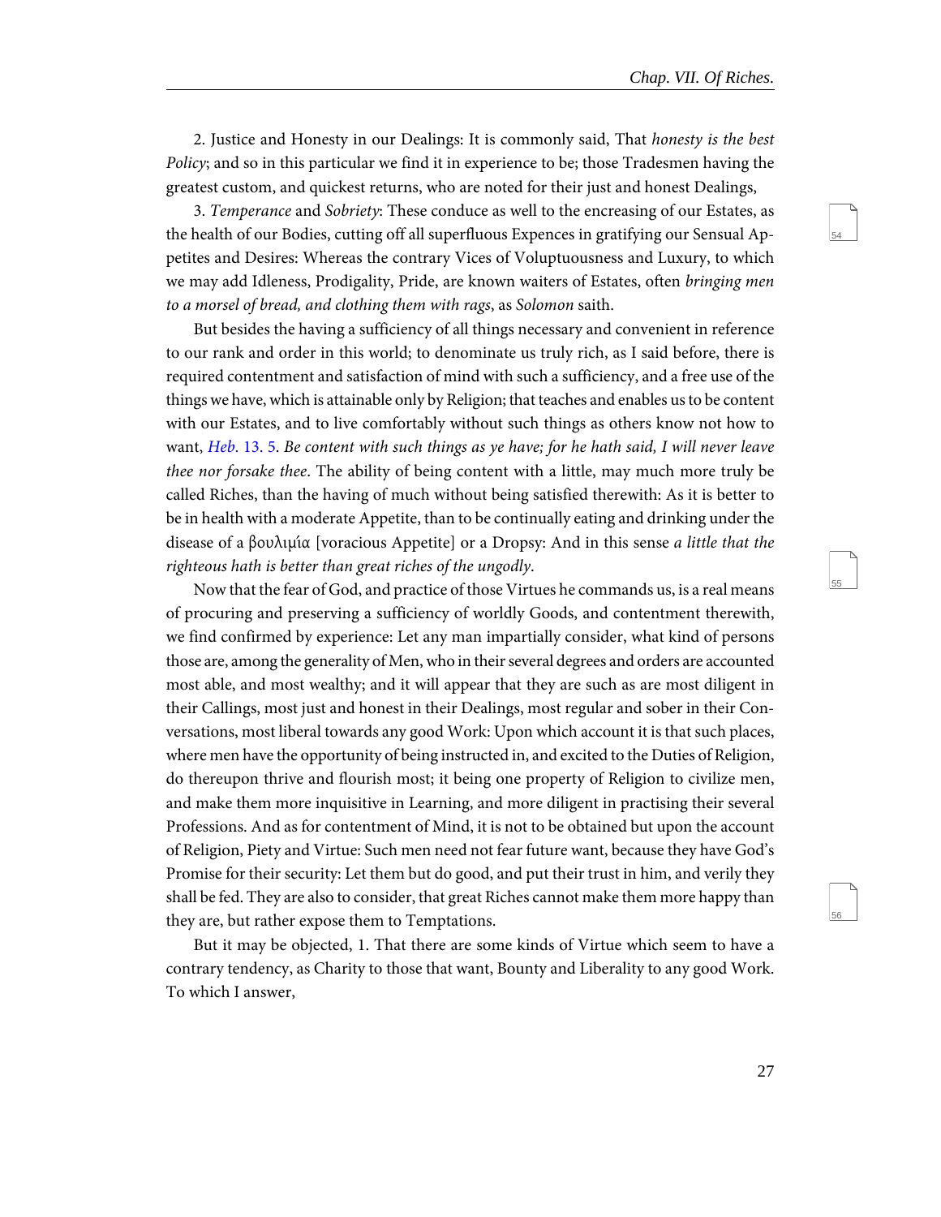2. Justice and Honesty in our Dealings: It is commonly said, That *honesty is the best Policy*; and so in this particular we find it in experience to be; those Tradesmen having the greatest custom, and quickest returns, who are noted for their just and honest Dealings,

3. *Temperance* and *Sobriety*: These conduce as well to the encreasing of our Estates, as the health of our Bodies, cutting off all superfluous Expences in gratifying our Sensual Appetites and Desires: Whereas the contrary Vices of Voluptuousness and Luxury, to which we may add Idleness, Prodigality, Pride, are known waiters of Estates, often *bringing men to a morsel of bread, and clothing them with rags*, as *Solomon* saith.

But besides the having a sufficiency of all things necessary and convenient in reference to our rank and order in this world; to denominate us truly rich, as I said before, there is required contentment and satisfaction of mind with such a sufficiency, and a free use of the things we have, which is attainable only by Religion; that teaches and enables us to be content with our Estates, and to live comfortably without such things as others know not how to want, *Heb.* 13. 5. *Be content with such things as ye have; for he hath said, I will never leave thee nor forsake thee.* The ability of being content with a little, may much more truly be called Riches, than the having of much without being satisfied therewith: As it is better to be in health with a moderate Appetite, than to be continually eating and drinking under the disease of a βουλιμία [voracious Appetite] or a Dropsy: And in this sense *a little that the righteous hath is better than great riches of the ungodly*.

Now that the fear of God, and practice of those Virtues he commands us, is a real means of procuring and preserving a sufficiency of worldly Goods, and contentment therewith, we find confirmed by experience: Let any man impartially consider, what kind of persons those are, among the generality of Men, who in their several degrees and orders are accounted most able, and most wealthy; and it will appear that they are such as are most diligent in their Callings, most just and honest in their Dealings, most regular and sober in their Conversations, most liberal towards any good Work: Upon which account it is that such places, where men have the opportunity of being instructed in, and excited to the Duties of Religion, do thereupon thrive and flourish most; it being one property of Religion to civilize men, and make them more inquisitive in Learning, and more diligent in practising their several Professions. And as for contentment of Mind, it is not to be obtained but upon the account of Religion, Piety and Virtue: Such men need not fear future want, because they have God's Promise for their security: Let them but do good, and put their trust in him, and verily they shall be fed. They are also to consider, that great Riches cannot make them more happy than they are, but rather expose them to Temptations.

But it may be objected, 1. That there are some kinds of Virtue which seem to have a contrary tendency, as Charity to those that want, Bounty and Liberality to any good Work. To which I answer,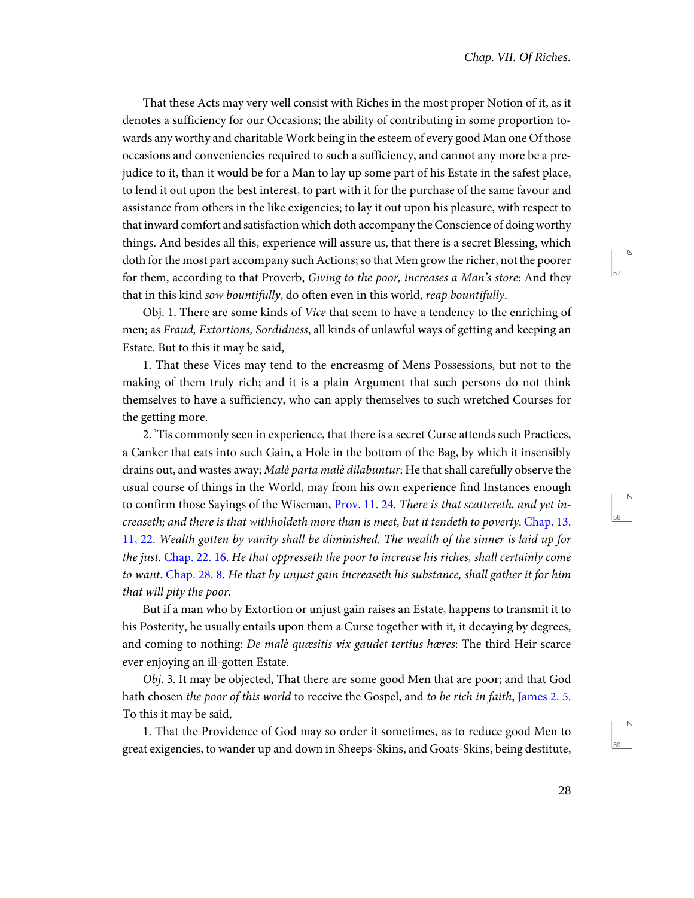That these Acts may very well consist with Riches in the most proper Notion of it, as it denotes a sufficiency for our Occasions; the ability of contributing in some proportion towards any worthy and charitable Work being in the esteem of every good Man one Of those occasions and conveniencies required to such a sufficiency, and cannot any more be a prejudice to it, than it would be for a Man to lay up some part of his Estate in the safest place, to lend it out upon the best interest, to part with it for the purchase of the same favour and assistance from others in the like exigencies; to lay it out upon his pleasure, with respect to that inward comfort and satisfaction which doth accompany the Conscience of doing worthy things. And besides all this, experience will assure us, that there is a secret Blessing, which doth for the most part accompany such Actions; so that Men grow the richer, not the poorer for them, according to that Proverb, *Giving to the poor, increases a Man's store*: And they that in this kind *sow bountifully*, do often even in this world, *reap bountifully*.

Obj. 1. There are some kinds of *Vice* that seem to have a tendency to the enriching of men; as *Fraud, Extortions, Sordidness*, all kinds of unlawful ways of getting and keeping an Estate. But to this it may be said,

1. That these Vices may tend to the encreasmg of Mens Possessions, but not to the making of them truly rich; and it is a plain Argument that such persons do not think themselves to have a sufficiency, who can apply themselves to such wretched Courses for the getting more.

2. 'Tis commonly seen in experience, that there is a secret Curse attends such Practices, a Canker that eats into such Gain, a Hole in the bottom of the Bag, by which it insensibly drains out, and wastes away; *Malè parta malè dilabuntur*: He that shall carefully observe the usual course of things in the World, may from his own experience find Instances enough to confirm those Sayings of the Wiseman, Prov. 11. 24. *There is that scattereth, and yet increaseth; and there is that withholdeth more than is meet, but it tendeth to poverty*. Chap. 13. 11, 22. *Wealth gotten by vanity shall be diminished. The wealth of the sinner is laid up for the just*. Chap. 22. 16. *He that oppresseth the poor to increase his riches, shall certainly come to want*. Chap. 28. 8. *He that by unjust gain increaseth his substance, shall gather it for him that will pity the poor*.

But if a man who by Extortion or unjust gain raises an Estate, happens to transmit it to his Posterity, he usually entails upon them a Curse together with it, it decaying by degrees, and coming to nothing: *De malè quæsitis vix gaudet tertius hæres*: The third Heir scarce ever enjoying an ill-gotten Estate.

*Obj*. 3. It may be objected, That there are some good Men that are poor; and that God hath chosen *the poor of this world* to receive the Gospel, and *to be rich in faith*, James 2. 5. To this it may be said,

1. That the Providence of God may so order it sometimes, as to reduce good Men to great exigencies, to wander up and down in Sheeps-Skins, and Goats-Skins, being destitute,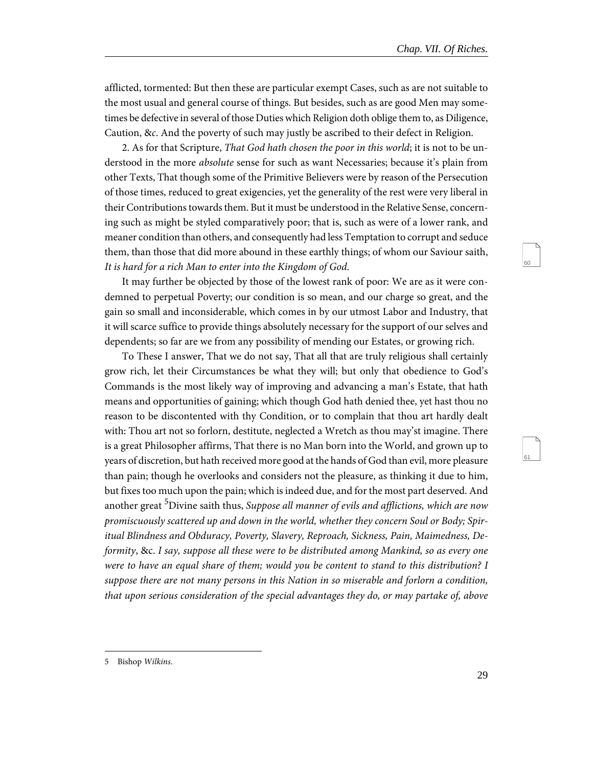afflicted, tormented: But then these are particular exempt Cases, such as are not suitable to the most usual and general course of things. But besides, such as are good Men may sometimes be defective in several of those Duties which Religion doth oblige them to, as Diligence, Caution, &*c*. And the poverty of such may justly be ascribed to their defect in Religion.

2. As for that Scripture, *That God hath chosen the poor in this world*; it is not to be understood in the more *absolute* sense for such as want Necessaries; because it's plain from other Texts, That though some of the Primitive Believers were by reason of the Persecution of those times, reduced to great exigencies, yet the generality of the rest were very liberal in their Contributions towards them. But it must be understood in the Relative Sense, concerning such as might be styled comparatively poor; that is, such as were of a lower rank, and meaner condition than others, and consequently had less Temptation to corrupt and seduce them, than those that did more abound in these earthly things; of whom our Saviour saith, *It is hard for a rich Man to enter into the Kingdom of God*.

It may further be objected by those of the lowest rank of poor: We are as it were condemned to perpetual Poverty; our condition is so mean, and our charge so great, and the gain so small and inconsiderable, which comes in by our utmost Labor and Industry, that it will scarce suffice to provide things absolutely necessary for the support of our selves and dependents; so far are we from any possibility of mending our Estates, or growing rich.

To These I answer, That we do not say, That all that are truly religious shall certainly grow rich, let their Circumstances be what they will; but only that obedience to God's Commands is the most likely way of improving and advancing a man's Estate, that hath means and opportunities of gaining; which though God hath denied thee, yet hast thou no reason to be discontented with thy Condition, or to complain that thou art hardly dealt with: Thou art not so forlorn, destitute, neglected a Wretch as thou may'st imagine. There is a great Philosopher affirms, That there is no Man born into the World, and grown up to years of discretion, but hath received more good at the hands of God than evil, more pleasure than pain; though he overlooks and considers not the pleasure, as thinking it due to him, but fixes too much upon the pain; which is indeed due, and for the most part deserved. And another great [5]Divine saith thus, *Suppose all manner of evils and afflictions, which are now promiscuously scattered up and down in the world, whether they concern Soul or Body; Spiritual Blindness and Obduracy, Poverty, Slavery, Reproach, Sickness, Pain, Maimedness, Deformity*, &c. *I say, suppose all these were to be distributed among Mankind, so as every one were to have an equal share of them; would you be content to stand to this distribution? I suppose there are not many persons in this Nation in so miserable and forlorn a condition, that upon serious consideration of the special advantages they do, or may partake of, above*

---

5 Bishop *Wilkins*.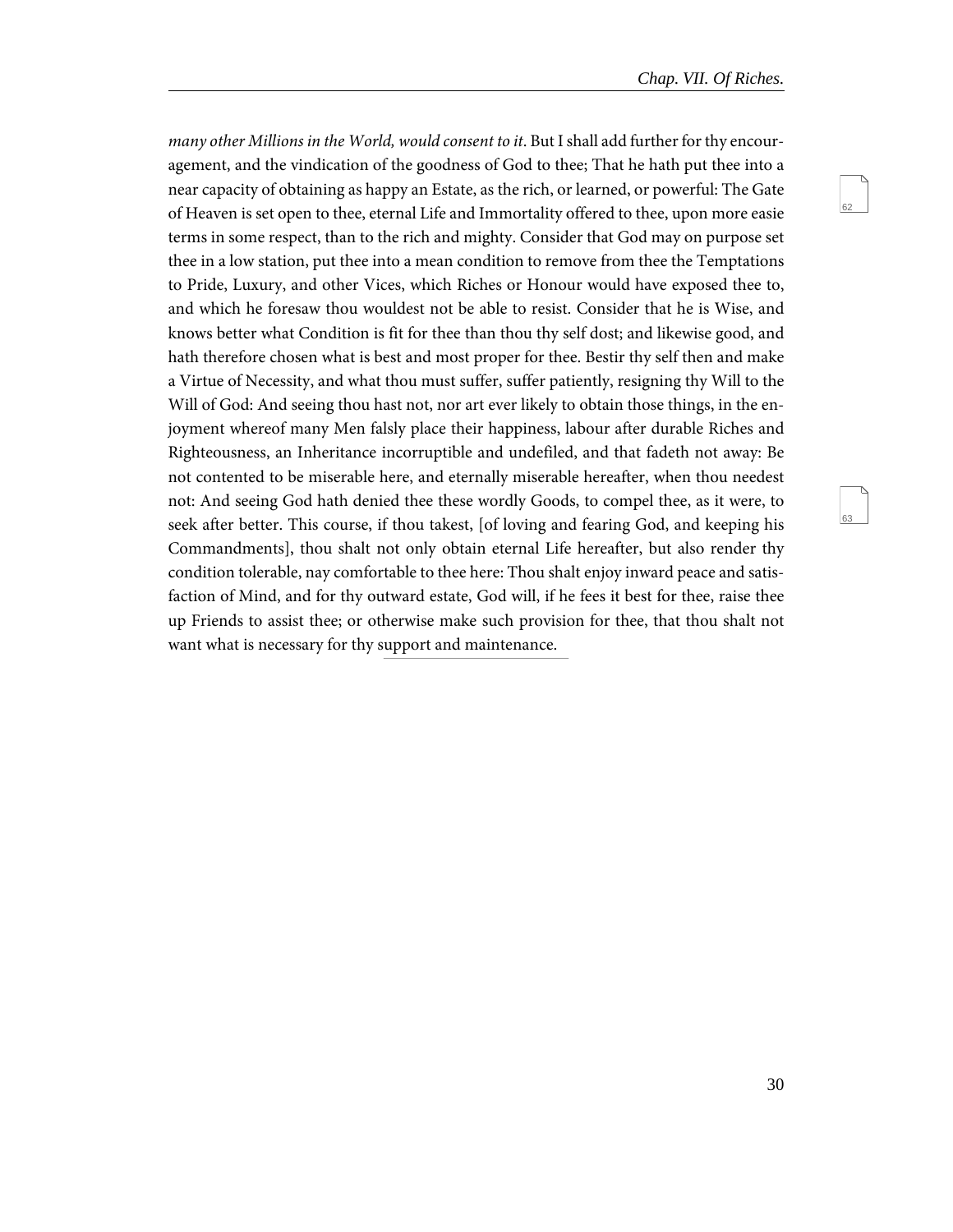*many other Millions in the World, would consent to it*. But I shall add further for thy encouragement, and the vindication of the goodness of God to thee; That he hath put thee into a near capacity of obtaining as happy an Estate, as the rich, or learned, or powerful: The Gate of Heaven is set open to thee, eternal Life and Immortality offered to thee, upon more easie terms in some respect, than to the rich and mighty. Consider that God may on purpose set thee in a low station, put thee into a mean condition to remove from thee the Temptations to Pride, Luxury, and other Vices, which Riches or Honour would have exposed thee to, and which he foresaw thou wouldest not be able to resist. Consider that he is Wise, and knows better what Condition is fit for thee than thou thy self dost; and likewise good, and hath therefore chosen what is best and most proper for thee. Bestir thy self then and make a Virtue of Necessity, and what thou must suffer, suffer patiently, resigning thy Will to the Will of God: And seeing thou hast not, nor art ever likely to obtain those things, in the enjoyment whereof many Men falsly place their happiness, labour after durable Riches and Righteousness, an Inheritance incorruptible and undefiled, and that fadeth not away: Be not contented to be miserable here, and eternally miserable hereafter, when thou needest not: And seeing God hath denied thee these wordly Goods, to compel thee, as it were, to seek after better. This course, if thou takest, [of loving and fearing God, and keeping his Commandments], thou shalt not only obtain eternal Life hereafter, but also render thy condition tolerable, nay comfortable to thee here: Thou shalt enjoy inward peace and satisfaction of Mind, and for thy outward estate, God will, if he fees it best for thee, raise thee up Friends to assist thee; or otherwise make such provision for thee, that thou shalt not want what is necessary for thy support and maintenance.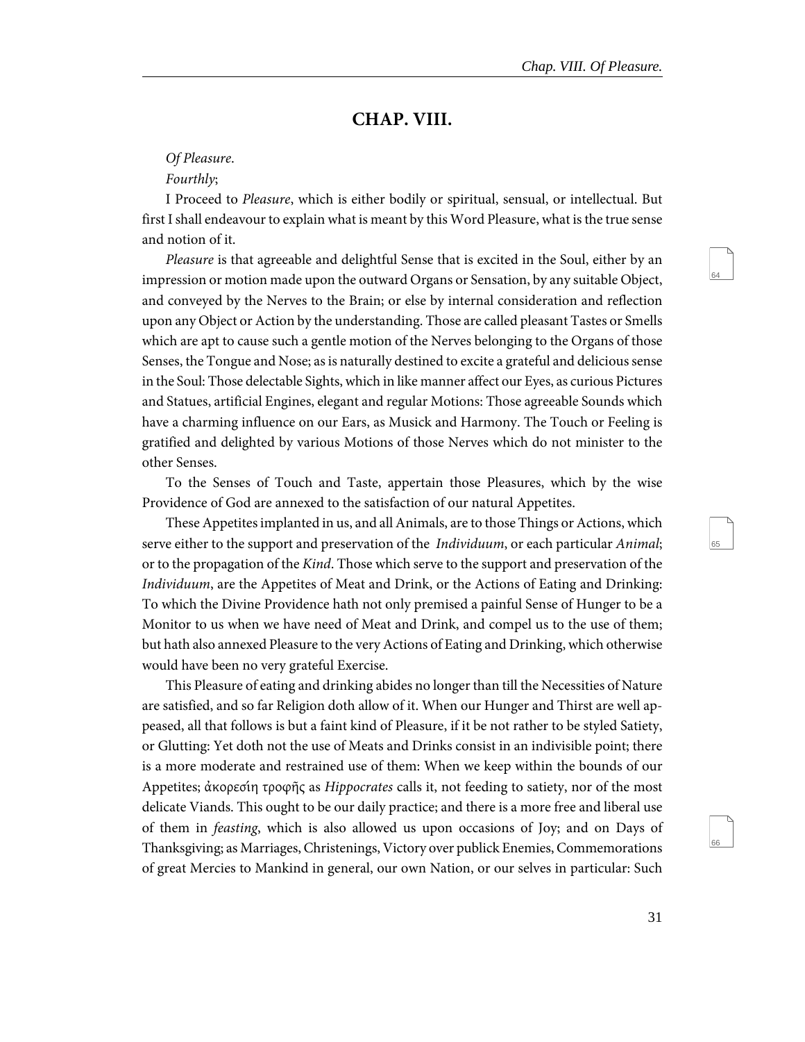## CHAP. VIII.

*Of Pleasure.*

*Fourthly*;

I Proceed to *Pleasure*, which is either bodily or spiritual, sensual, or intellectual. But first I shall endeavour to explain what is meant by this Word Pleasure, what is the true sense and notion of it.

*Pleasure* is that agreeable and delightful Sense that is excited in the Soul, either by an impression or motion made upon the outward Organs or Sensation, by any suitable Object, and conveyed by the Nerves to the Brain; or else by internal consideration and reflection upon any Object or Action by the understanding. Those are called pleasant Tastes or Smells which are apt to cause such a gentle motion of the Nerves belonging to the Organs of those Senses, the Tongue and Nose; as is naturally destined to excite a grateful and delicious sense in the Soul: Those delectable Sights, which in like manner affect our Eyes, as curious Pictures and Statues, artificial Engines, elegant and regular Motions: Those agreeable Sounds which have a charming influence on our Ears, as Musick and Harmony. The Touch or Feeling is gratified and delighted by various Motions of those Nerves which do not minister to the other Senses.

To the Senses of Touch and Taste, appertain those Pleasures, which by the wise Providence of God are annexed to the satisfaction of our natural Appetites.

These Appetites implanted in us, and all Animals, are to those Things or Actions, which serve either to the support and preservation of the *Individuum*, or each particular *Animal*; or to the propagation of the *Kind*. Those which serve to the support and preservation of the *Individuum*, are the Appetites of Meat and Drink, or the Actions of Eating and Drinking: To which the Divine Providence hath not only premised a painful Sense of Hunger to be a Monitor to us when we have need of Meat and Drink, and compel us to the use of them; but hath also annexed Pleasure to the very Actions of Eating and Drinking, which otherwise would have been no very grateful Exercise.

This Pleasure of eating and drinking abides no longer than till the Necessities of Nature are satisfied, and so far Religion doth allow of it. When our Hunger and Thirst are well appeased, all that follows is but a faint kind of Pleasure, if it be not rather to be styled Satiety, or Glutting: Yet doth not the use of Meats and Drinks consist in an indivisible point; there is a more moderate and restrained use of them: When we keep within the bounds of our Appetites; ἀκορεσίη τροφῆς as *Hippocrates* calls it, not feeding to satiety, nor of the most delicate Viands. This ought to be our daily practice; and there is a more free and liberal use of them in *feasting*, which is also allowed us upon occasions of Joy; and on Days of Thanksgiving; as Marriages, Christenings, Victory over publick Enemies, Commemorations of great Mercies to Mankind in general, our own Nation, or our selves in particular: Such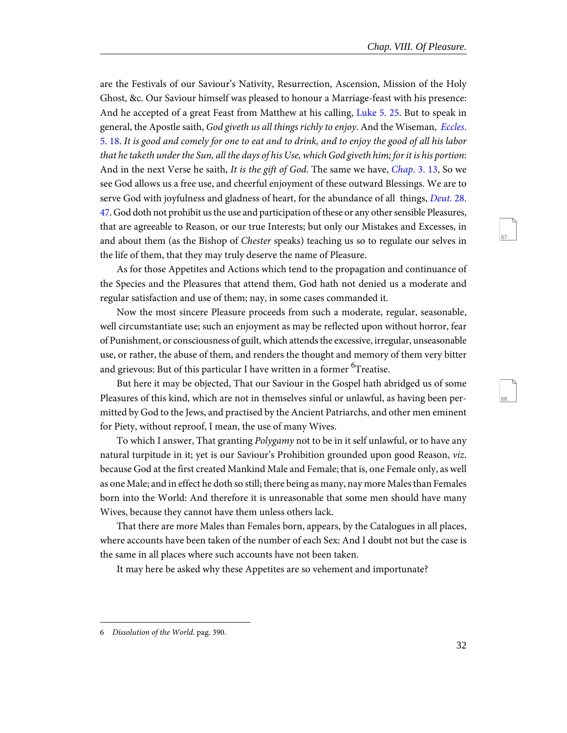are the Festivals of our Saviour's Nativity, Resurrection, Ascension, Mission of the Holy Ghost, &c. Our Saviour himself was pleased to honour a Marriage-feast with his presence: And he accepted of a great Feast from Matthew at his calling, Luke 5. 25. But to speak in general, the Apostle saith, *God giveth us all things richly to enjoy*. And the Wiseman, *Eccles.* 5. 18. *It is good and comely for one to eat and to drink, and to enjoy the good of all his labor that he taketh under the Sun, all the days of his Use, which God giveth him; for it is his portion*: And in the next Verse he saith, *It is the gift of God*. The same we have, *Chap.* 3. 13, So we see God allows us a free use, and cheerful enjoyment of these outward Blessings. We are to serve God with joyfulness and gladness of heart, for the abundance of all things, *Deut.* 28. 47. God doth not prohibit us the use and participation of these or any other sensible Pleasures, that are agreeable to Reason, or our true Interests; but only our Mistakes and Excesses, in and about them (as the Bishop of *Chester* speaks) teaching us so to regulate our selves in the life of them, that they may truly deserve the name of Pleasure.

As for those Appetites and Actions which tend to the propagation and continuance of the Species and the Pleasures that attend them, God hath not denied us a moderate and regular satisfaction and use of them; nay, in some cases commanded it.

Now the most sincere Pleasure proceeds from such a moderate, regular, seasonable, well circumstantiate use; such an enjoyment as may be reflected upon without horror, fear of Punishment, or consciousness of guilt, which attends the excessive, irregular, unseasonable use, or rather, the abuse of them, and renders the thought and memory of them very bitter and grievous: But of this particular I have written in a former [6]Treatise.

But here it may be objected, That our Saviour in the Gospel hath abridged us of some Pleasures of this kind, which are not in themselves sinful or unlawful, as having been permitted by God to the Jews, and practised by the Ancient Patriarchs, and other men eminent for Piety, without reproof, I mean, the use of many Wives.

To which I answer, That granting *Polygamy* not to be in it self unlawful, or to have any natural turpitude in it; yet is our Saviour's Prohibition grounded upon good Reason, *viz.* because God at the first created Mankind Male and Female; that is, one Female only, as well as one Male; and in effect he doth so still; there being as many, nay more Males than Females born into the World: And therefore it is unreasonable that some men should have many Wives, because they cannot have them unless others lack.

That there are more Males than Females born, appears, by the Catalogues in all places, where accounts have been taken of the number of each Sex: And I doubt not but the case is the same in all places where such accounts have not been taken.

It may here be asked why these Appetites are so vehement and importunate?

---

6 *Dissolution of the World.* pag. 390.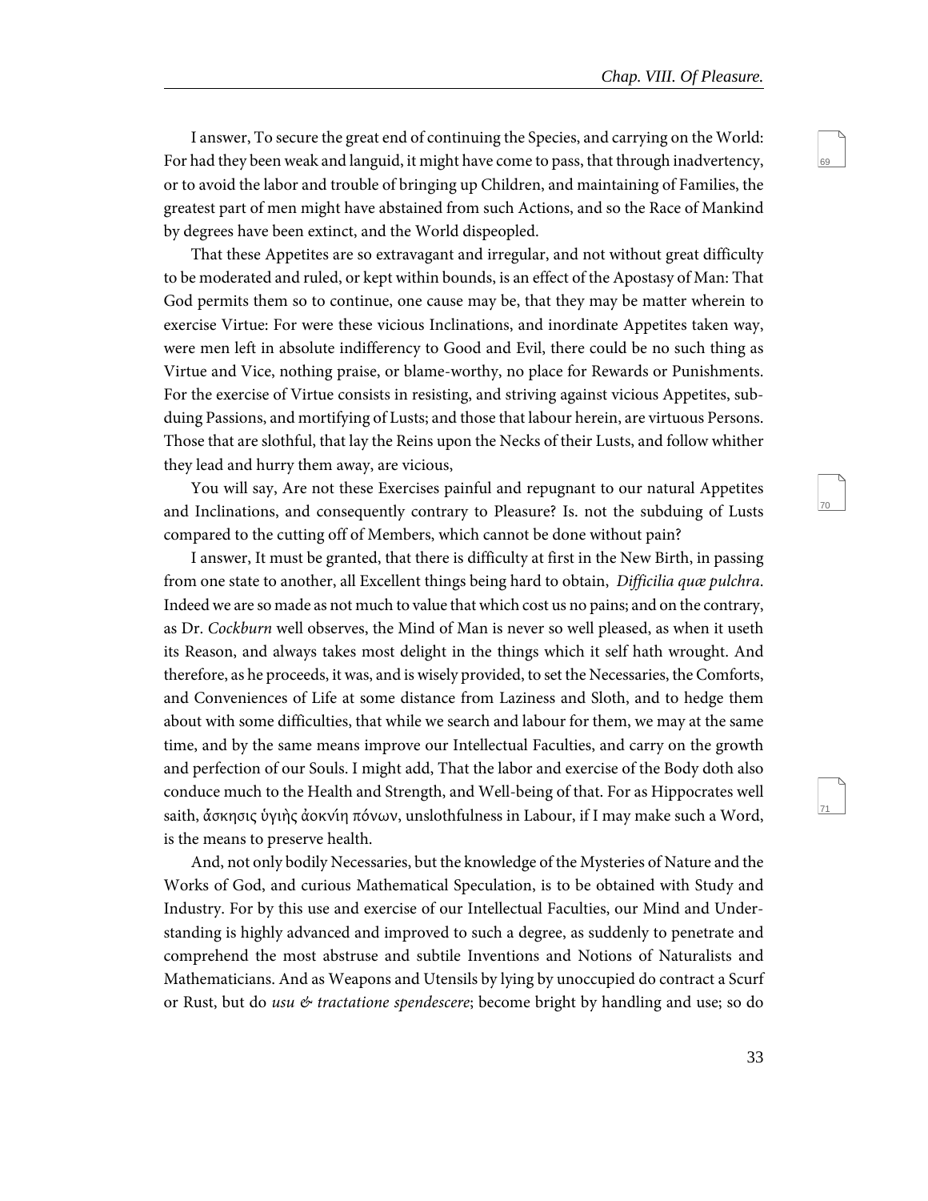I answer, To secure the great end of continuing the Species, and carrying on the World: For had they been weak and languid, it might have come to pass, that through inadvertency, or to avoid the labor and trouble of bringing up Children, and maintaining of Families, the greatest part of men might have abstained from such Actions, and so the Race of Mankind by degrees have been extinct, and the World dispeopled.

That these Appetites are so extravagant and irregular, and not without great difficulty to be moderated and ruled, or kept within bounds, is an effect of the Apostasy of Man: That God permits them so to continue, one cause may be, that they may be matter wherein to exercise Virtue: For were these vicious Inclinations, and inordinate Appetites taken way, were men left in absolute indifferency to Good and Evil, there could be no such thing as Virtue and Vice, nothing praise, or blame-worthy, no place for Rewards or Punishments. For the exercise of Virtue consists in resisting, and striving against vicious Appetites, subduing Passions, and mortifying of Lusts; and those that labour herein, are virtuous Persons. Those that are slothful, that lay the Reins upon the Necks of their Lusts, and follow whither they lead and hurry them away, are vicious,

You will say, Are not these Exercises painful and repugnant to our natural Appetites and Inclinations, and consequently contrary to Pleasure? Is. not the subduing of Lusts compared to the cutting off of Members, which cannot be done without pain?

I answer, It must be granted, that there is difficulty at first in the New Birth, in passing from one state to another, all Excellent things being hard to obtain, *Difficilia quæ pulchra*. Indeed we are so made as not much to value that which cost us no pains; and on the contrary, as Dr. *Cockburn* well observes, the Mind of Man is never so well pleased, as when it useth its Reason, and always takes most delight in the things which it self hath wrought. And therefore, as he proceeds, it was, and is wisely provided, to set the Necessaries, the Comforts, and Conveniences of Life at some distance from Laziness and Sloth, and to hedge them about with some difficulties, that while we search and labour for them, we may at the same time, and by the same means improve our Intellectual Faculties, and carry on the growth and perfection of our Souls. I might add, That the labor and exercise of the Body doth also conduce much to the Health and Strength, and Well-being of that. For as Hippocrates well saith, ἄσκησις ὑγιὴς ἀοκνίη πόνων, unslothfulness in Labour, if I may make such a Word, is the means to preserve health.

And, not only bodily Necessaries, but the knowledge of the Mysteries of Nature and the Works of God, and curious Mathematical Speculation, is to be obtained with Study and Industry. For by this use and exercise of our Intellectual Faculties, our Mind and Understanding is highly advanced and improved to such a degree, as suddenly to penetrate and comprehend the most abstruse and subtile Inventions and Notions of Naturalists and Mathematicians. And as Weapons and Utensils by lying by unoccupied do contract a Scurf or Rust, but do *usu & tractatione spendescere*; become bright by handling and use; so do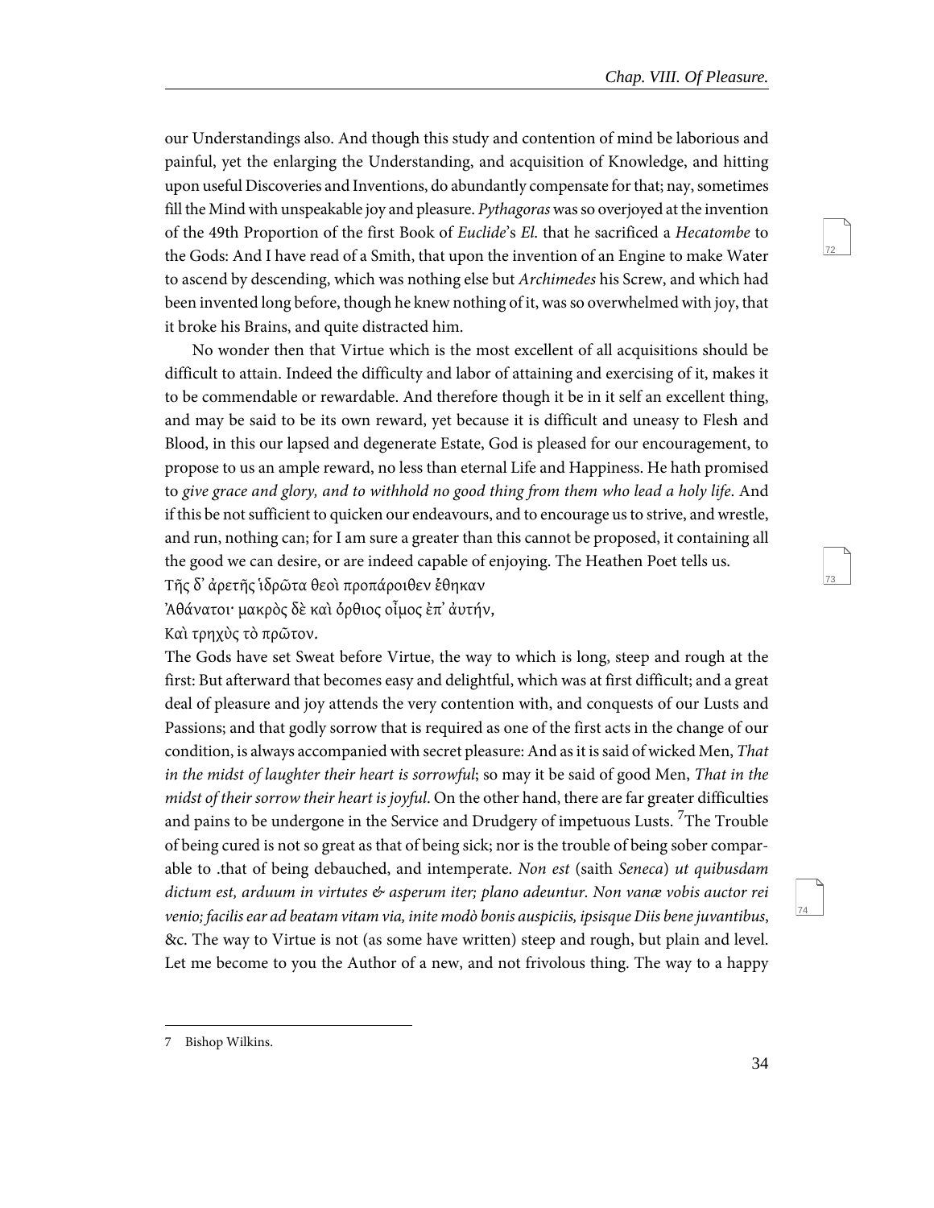our Understandings also. And though this study and contention of mind be laborious and painful, yet the enlarging the Understanding, and acquisition of Knowledge, and hitting upon useful Discoveries and Inventions, do abundantly compensate for that; nay, sometimes fill the Mind with unspeakable joy and pleasure. *Pythagoras* was so overjoyed at the invention of the 49th Proportion of the first Book of *Euclide*'s *El.* that he sacrificed a *Hecatombe* to the Gods: And I have read of a Smith, that upon the invention of an Engine to make Water to ascend by descending, which was nothing else but *Archimedes* his Screw, and which had been invented long before, though he knew nothing of it, was so overwhelmed with joy, that it broke his Brains, and quite distracted him.

No wonder then that Virtue which is the most excellent of all acquisitions should be difficult to attain. Indeed the difficulty and labor of attaining and exercising of it, makes it to be commendable or rewardable. And therefore though it be in it self an excellent thing, and may be said to be its own reward, yet because it is difficult and uneasy to Flesh and Blood, in this our lapsed and degenerate Estate, God is pleased for our encouragement, to propose to us an ample reward, no less than eternal Life and Happiness. He hath promised to *give grace and glory, and to withhold no good thing from them who lead a holy life*. And if this be not sufficient to quicken our endeavours, and to encourage us to strive, and wrestle, and run, nothing can; for I am sure a greater than this cannot be proposed, it containing all the good we can desire, or are indeed capable of enjoying. The Heathen Poet tells us.

Τῆς δ' ἀρετῆς ἱδρῶτα θεοὶ προπάροιθεν ἔθηκαν
Ἀθάνατοι· μακρὸς δὲ καὶ ὄρθιος οἶμος ἐπ' ἀυτήν,
Καὶ τρηχὺς τὸ πρῶτον.

The Gods have set Sweat before Virtue, the way to which is long, steep and rough at the first: But afterward that becomes easy and delightful, which was at first difficult; and a great deal of pleasure and joy attends the very contention with, and conquests of our Lusts and Passions; and that godly sorrow that is required as one of the first acts in the change of our condition, is always accompanied with secret pleasure: And as it is said of wicked Men, *That in the midst of laughter their heart is sorrowful*; so may it be said of good Men, *That in the midst of their sorrow their heart is joyful*. On the other hand, there are far greater difficulties and pains to be undergone in the Service and Drudgery of impetuous Lusts. [7]The Trouble of being cured is not so great as that of being sick; nor is the trouble of being sober comparable to .that of being debauched, and intemperate. *Non est* (saith *Seneca*) *ut quibusdam dictum est, arduum in virtutes & asperum iter; plano adeuntur. Non vanæ vobis auctor rei venio; facilis ear ad beatam vitam via, inite modò bonis auspiciis, ipsisque Diis bene juvantibus*, &c. The way to Virtue is not (as some have written) steep and rough, but plain and level. Let me become to you the Author of a new, and not frivolous thing. The way to a happy

7 Bishop Wilkins.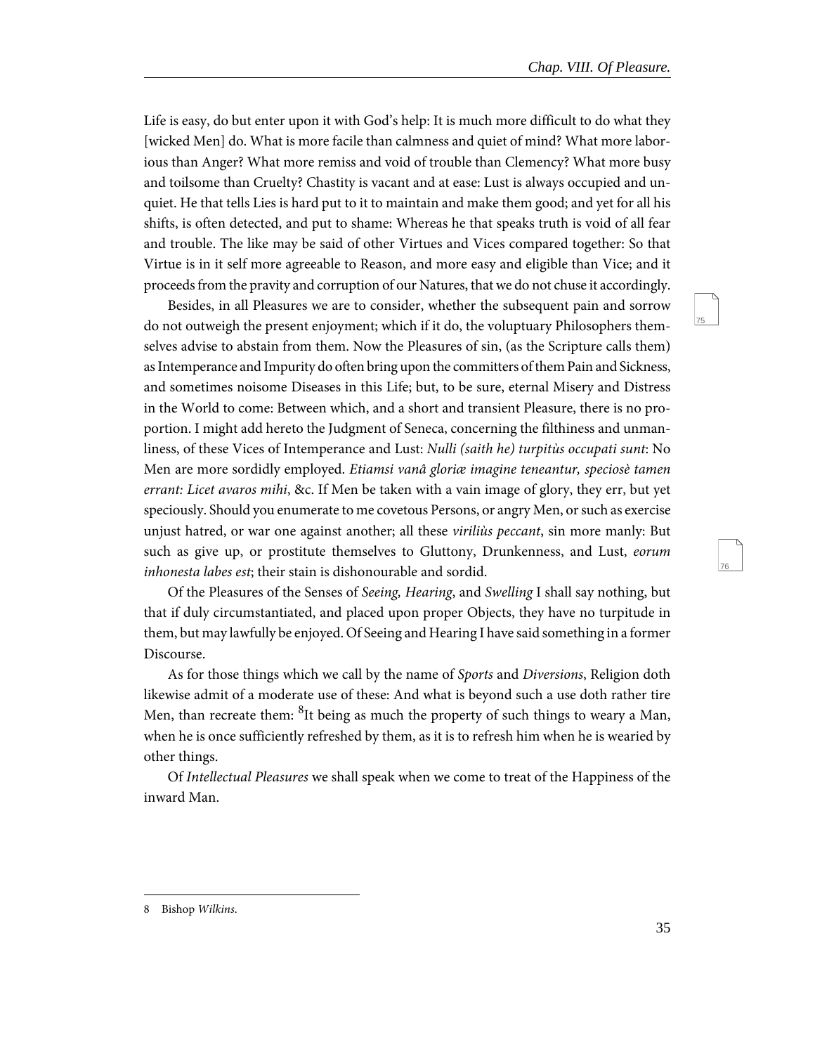Life is easy, do but enter upon it with God's help: It is much more difficult to do what they [wicked Men] do. What is more facile than calmness and quiet of mind? What more laborious than Anger? What more remiss and void of trouble than Clemency? What more busy and toilsome than Cruelty? Chastity is vacant and at ease: Lust is always occupied and unquiet. He that tells Lies is hard put to it to maintain and make them good; and yet for all his shifts, is often detected, and put to shame: Whereas he that speaks truth is void of all fear and trouble. The like may be said of other Virtues and Vices compared together: So that Virtue is in it self more agreeable to Reason, and more easy and eligible than Vice; and it proceeds from the pravity and corruption of our Natures, that we do not chuse it accordingly.

Besides, in all Pleasures we are to consider, whether the subsequent pain and sorrow do not outweigh the present enjoyment; which if it do, the voluptuary Philosophers themselves advise to abstain from them. Now the Pleasures of sin, (as the Scripture calls them) as Intemperance and Impurity do often bring upon the committers of them Pain and Sickness, and sometimes noisome Diseases in this Life; but, to be sure, eternal Misery and Distress in the World to come: Between which, and a short and transient Pleasure, there is no proportion. I might add hereto the Judgment of Seneca, concerning the filthiness and unmanliness, of these Vices of Intemperance and Lust: *Nulli (saith he) turpitùs occupati sunt*: No Men are more sordidly employed. *Etiamsi vanâ gloriæ imagine teneantur, speciosè tamen errant: Licet avaros mihi*, &c. If Men be taken with a vain image of glory, they err, but yet speciously. Should you enumerate to me covetous Persons, or angry Men, or such as exercise unjust hatred, or war one against another; all these *viriliùs peccant*, sin more manly: But such as give up, or prostitute themselves to Gluttony, Drunkenness, and Lust, *eorum inhonesta labes est*; their stain is dishonourable and sordid.

Of the Pleasures of the Senses of *Seeing, Hearing*, and *Swelling* I shall say nothing, but that if duly circumstantiated, and placed upon proper Objects, they have no turpitude in them, but may lawfully be enjoyed. Of Seeing and Hearing I have said something in a former Discourse.

As for those things which we call by the name of *Sports* and *Diversions*, Religion doth likewise admit of a moderate use of these: And what is beyond such a use doth rather tire Men, than recreate them: [8]It being as much the property of such things to weary a Man, when he is once sufficiently refreshed by them, as it is to refresh him when he is wearied by other things.

Of *Intellectual Pleasures* we shall speak when we come to treat of the Happiness of the inward Man.

---

8 Bishop *Wilkins*.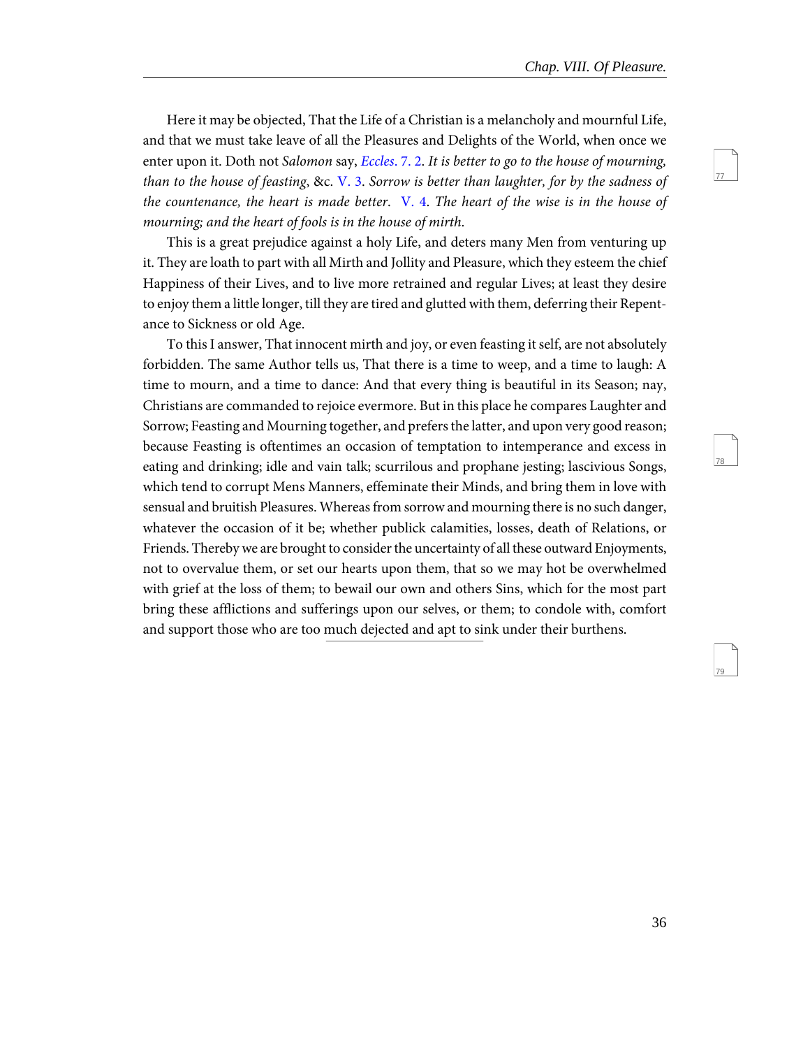Here it may be objected, That the Life of a Christian is a melancholy and mournful Life, and that we must take leave of all the Pleasures and Delights of the World, when once we enter upon it. Doth not *Salomon* say, *Eccles.* 7. 2. *It is better to go to the house of mourning, than to the house of feasting*, &c. V. 3. *Sorrow is better than laughter, for by the sadness of the countenance, the heart is made better*. V. 4. *The heart of the wise is in the house of mourning; and the heart of fools is in the house of mirth*.

This is a great prejudice against a holy Life, and deters many Men from venturing up it. They are loath to part with all Mirth and Jollity and Pleasure, which they esteem the chief Happiness of their Lives, and to live more retrained and regular Lives; at least they desire to enjoy them a little longer, till they are tired and glutted with them, deferring their Repentance to Sickness or old Age.

To this I answer, That innocent mirth and joy, or even feasting it self, are not absolutely forbidden. The same Author tells us, That there is a time to weep, and a time to laugh: A time to mourn, and a time to dance: And that every thing is beautiful in its Season; nay, Christians are commanded to rejoice evermore. But in this place he compares Laughter and Sorrow; Feasting and Mourning together, and prefers the latter, and upon very good reason; because Feasting is oftentimes an occasion of temptation to intemperance and excess in eating and drinking; idle and vain talk; scurrilous and prophane jesting; lascivious Songs, which tend to corrupt Mens Manners, effeminate their Minds, and bring them in love with sensual and bruitish Pleasures. Whereas from sorrow and mourning there is no such danger, whatever the occasion of it be; whether publick calamities, losses, death of Relations, or Friends. Thereby we are brought to consider the uncertainty of all these outward Enjoyments, not to overvalue them, or set our hearts upon them, that so we may hot be overwhelmed with grief at the loss of them; to bewail our own and others Sins, which for the most part bring these afflictions and sufferings upon our selves, or them; to condole with, comfort and support those who are too much dejected and apt to sink under their burthens.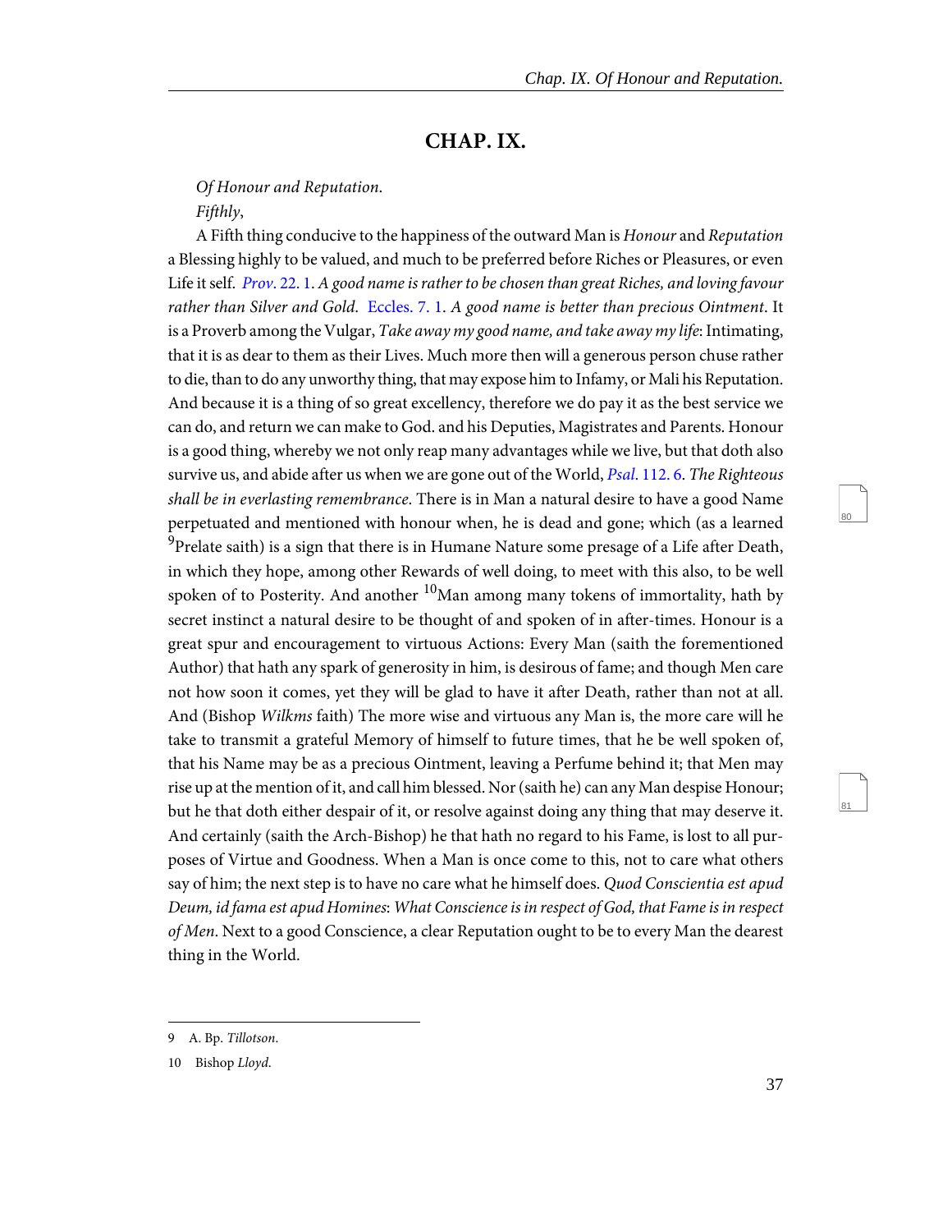## CHAP. IX.

*Of Honour and Reputation.*

*Fifthly*,

A Fifth thing conducive to the happiness of the outward Man is *Honour* and *Reputation* a Blessing highly to be valued, and much to be preferred before Riches or Pleasures, or even Life it self. *Prov*. 22. 1. *A good name is rather to be chosen than great Riches, and loving favour rather than Silver and Gold*. Eccles. 7. 1. *A good name is better than precious Ointment*. It is a Proverb among the Vulgar, *Take away my good name, and take away my life*: Intimating, that it is as dear to them as their Lives. Much more then will a generous person chuse rather to die, than to do any unworthy thing, that may expose him to Infamy, or Mali his Reputation. And because it is a thing of so great excellency, therefore we do pay it as the best service we can do, and return we can make to God. and his Deputies, Magistrates and Parents. Honour is a good thing, whereby we not only reap many advantages while we live, but that doth also survive us, and abide after us when we are gone out of the World, *Psal*. 112. 6. *The Righteous shall be in everlasting remembrance*. There is in Man a natural desire to have a good Name perpetuated and mentioned with honour when, he is dead and gone; which (as a learned [9]Prelate saith) is a sign that there is in Humane Nature some presage of a Life after Death, in which they hope, among other Rewards of well doing, to meet with this also, to be well spoken of to Posterity. And another [10]Man among many tokens of immortality, hath by secret instinct a natural desire to be thought of and spoken of in after-times. Honour is a great spur and encouragement to virtuous Actions: Every Man (saith the forementioned Author) that hath any spark of generosity in him, is desirous of fame; and though Men care not how soon it comes, yet they will be glad to have it after Death, rather than not at all. And (Bishop *Wilkms* faith) The more wise and virtuous any Man is, the more care will he take to transmit a grateful Memory of himself to future times, that he be well spoken of, that his Name may be as a precious Ointment, leaving a Perfume behind it; that Men may rise up at the mention of it, and call him blessed. Nor (saith he) can any Man despise Honour; but he that doth either despair of it, or resolve against doing any thing that may deserve it. And certainly (saith the Arch-Bishop) he that hath no regard to his Fame, is lost to all purposes of Virtue and Goodness. When a Man is once come to this, not to care what others say of him; the next step is to have no care what he himself does. *Quod Conscientia est apud Deum, id fama est apud Homines*: *What Conscience is in respect of God, that Fame is in respect of Men*. Next to a good Conscience, a clear Reputation ought to be to every Man the dearest thing in the World.

---

9 A. Bp. *Tillotson*.

10 Bishop *Lloyd*.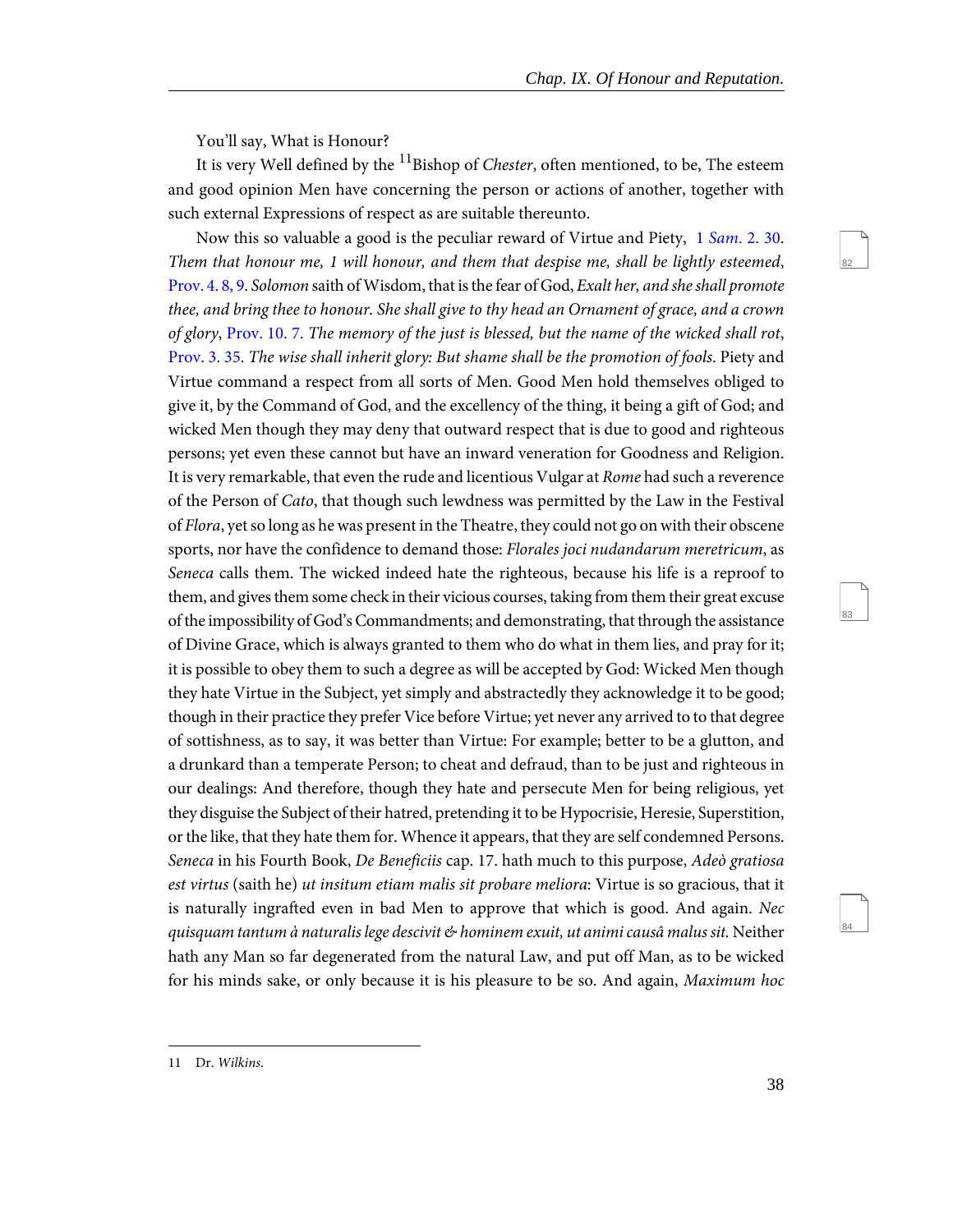You'll say, What is Honour?

It is very Well defined by the [11]Bishop of *Chester*, often mentioned, to be, The esteem and good opinion Men have concerning the person or actions of another, together with such external Expressions of respect as are suitable thereunto.

Now this so valuable a good is the peculiar reward of Virtue and Piety, 1 *Sam.* 2. 30. *Them that honour me, 1 will honour, and them that despise me, shall be lightly esteemed*, Prov. 4. 8, 9. *Solomon* saith of Wisdom, that is the fear of God, *Exalt her, and she shall promote thee, and bring thee to honour. She shall give to thy head an Ornament of grace, and a crown of glory*, Prov. 10. 7. *The memory of the just is blessed, but the name of the wicked shall rot*, Prov. 3. 35. *The wise shall inherit glory: But shame shall be the promotion of fools*. Piety and Virtue command a respect from all sorts of Men. Good Men hold themselves obliged to give it, by the Command of God, and the excellency of the thing, it being a gift of God; and wicked Men though they may deny that outward respect that is due to good and righteous persons; yet even these cannot but have an inward veneration for Goodness and Religion. It is very remarkable, that even the rude and licentious Vulgar at *Rome* had such a reverence of the Person of *Cato*, that though such lewdness was permitted by the Law in the Festival of *Flora*, yet so long as he was present in the Theatre, they could not go on with their obscene sports, nor have the confidence to demand those: *Florales joci nudandarum meretricum*, as *Seneca* calls them. The wicked indeed hate the righteous, because his life is a reproof to them, and gives them some check in their vicious courses, taking from them their great excuse of the impossibility of God's Commandments; and demonstrating, that through the assistance of Divine Grace, which is always granted to them who do what in them lies, and pray for it; it is possible to obey them to such a degree as will be accepted by God: Wicked Men though they hate Virtue in the Subject, yet simply and abstractedly they acknowledge it to be good; though in their practice they prefer Vice before Virtue; yet never any arrived to to that degree of sottishness, as to say, it was better than Virtue: For example; better to be a glutton, and a drunkard than a temperate Person; to cheat and defraud, than to be just and righteous in our dealings: And therefore, though they hate and persecute Men for being religious, yet they disguise the Subject of their hatred, pretending it to be Hypocrisie, Heresie, Superstition, or the like, that they hate them for. Whence it appears, that they are self condemned Persons. *Seneca* in his Fourth Book, *De Beneficiis* cap. 17. hath much to this purpose, *Adeò gratiosa est virtus* (saith he) *ut insitum etiam malis sit probare meliora*: Virtue is so gracious, that it is naturally ingrafted even in bad Men to approve that which is good. And again. *Nec quisquam tantum à naturalis lege descivit & hominem exuit, ut animi causâ malus sit.* Neither hath any Man so far degenerated from the natural Law, and put off Man, as to be wicked for his minds sake, or only because it is his pleasure to be so. And again, *Maximum hoc*

---

11 Dr. *Wilkins.*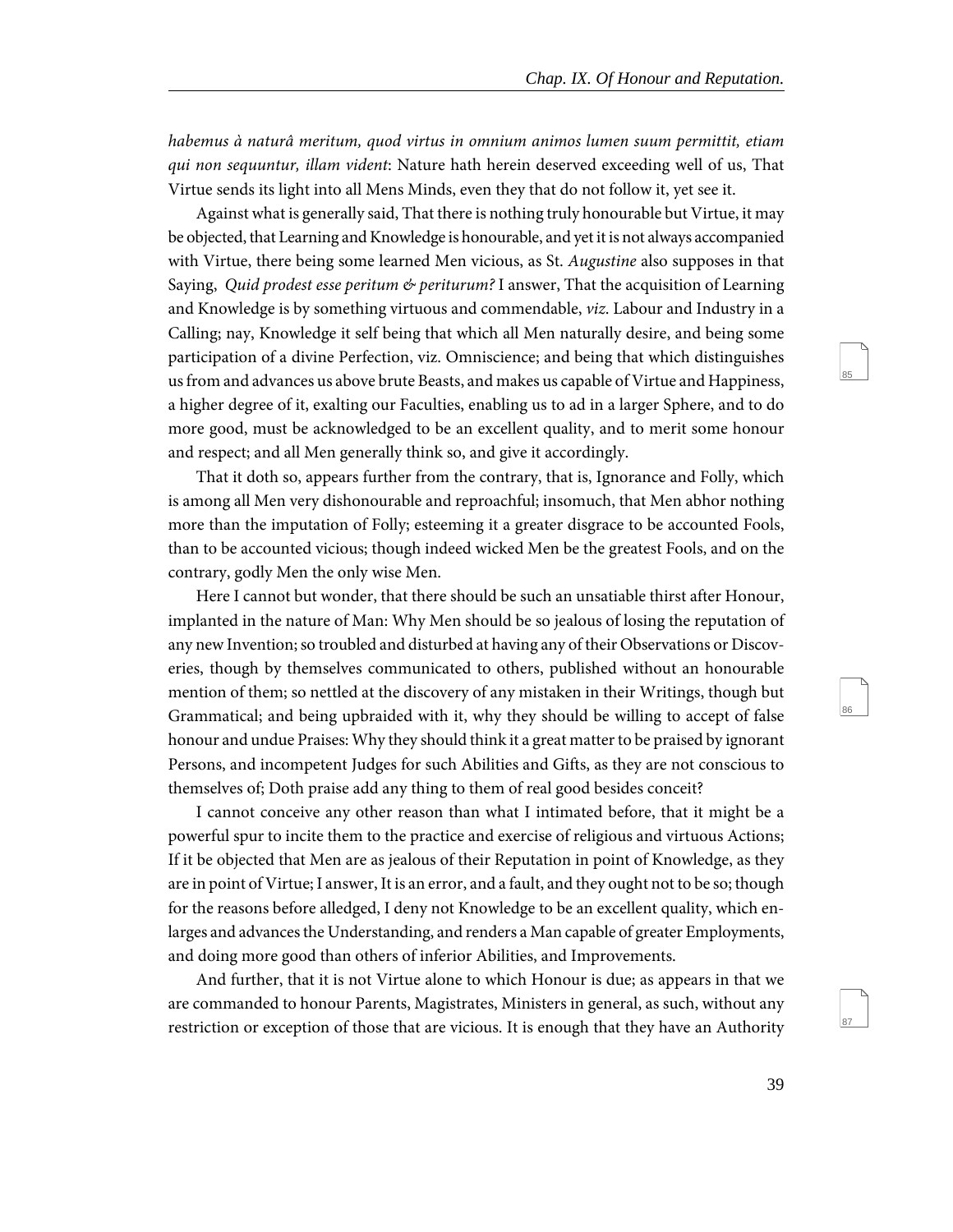*habemus à naturâ meritum, quod virtus in omnium animos lumen suum permittit, etiam qui non sequuntur, illam vident*: Nature hath herein deserved exceeding well of us, That Virtue sends its light into all Mens Minds, even they that do not follow it, yet see it.

Against what is generally said, That there is nothing truly honourable but Virtue, it may be objected, that Learning and Knowledge is honourable, and yet it is not always accompanied with Virtue, there being some learned Men vicious, as St. *Augustine* also supposes in that Saying, *Quid prodest esse peritum & periturum?* I answer, That the acquisition of Learning and Knowledge is by something virtuous and commendable, *viz*. Labour and Industry in a Calling; nay, Knowledge it self being that which all Men naturally desire, and being some participation of a divine Perfection, viz. Omniscience; and being that which distinguishes us from and advances us above brute Beasts, and makes us capable of Virtue and Happiness, a higher degree of it, exalting our Faculties, enabling us to ad in a larger Sphere, and to do more good, must be acknowledged to be an excellent quality, and to merit some honour and respect; and all Men generally think so, and give it accordingly.

That it doth so, appears further from the contrary, that is, Ignorance and Folly, which is among all Men very dishonourable and reproachful; insomuch, that Men abhor nothing more than the imputation of Folly; esteeming it a greater disgrace to be accounted Fools, than to be accounted vicious; though indeed wicked Men be the greatest Fools, and on the contrary, godly Men the only wise Men.

Here I cannot but wonder, that there should be such an unsatiable thirst after Honour, implanted in the nature of Man: Why Men should be so jealous of losing the reputation of any new Invention; so troubled and disturbed at having any of their Observations or Discoveries, though by themselves communicated to others, published without an honourable mention of them; so nettled at the discovery of any mistaken in their Writings, though but Grammatical; and being upbraided with it, why they should be willing to accept of false honour and undue Praises: Why they should think it a great matter to be praised by ignorant Persons, and incompetent Judges for such Abilities and Gifts, as they are not conscious to themselves of; Doth praise add any thing to them of real good besides conceit?

I cannot conceive any other reason than what I intimated before, that it might be a powerful spur to incite them to the practice and exercise of religious and virtuous Actions; If it be objected that Men are as jealous of their Reputation in point of Knowledge, as they are in point of Virtue; I answer, It is an error, and a fault, and they ought not to be so; though for the reasons before alledged, I deny not Knowledge to be an excellent quality, which enlarges and advances the Understanding, and renders a Man capable of greater Employments, and doing more good than others of inferior Abilities, and Improvements.

And further, that it is not Virtue alone to which Honour is due; as appears in that we are commanded to honour Parents, Magistrates, Ministers in general, as such, without any restriction or exception of those that are vicious. It is enough that they have an Authority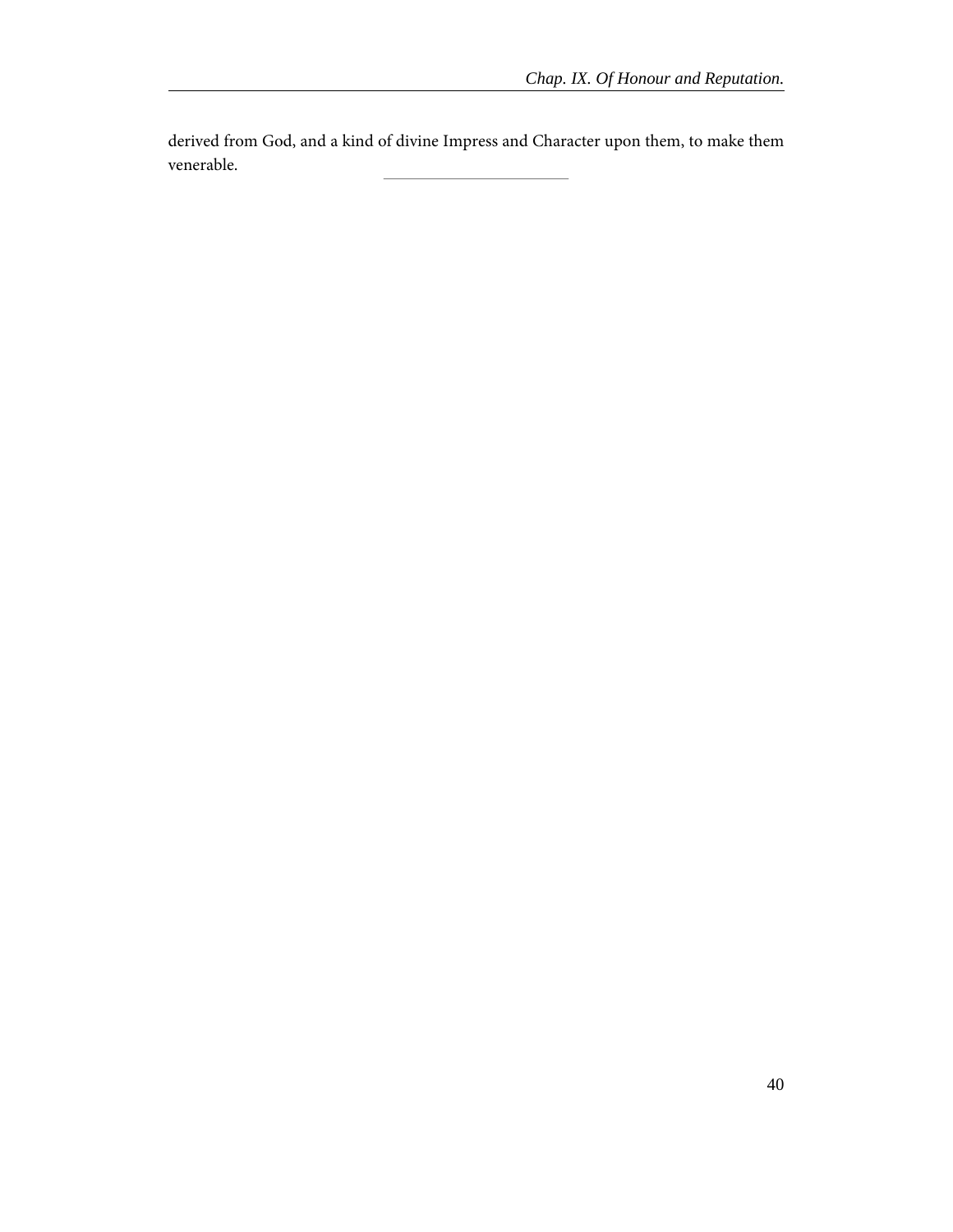derived from God, and a kind of divine Impress and Character upon them, to make them venerable.

---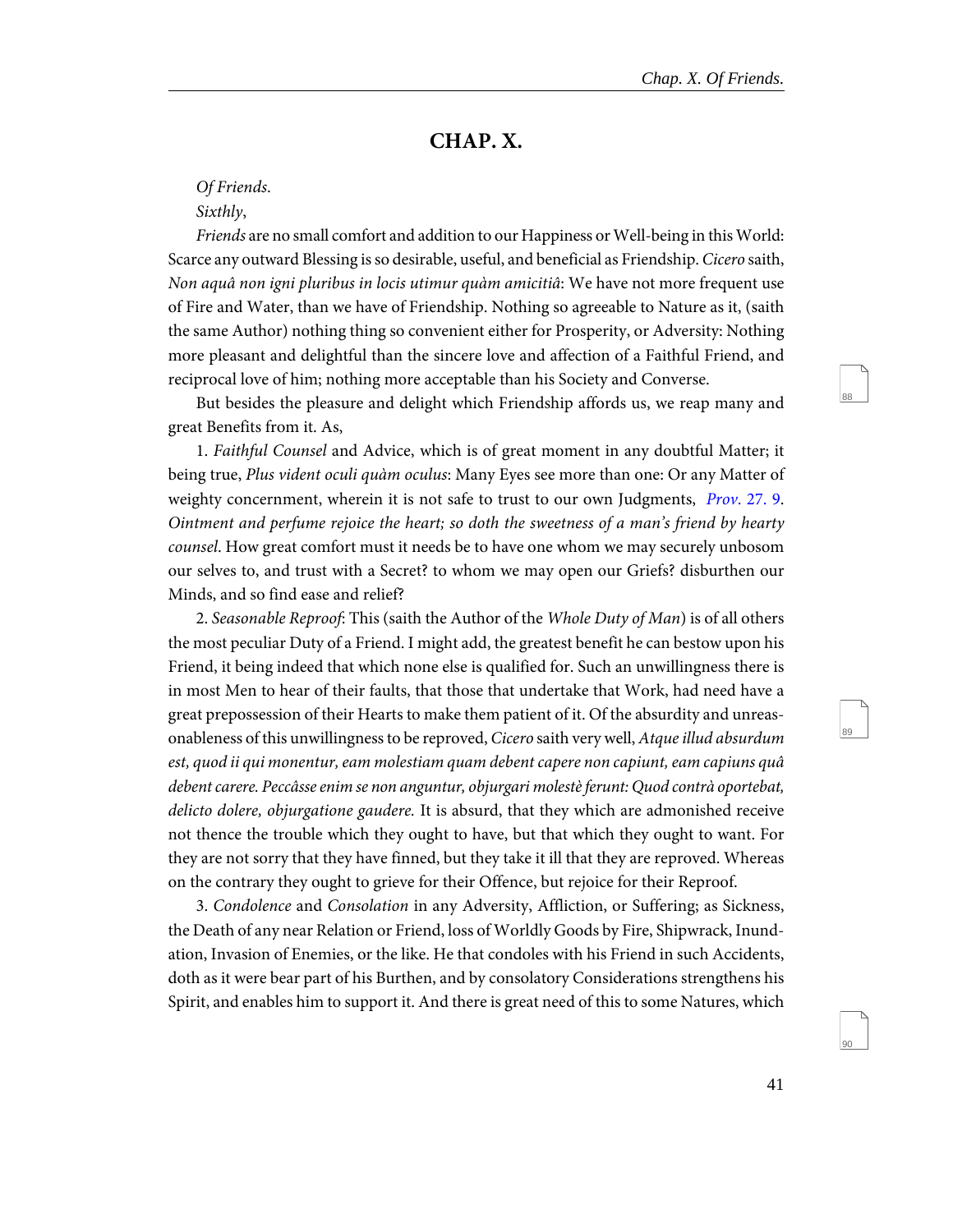## CHAP. X.

*Of Friends*.

*Sixthly*,

*Friends* are no small comfort and addition to our Happiness or Well-being in this World: Scarce any outward Blessing is so desirable, useful, and beneficial as Friendship. *Cicero* saith, *Non aquâ non igni pluribus in locis utimur quàm amicitiâ*: We have not more frequent use of Fire and Water, than we have of Friendship. Nothing so agreeable to Nature as it, (saith the same Author) nothing thing so convenient either for Prosperity, or Adversity: Nothing more pleasant and delightful than the sincere love and affection of a Faithful Friend, and reciprocal love of him; nothing more acceptable than his Society and Converse.

But besides the pleasure and delight which Friendship affords us, we reap many and great Benefits from it. As,

1. *Faithful Counsel* and Advice, which is of great moment in any doubtful Matter; it being true, *Plus vident oculi quàm oculus*: Many Eyes see more than one: Or any Matter of weighty concernment, wherein it is not safe to trust to our own Judgments, *Prov*. 27. 9. *Ointment and perfume rejoice the heart; so doth the sweetness of a man's friend by hearty counsel*. How great comfort must it needs be to have one whom we may securely unbosom our selves to, and trust with a Secret? to whom we may open our Griefs? disburthen our Minds, and so find ease and relief?

2. *Seasonable Reproof*: This (saith the Author of the *Whole Duty of Man*) is of all others the most peculiar Duty of a Friend. I might add, the greatest benefit he can bestow upon his Friend, it being indeed that which none else is qualified for. Such an unwillingness there is in most Men to hear of their faults, that those that undertake that Work, had need have a great prepossession of their Hearts to make them patient of it. Of the absurdity and unreasonableness of this unwillingness to be reproved, *Cicero* saith very well, *Atque illud absurdum est, quod ii qui monentur, eam molestiam quam debent capere non capiunt, eam capiuns quâ debent carere. Peccâsse enim se non anguntur, objurgari molestè ferunt: Quod contrà oportebat, delicto dolere, objurgatione gaudere.* It is absurd, that they which are admonished receive not thence the trouble which they ought to have, but that which they ought to want. For they are not sorry that they have finned, but they take it ill that they are reproved. Whereas on the contrary they ought to grieve for their Offence, but rejoice for their Reproof.

3. *Condolence* and *Consolation* in any Adversity, Affliction, or Suffering; as Sickness, the Death of any near Relation or Friend, loss of Worldly Goods by Fire, Shipwrack, Inundation, Invasion of Enemies, or the like. He that condoles with his Friend in such Accidents, doth as it were bear part of his Burthen, and by consolatory Considerations strengthens his Spirit, and enables him to support it. And there is great need of this to some Natures, which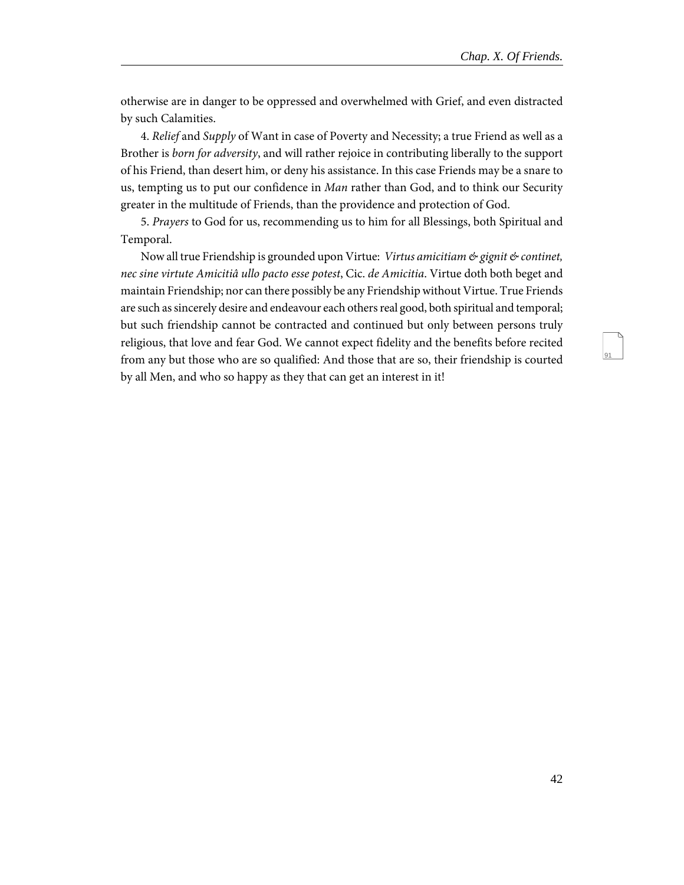otherwise are in danger to be oppressed and overwhelmed with Grief, and even distracted by such Calamities.

4. *Relief* and *Supply* of Want in case of Poverty and Necessity; a true Friend as well as a Brother is *born for adversity*, and will rather rejoice in contributing liberally to the support of his Friend, than desert him, or deny his assistance. In this case Friends may be a snare to us, tempting us to put our confidence in *Man* rather than God, and to think our Security greater in the multitude of Friends, than the providence and protection of God.

5. *Prayers* to God for us, recommending us to him for all Blessings, both Spiritual and Temporal.

Now all true Friendship is grounded upon Virtue: *Virtus amicitiam & gignit & continet, nec sine virtute Amicitiâ ullo pacto esse potest*, Cic. *de Amicitia*. Virtue doth both beget and maintain Friendship; nor can there possibly be any Friendship without Virtue. True Friends are such as sincerely desire and endeavour each others real good, both spiritual and temporal; but such friendship cannot be contracted and continued but only between persons truly religious, that love and fear God. We cannot expect fidelity and the benefits before recited from any but those who are so qualified: And those that are so, their friendship is courted by all Men, and who so happy as they that can get an interest in it!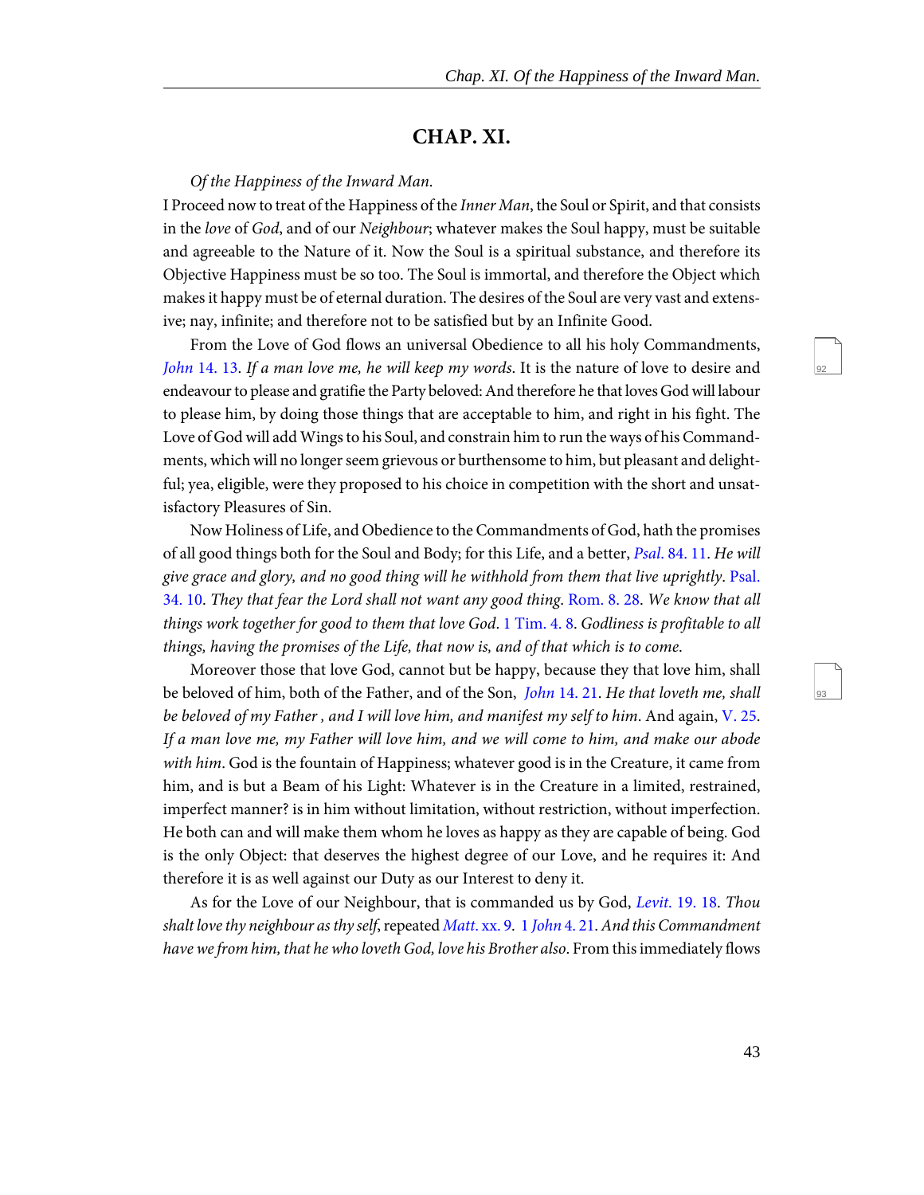## CHAP. XI.

*Of the Happiness of the Inward Man.*

I Proceed now to treat of the Happiness of the *Inner Man*, the Soul or Spirit, and that consists in the *love* of *God*, and of our *Neighbour*; whatever makes the Soul happy, must be suitable and agreeable to the Nature of it. Now the Soul is a spiritual substance, and therefore its Objective Happiness must be so too. The Soul is immortal, and therefore the Object which makes it happy must be of eternal duration. The desires of the Soul are very vast and extensive; nay, infinite; and therefore not to be satisfied but by an Infinite Good.

From the Love of God flows an universal Obedience to all his holy Commandments, *John* 14. 13. *If a man love me, he will keep my words*. It is the nature of love to desire and endeavour to please and gratifie the Party beloved: And therefore he that loves God will labour to please him, by doing those things that are acceptable to him, and right in his fight. The Love of God will add Wings to his Soul, and constrain him to run the ways of his Commandments, which will no longer seem grievous or burthensome to him, but pleasant and delightful; yea, eligible, were they proposed to his choice in competition with the short and unsatisfactory Pleasures of Sin.

Now Holiness of Life, and Obedience to the Commandments of God, hath the promises of all good things both for the Soul and Body; for this Life, and a better, *Psal.* 84. 11. *He will give grace and glory, and no good thing will he withhold from them that live uprightly*. Psal. 34. 10. *They that fear the Lord shall not want any good thing*. Rom. 8. 28. *We know that all things work together for good to them that love God*. 1 Tim. 4. 8. *Godliness is profitable to all things, having the promises of the Life, that now is, and of that which is to come*.

Moreover those that love God, cannot but be happy, because they that love him, shall be beloved of him, both of the Father, and of the Son, *John* 14. 21. *He that loveth me, shall be beloved of my Father , and I will love him, and manifest my self to him*. And again, V. 25. *If a man love me, my Father will love him, and we will come to him, and make our abode with him*. God is the fountain of Happiness; whatever good is in the Creature, it came from him, and is but a Beam of his Light: Whatever is in the Creature in a limited, restrained, imperfect manner? is in him without limitation, without restriction, without imperfection. He both can and will make them whom he loves as happy as they are capable of being. God is the only Object: that deserves the highest degree of our Love, and he requires it: And therefore it is as well against our Duty as our Interest to deny it.

As for the Love of our Neighbour, that is commanded us by God, *Levit.* 19. 18. *Thou shalt love thy neighbour as thy self*, repeated *Matt.* xx. 9. 1 *John* 4. 21. *And this Commandment have we from him, that he who loveth God, love his Brother also*. From this immediately flows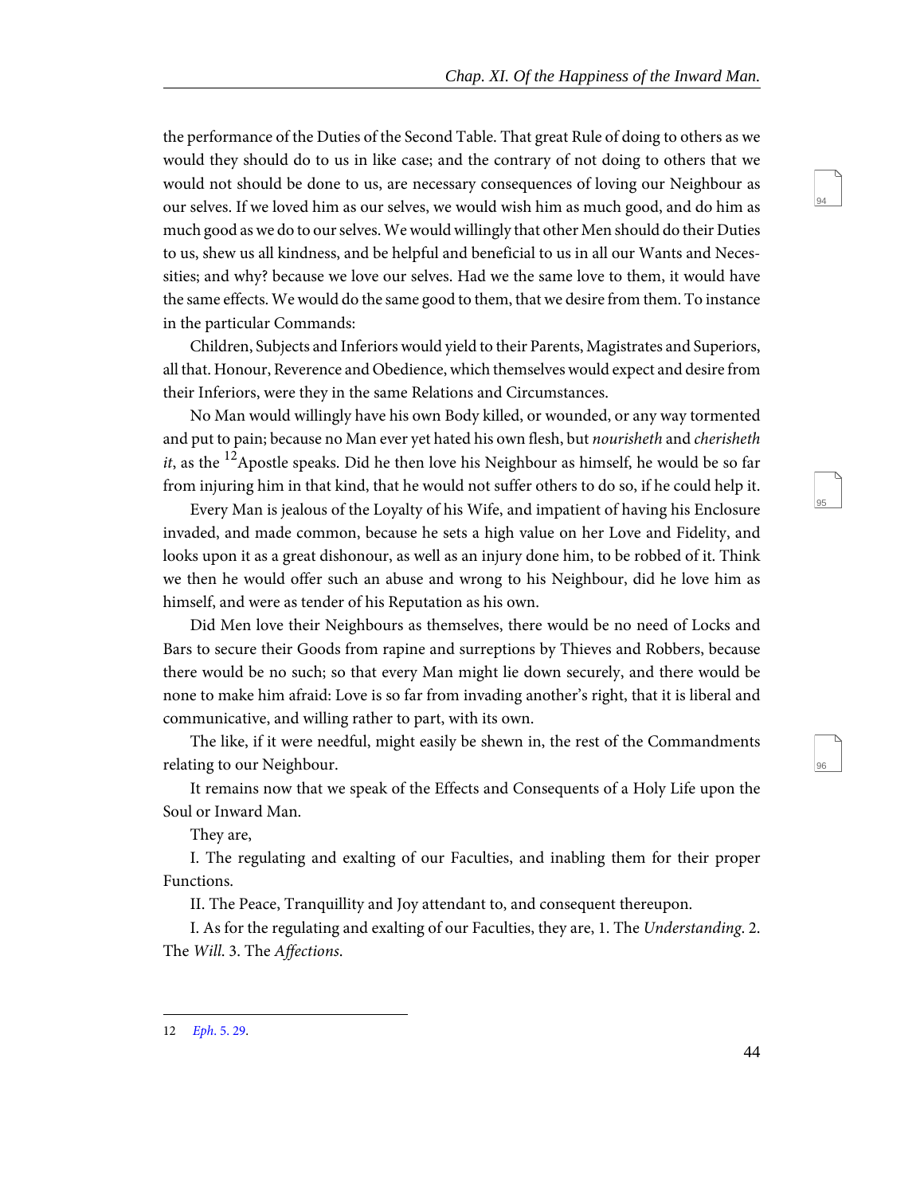the performance of the Duties of the Second Table. That great Rule of doing to others as we would they should do to us in like case; and the contrary of not doing to others that we would not should be done to us, are necessary consequences of loving our Neighbour as our selves. If we loved him as our selves, we would wish him as much good, and do him as much good as we do to our selves. We would willingly that other Men should do their Duties to us, shew us all kindness, and be helpful and beneficial to us in all our Wants and Necessities; and why? because we love our selves. Had we the same love to them, it would have the same effects. We would do the same good to them, that we desire from them. To instance in the particular Commands:

Children, Subjects and Inferiors would yield to their Parents, Magistrates and Superiors, all that. Honour, Reverence and Obedience, which themselves would expect and desire from their Inferiors, were they in the same Relations and Circumstances.

No Man would willingly have his own Body killed, or wounded, or any way tormented and put to pain; because no Man ever yet hated his own flesh, but *nourisheth* and *cherisheth it*, as the [12]Apostle speaks. Did he then love his Neighbour as himself, he would be so far from injuring him in that kind, that he would not suffer others to do so, if he could help it.

Every Man is jealous of the Loyalty of his Wife, and impatient of having his Enclosure invaded, and made common, because he sets a high value on her Love and Fidelity, and looks upon it as a great dishonour, as well as an injury done him, to be robbed of it. Think we then he would offer such an abuse and wrong to his Neighbour, did he love him as himself, and were as tender of his Reputation as his own.

Did Men love their Neighbours as themselves, there would be no need of Locks and Bars to secure their Goods from rapine and surreptions by Thieves and Robbers, because there would be no such; so that every Man might lie down securely, and there would be none to make him afraid: Love is so far from invading another's right, that it is liberal and communicative, and willing rather to part, with its own.

The like, if it were needful, might easily be shewn in, the rest of the Commandments relating to our Neighbour.

It remains now that we speak of the Effects and Consequents of a Holy Life upon the Soul or Inward Man.

They are,

I. The regulating and exalting of our Faculties, and inabling them for their proper Functions.

II. The Peace, Tranquillity and Joy attendant to, and consequent thereupon.

I. As for the regulating and exalting of our Faculties, they are, 1. The *Understanding*. 2. The *Will*. 3. The *Affections*.

---

12 *Eph*. 5. 29.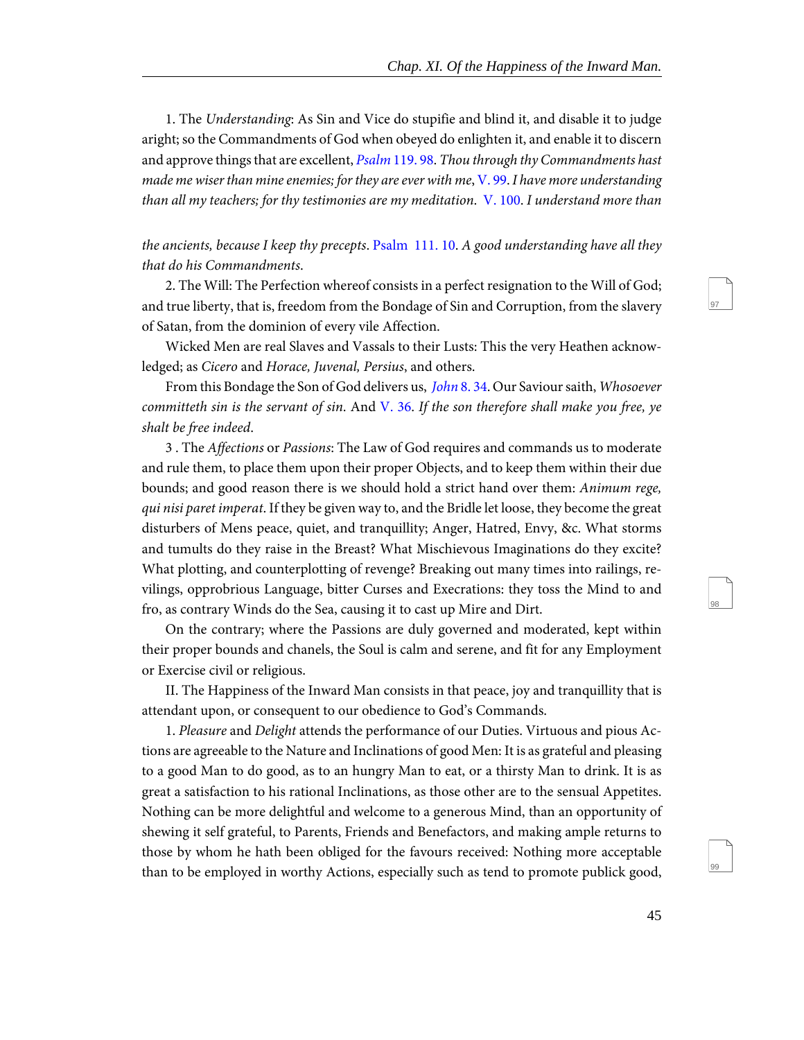1. The *Understanding*: As Sin and Vice do stupifie and blind it, and disable it to judge aright; so the Commandments of God when obeyed do enlighten it, and enable it to discern and approve things that are excellent, *Psalm* 119. 98. *Thou through thy Commandments hast made me wiser than mine enemies; for they are ever with me*, V. 99. *I have more understanding than all my teachers; for thy testimonies are my meditation*. V. 100. *I understand more than the ancients, because I keep thy precepts*. Psalm 111. 10. *A good understanding have all they that do his Commandments*.

2. The Will: The Perfection whereof consists in a perfect resignation to the Will of God; and true liberty, that is, freedom from the Bondage of Sin and Corruption, from the slavery of Satan, from the dominion of every vile Affection.

Wicked Men are real Slaves and Vassals to their Lusts: This the very Heathen acknowledged; as *Cicero* and *Horace, Juvenal, Persius*, and others.

From this Bondage the Son of God delivers us, *John* 8. 34. Our Saviour saith, *Whosoever committeth sin is the servant of sin*. And V. 36. *If the son therefore shall make you free, ye shalt be free indeed*.

3 . The *Affections* or *Passions*: The Law of God requires and commands us to moderate and rule them, to place them upon their proper Objects, and to keep them within their due bounds; and good reason there is we should hold a strict hand over them: *Animum rege, qui nisi paret imperat*. If they be given way to, and the Bridle let loose, they become the great disturbers of Mens peace, quiet, and tranquillity; Anger, Hatred, Envy, &c. What storms and tumults do they raise in the Breast? What Mischievous Imaginations do they excite? What plotting, and counterplotting of revenge? Breaking out many times into railings, revilings, opprobrious Language, bitter Curses and Execrations: they toss the Mind to and fro, as contrary Winds do the Sea, causing it to cast up Mire and Dirt.

On the contrary; where the Passions are duly governed and moderated, kept within their proper bounds and chanels, the Soul is calm and serene, and fit for any Employment or Exercise civil or religious.

II. The Happiness of the Inward Man consists in that peace, joy and tranquillity that is attendant upon, or consequent to our obedience to God's Commands.

1. *Pleasure* and *Delight* attends the performance of our Duties. Virtuous and pious Actions are agreeable to the Nature and Inclinations of good Men: It is as grateful and pleasing to a good Man to do good, as to an hungry Man to eat, or a thirsty Man to drink. It is as great a satisfaction to his rational Inclinations, as those other are to the sensual Appetites. Nothing can be more delightful and welcome to a generous Mind, than an opportunity of shewing it self grateful, to Parents, Friends and Benefactors, and making ample returns to those by whom he hath been obliged for the favours received: Nothing more acceptable than to be employed in worthy Actions, especially such as tend to promote publick good,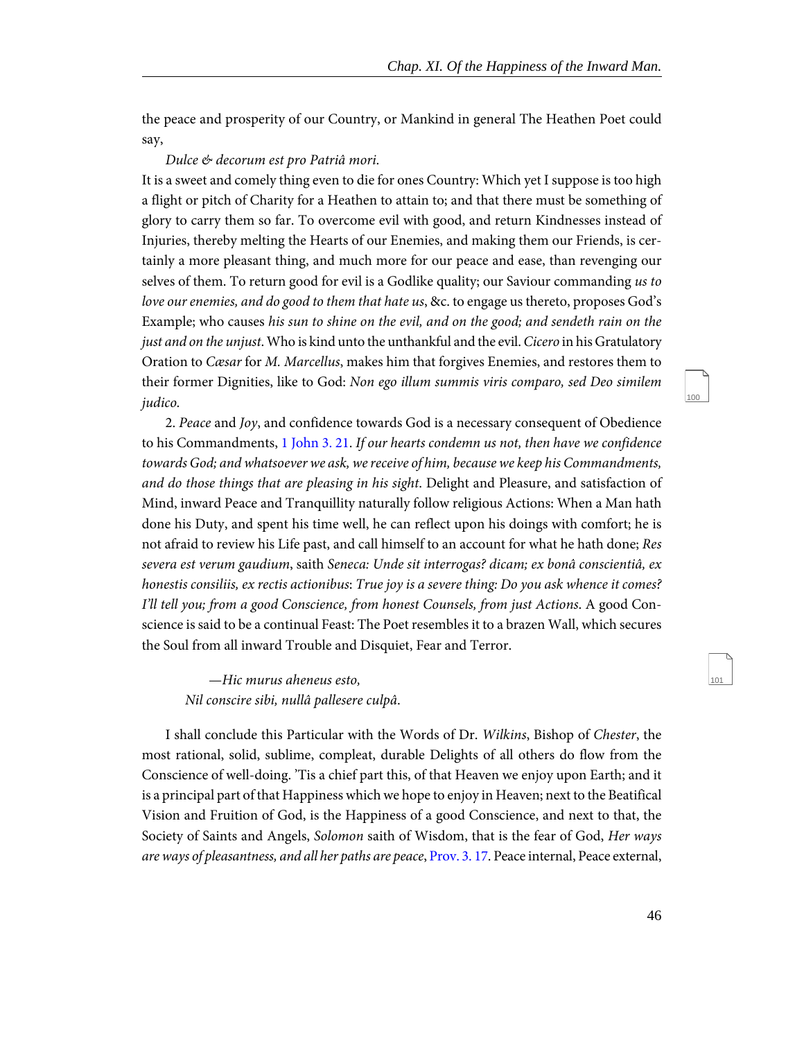the peace and prosperity of our Country, or Mankind in general The Heathen Poet could say,

*Dulce & decorum est pro Patriâ mori.*

It is a sweet and comely thing even to die for ones Country: Which yet I suppose is too high a flight or pitch of Charity for a Heathen to attain to; and that there must be something of glory to carry them so far. To overcome evil with good, and return Kindnesses instead of Injuries, thereby melting the Hearts of our Enemies, and making them our Friends, is certainly a more pleasant thing, and much more for our peace and ease, than revenging our selves of them. To return good for evil is a Godlike quality; our Saviour commanding *us to love our enemies, and do good to them that hate us*, &c. to engage us thereto, proposes God's Example; who causes *his sun to shine on the evil, and on the good; and sendeth rain on the just and on the unjust*. Who is kind unto the unthankful and the evil. *Cicero* in his Gratulatory Oration to *Cæsar* for *M. Marcellus*, makes him that forgives Enemies, and restores them to their former Dignities, like to God: *Non ego illum summis viris comparo, sed Deo similem judico.*

2. *Peace* and *Joy*, and confidence towards God is a necessary consequent of Obedience to his Commandments, 1 John 3. 21. *If our hearts condemn us not, then have we confidence towards God; and whatsoever we ask, we receive of him, because we keep his Commandments, and do those things that are pleasing in his sight*. Delight and Pleasure, and satisfaction of Mind, inward Peace and Tranquillity naturally follow religious Actions: When a Man hath done his Duty, and spent his time well, he can reflect upon his doings with comfort; he is not afraid to review his Life past, and call himself to an account for what he hath done; *Res severa est verum gaudium*, saith *Seneca: Unde sit interrogas? dicam; ex bonâ conscientiâ, ex honestis consiliis, ex rectis actionibus*: *True joy is a severe thing: Do you ask whence it comes? I'll tell you; from a good Conscience, from honest Counsels, from just Actions*. A good Conscience is said to be a continual Feast: The Poet resembles it to a brazen Wall, which secures the Soul from all inward Trouble and Disquiet, Fear and Terror.

> *—Hic murus aheneus esto,*
> *Nil conscire sibi, nullâ pallesere culpâ.*

I shall conclude this Particular with the Words of Dr. *Wilkins*, Bishop of *Chester*, the most rational, solid, sublime, compleat, durable Delights of all others do flow from the Conscience of well-doing. 'Tis a chief part this, of that Heaven we enjoy upon Earth; and it is a principal part of that Happiness which we hope to enjoy in Heaven; next to the Beatifical Vision and Fruition of God, is the Happiness of a good Conscience, and next to that, the Society of Saints and Angels, *Solomon* saith of Wisdom, that is the fear of God, *Her ways are ways of pleasantness, and all her paths are peace*, Prov. 3. 17. Peace internal, Peace external,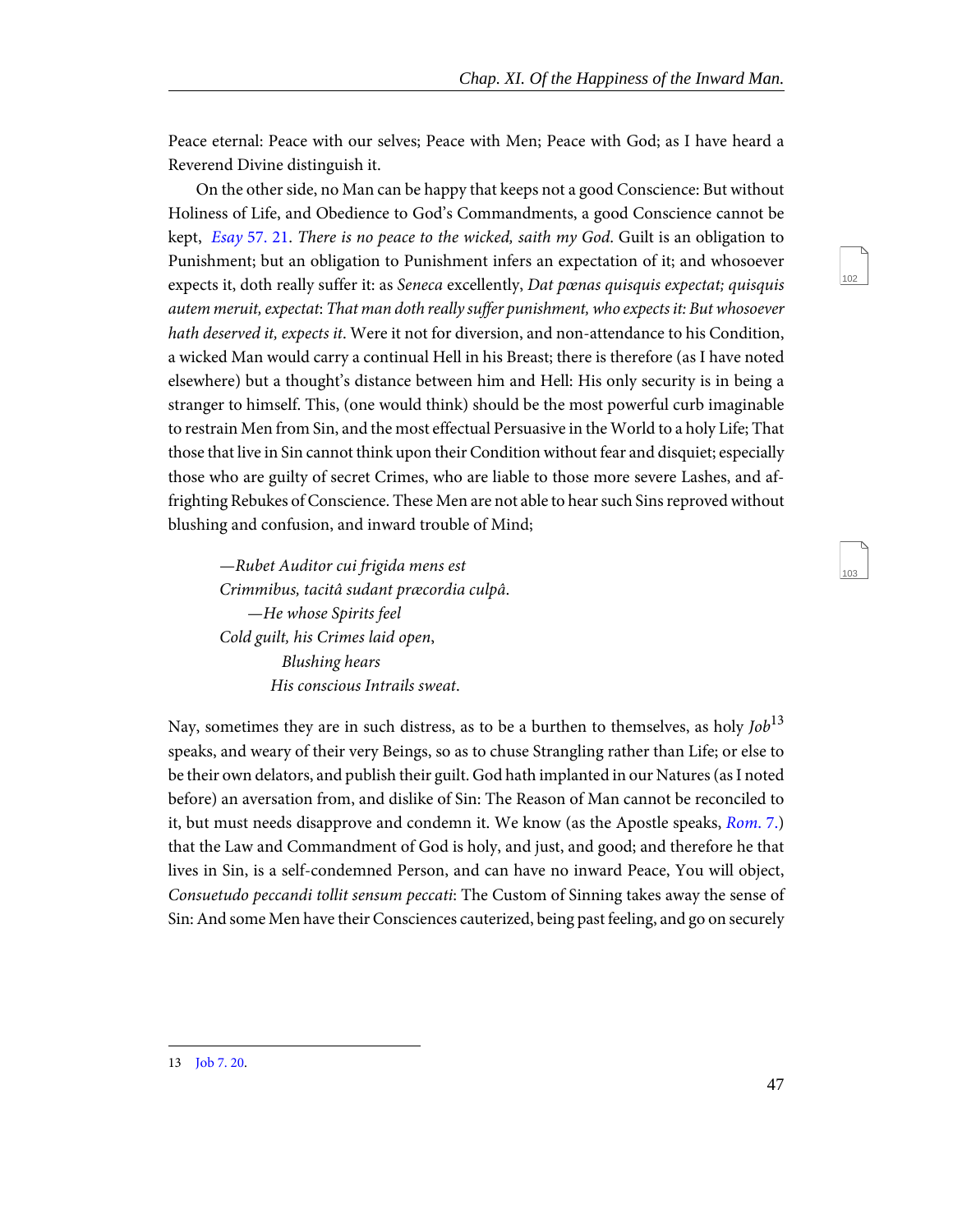Peace eternal: Peace with our selves; Peace with Men; Peace with God; as I have heard a Reverend Divine distinguish it.

On the other side, no Man can be happy that keeps not a good Conscience: But without Holiness of Life, and Obedience to God's Commandments, a good Conscience cannot be kept, *Esay* 57. 21. *There is no peace to the wicked, saith my God.* Guilt is an obligation to Punishment; but an obligation to Punishment infers an expectation of it; and whosoever expects it, doth really suffer it: as *Seneca* excellently, *Dat pœnas quisquis expectat; quisquis autem meruit, expectat*: *That man doth really suffer punishment, who expects it: But whosoever hath deserved it, expects it*. Were it not for diversion, and non-attendance to his Condition, a wicked Man would carry a continual Hell in his Breast; there is therefore (as I have noted elsewhere) but a thought's distance between him and Hell: His only security is in being a stranger to himself. This, (one would think) should be the most powerful curb imaginable to restrain Men from Sin, and the most effectual Persuasive in the World to a holy Life; That those that live in Sin cannot think upon their Condition without fear and disquiet; especially those who are guilty of secret Crimes, who are liable to those more severe Lashes, and affrighting Rebukes of Conscience. These Men are not able to hear such Sins reproved without blushing and confusion, and inward trouble of Mind;

> *—Rubet Auditor cui frigida mens est*
> *Crimmibus, tacitâ sudant præcordia culpâ.*
> *—He whose Spirits feel*
> *Cold guilt, his Crimes laid open,*
> *Blushing hears*
> *His conscious Intrails sweat.*

Nay, sometimes they are in such distress, as to be a burthen to themselves, as holy *Job*[13] speaks, and weary of their very Beings, so as to chuse Strangling rather than Life; or else to be their own delators, and publish their guilt. God hath implanted in our Natures (as I noted before) an aversation from, and dislike of Sin: The Reason of Man cannot be reconciled to it, but must needs disapprove and condemn it. We know (as the Apostle speaks, *Rom.* 7.) that the Law and Commandment of God is holy, and just, and good; and therefore he that lives in Sin, is a self-condemned Person, and can have no inward Peace, You will object, *Consuetudo peccandi tollit sensum peccati*: The Custom of Sinning takes away the sense of Sin: And some Men have their Consciences cauterized, being past feeling, and go on securely

---

13 Job 7. 20.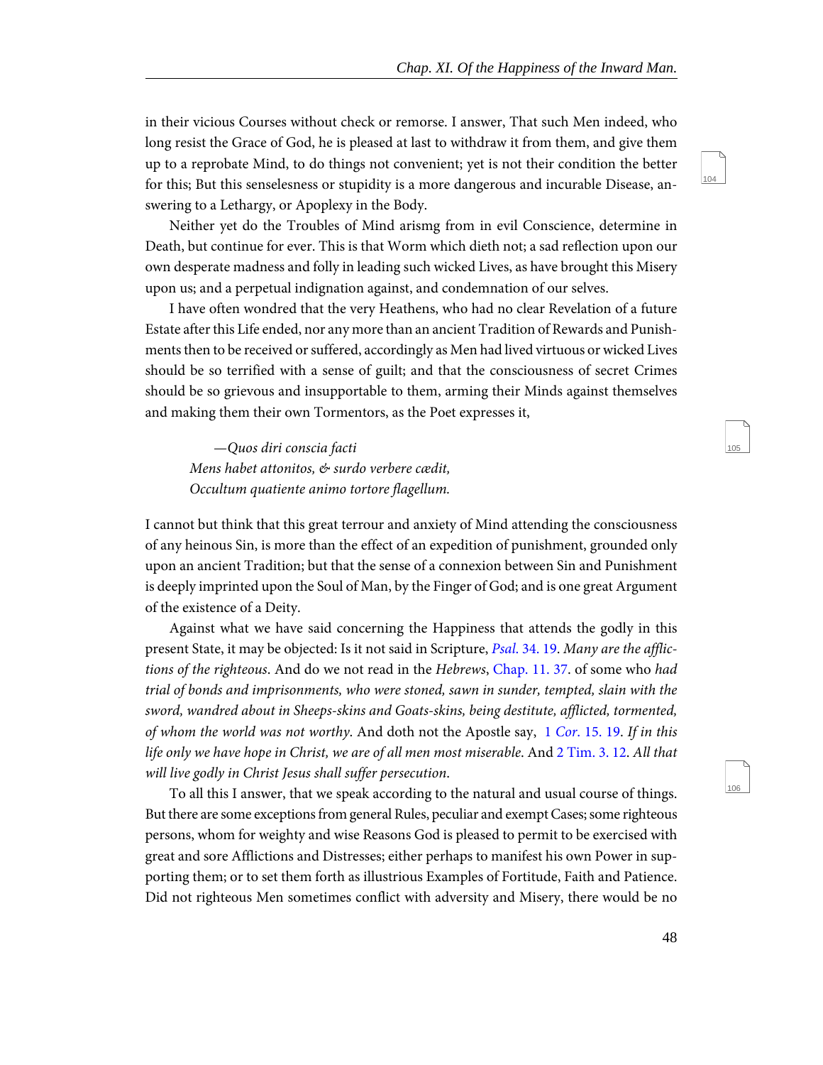in their vicious Courses without check or remorse. I answer, That such Men indeed, who long resist the Grace of God, he is pleased at last to withdraw it from them, and give them up to a reprobate Mind, to do things not convenient; yet is not their condition the better for this; But this senselesness or stupidity is a more dangerous and incurable Disease, answering to a Lethargy, or Apoplexy in the Body.

Neither yet do the Troubles of Mind arismg from in evil Conscience, determine in Death, but continue for ever. This is that Worm which dieth not; a sad reflection upon our own desperate madness and folly in leading such wicked Lives, as have brought this Misery upon us; and a perpetual indignation against, and condemnation of our selves.

I have often wondred that the very Heathens, who had no clear Revelation of a future Estate after this Life ended, nor any more than an ancient Tradition of Rewards and Punishments then to be received or suffered, accordingly as Men had lived virtuous or wicked Lives should be so terrified with a sense of guilt; and that the consciousness of secret Crimes should be so grievous and insupportable to them, arming their Minds against themselves and making them their own Tormentors, as the Poet expresses it,

> *—Quos diri conscia facti*
> *Mens habet attonitos, & surdo verbere cædit,*
> *Occultum quatiente animo tortore flagellum.*

I cannot but think that this great terrour and anxiety of Mind attending the consciousness of any heinous Sin, is more than the effect of an expedition of punishment, grounded only upon an ancient Tradition; but that the sense of a connexion between Sin and Punishment is deeply imprinted upon the Soul of Man, by the Finger of God; and is one great Argument of the existence of a Deity.

Against what we have said concerning the Happiness that attends the godly in this present State, it may be objected: Is it not said in Scripture, *Psal.* 34. 19. *Many are the afflictions of the righteous*. And do we not read in the *Hebrews*, Chap. 11. 37. of some who *had trial of bonds and imprisonments, who were stoned, sawn in sunder, tempted, slain with the sword, wandred about in Sheeps-skins and Goats-skins, being destitute, afflicted, tormented, of whom the world was not worthy*. And doth not the Apostle say, 1 *Cor*. 15. 19. *If in this life only we have hope in Christ, we are of all men most miserable*. And 2 Tim. 3. 12. *All that will live godly in Christ Jesus shall suffer persecution*.

To all this I answer, that we speak according to the natural and usual course of things. But there are some exceptions from general Rules, peculiar and exempt Cases; some righteous persons, whom for weighty and wise Reasons God is pleased to permit to be exercised with great and sore Afflictions and Distresses; either perhaps to manifest his own Power in supporting them; or to set them forth as illustrious Examples of Fortitude, Faith and Patience. Did not righteous Men sometimes conflict with adversity and Misery, there would be no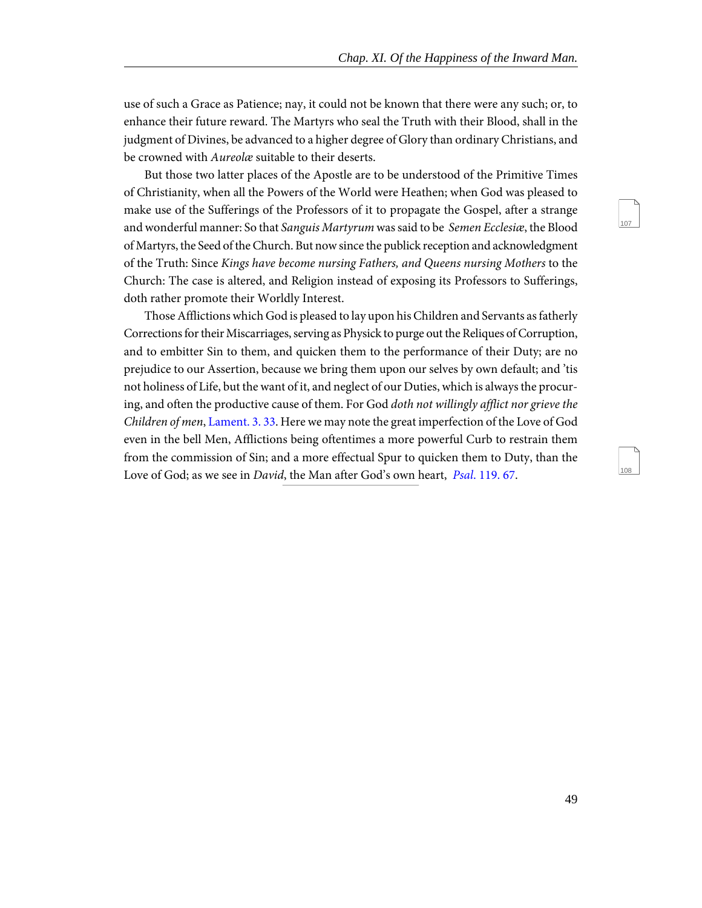use of such a Grace as Patience; nay, it could not be known that there were any such; or, to enhance their future reward. The Martyrs who seal the Truth with their Blood, shall in the judgment of Divines, be advanced to a higher degree of Glory than ordinary Christians, and be crowned with *Aureolæ* suitable to their deserts.

But those two latter places of the Apostle are to be understood of the Primitive Times of Christianity, when all the Powers of the World were Heathen; when God was pleased to make use of the Sufferings of the Professors of it to propagate the Gospel, after a strange and wonderful manner: So that *Sanguis Martyrum* was said to be *Semen Ecclesiæ*, the Blood of Martyrs, the Seed of the Church. But now since the publick reception and acknowledgment of the Truth: Since *Kings have become nursing Fathers, and Queens nursing Mothers* to the Church: The case is altered, and Religion instead of exposing its Professors to Sufferings, doth rather promote their Worldly Interest.

Those Afflictions which God is pleased to lay upon his Children and Servants as fatherly Corrections for their Miscarriages, serving as Physick to purge out the Reliques of Corruption, and to embitter Sin to them, and quicken them to the performance of their Duty; are no prejudice to our Assertion, because we bring them upon our selves by own default; and 'tis not holiness of Life, but the want of it, and neglect of our Duties, which is always the procuring, and often the productive cause of them. For God *doth not willingly afflict nor grieve the Children of men*, Lament. 3. 33. Here we may note the great imperfection of the Love of God even in the bell Men, Afflictions being oftentimes a more powerful Curb to restrain them from the commission of Sin; and a more effectual Spur to quicken them to Duty, than the Love of God; as we see in *David*, the Man after God's own heart, *Psal*. 119. 67.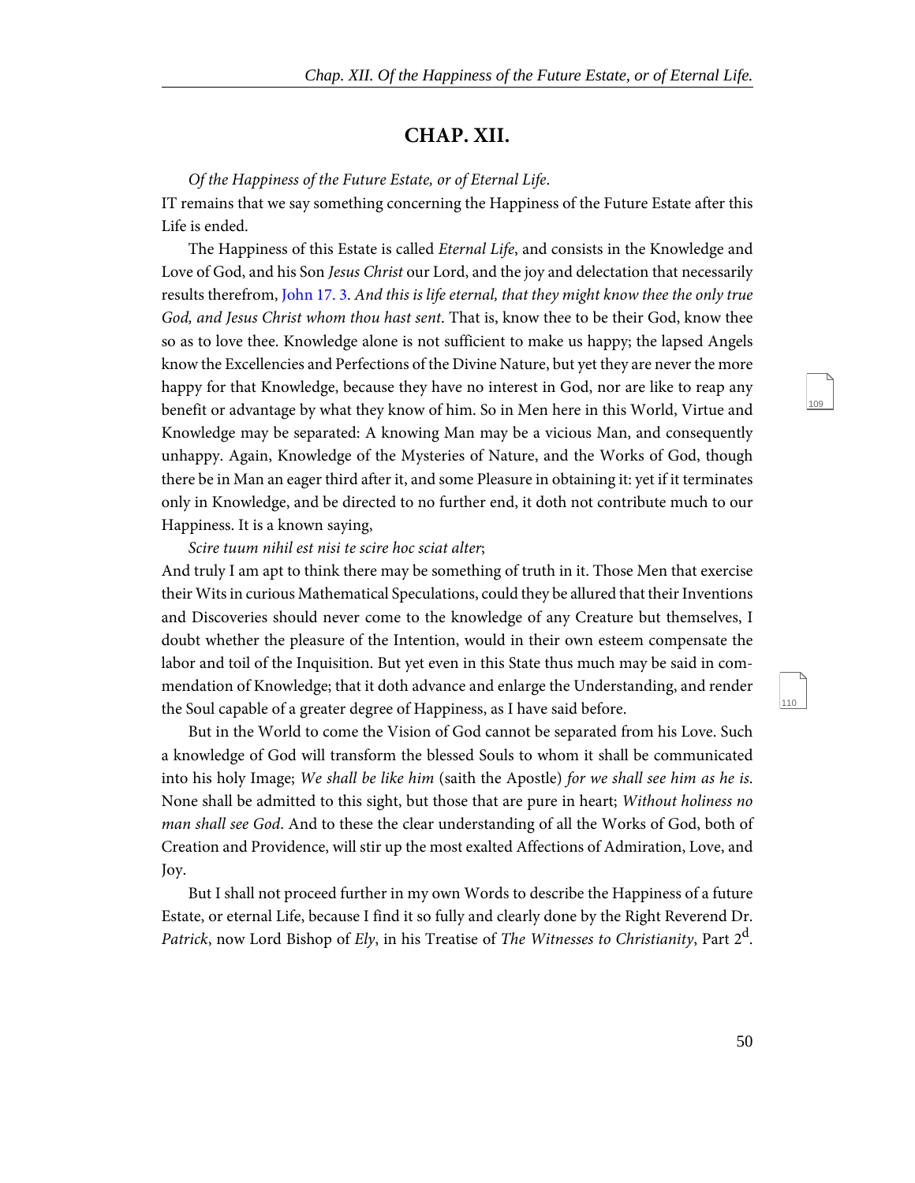## CHAP. XII.

*Of the Happiness of the Future Estate, or of Eternal Life*.

IT remains that we say something concerning the Happiness of the Future Estate after this Life is ended.

The Happiness of this Estate is called *Eternal Life*, and consists in the Knowledge and Love of God, and his Son *Jesus Christ* our Lord, and the joy and delectation that necessarily results therefrom, John 17. 3. *And this is life eternal, that they might know thee the only true God, and Jesus Christ whom thou hast sent*. That is, know thee to be their God, know thee so as to love thee. Knowledge alone is not sufficient to make us happy; the lapsed Angels know the Excellencies and Perfections of the Divine Nature, but yet they are never the more happy for that Knowledge, because they have no interest in God, nor are like to reap any benefit or advantage by what they know of him. So in Men here in this World, Virtue and Knowledge may be separated: A knowing Man may be a vicious Man, and consequently unhappy. Again, Knowledge of the Mysteries of Nature, and the Works of God, though there be in Man an eager third after it, and some Pleasure in obtaining it: yet if it terminates only in Knowledge, and be directed to no further end, it doth not contribute much to our Happiness. It is a known saying,

*Scire tuum nihil est nisi te scire hoc sciat alter*;

And truly I am apt to think there may be something of truth in it. Those Men that exercise their Wits in curious Mathematical Speculations, could they be allured that their Inventions and Discoveries should never come to the knowledge of any Creature but themselves, I doubt whether the pleasure of the Intention, would in their own esteem compensate the labor and toil of the Inquisition. But yet even in this State thus much may be said in commendation of Knowledge; that it doth advance and enlarge the Understanding, and render the Soul capable of a greater degree of Happiness, as I have said before.

But in the World to come the Vision of God cannot be separated from his Love. Such a knowledge of God will transform the blessed Souls to whom it shall be communicated into his holy Image; *We shall be like him* (saith the Apostle) *for we shall see him as he is*. None shall be admitted to this sight, but those that are pure in heart; *Without holiness no man shall see God*. And to these the clear understanding of all the Works of God, both of Creation and Providence, will stir up the most exalted Affections of Admiration, Love, and Joy.

But I shall not proceed further in my own Words to describe the Happiness of a future Estate, or eternal Life, because I find it so fully and clearly done by the Right Reverend Dr. *Patrick*, now Lord Bishop of *Ely*, in his Treatise of *The Witnesses to Christianity*, Part 2[d].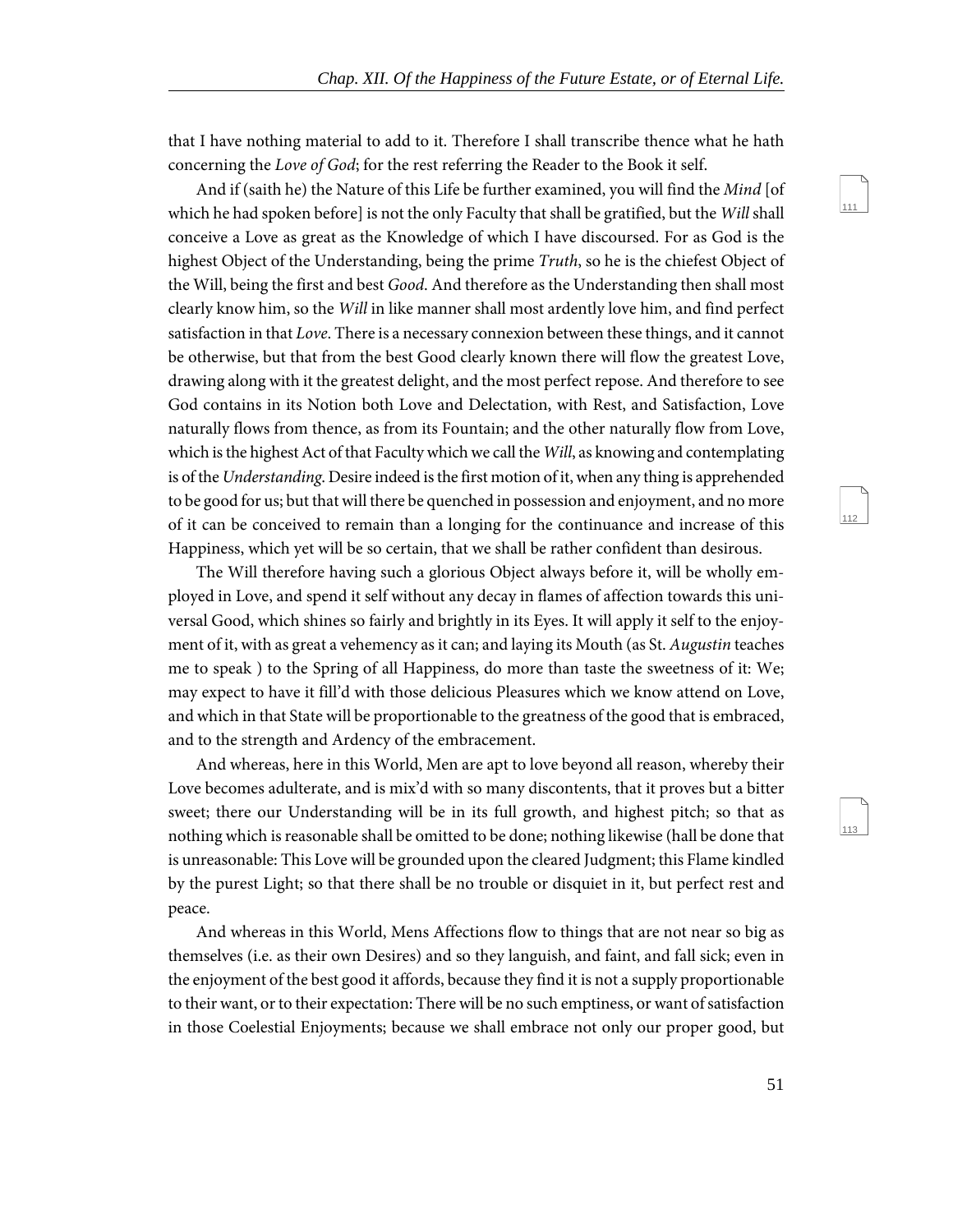that I have nothing material to add to it. Therefore I shall transcribe thence what he hath concerning the *Love of God*; for the rest referring the Reader to the Book it self.

And if (saith he) the Nature of this Life be further examined, you will find the *Mind* [of which he had spoken before] is not the only Faculty that shall be gratified, but the *Will* shall conceive a Love as great as the Knowledge of which I have discoursed. For as God is the highest Object of the Understanding, being the prime *Truth*, so he is the chiefest Object of the Will, being the first and best *Good*. And therefore as the Understanding then shall most clearly know him, so the *Will* in like manner shall most ardently love him, and find perfect satisfaction in that *Love*. There is a necessary connexion between these things, and it cannot be otherwise, but that from the best Good clearly known there will flow the greatest Love, drawing along with it the greatest delight, and the most perfect repose. And therefore to see God contains in its Notion both Love and Delectation, with Rest, and Satisfaction, Love naturally flows from thence, as from its Fountain; and the other naturally flow from Love, which is the highest Act of that Faculty which we call the *Will*, as knowing and contemplating is of the *Understanding*. Desire indeed is the first motion of it, when any thing is apprehended to be good for us; but that will there be quenched in possession and enjoyment, and no more of it can be conceived to remain than a longing for the continuance and increase of this Happiness, which yet will be so certain, that we shall be rather confident than desirous.

The Will therefore having such a glorious Object always before it, will be wholly employed in Love, and spend it self without any decay in flames of affection towards this universal Good, which shines so fairly and brightly in its Eyes. It will apply it self to the enjoyment of it, with as great a vehemency as it can; and laying its Mouth (as St. *Augustin* teaches me to speak ) to the Spring of all Happiness, do more than taste the sweetness of it: We; may expect to have it fill'd with those delicious Pleasures which we know attend on Love, and which in that State will be proportionable to the greatness of the good that is embraced, and to the strength and Ardency of the embracement.

And whereas, here in this World, Men are apt to love beyond all reason, whereby their Love becomes adulterate, and is mix'd with so many discontents, that it proves but a bitter sweet; there our Understanding will be in its full growth, and highest pitch; so that as nothing which is reasonable shall be omitted to be done; nothing likewise (hall be done that is unreasonable: This Love will be grounded upon the cleared Judgment; this Flame kindled by the purest Light; so that there shall be no trouble or disquiet in it, but perfect rest and peace.

And whereas in this World, Mens Affections flow to things that are not near so big as themselves (i.e. as their own Desires) and so they languish, and faint, and fall sick; even in the enjoyment of the best good it affords, because they find it is not a supply proportionable to their want, or to their expectation: There will be no such emptiness, or want of satisfaction in those Coelestial Enjoyments; because we shall embrace not only our proper good, but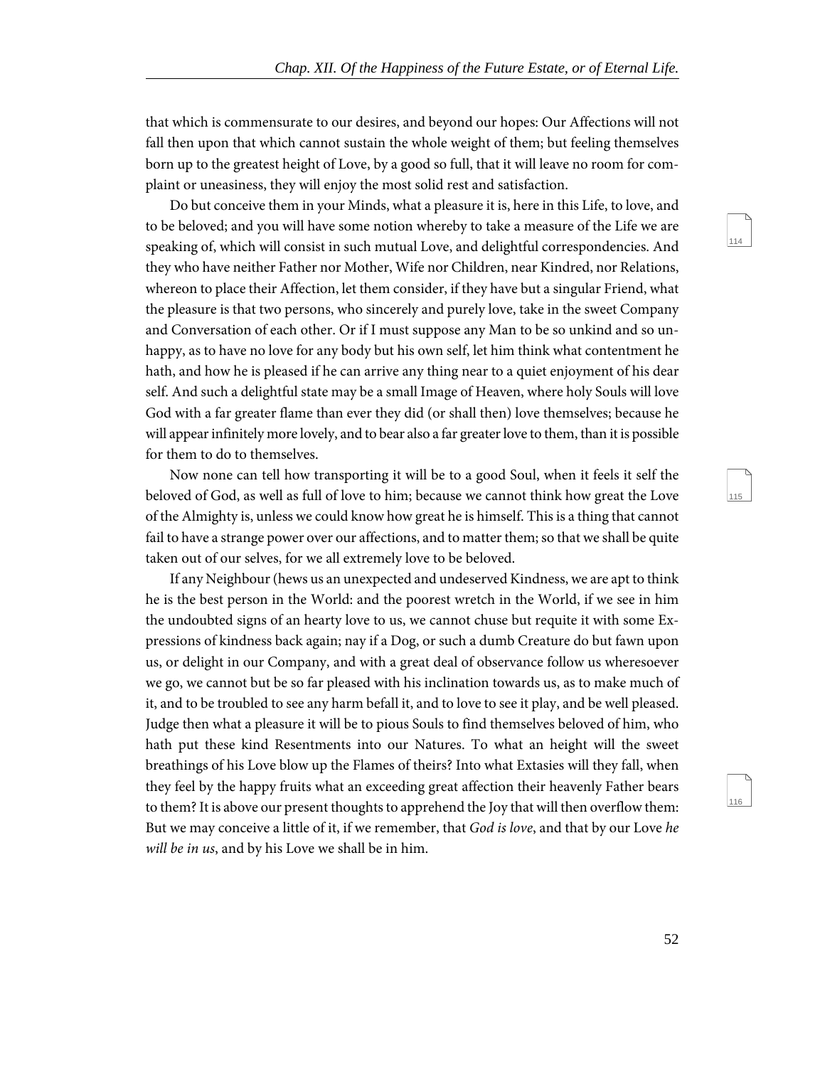that which is commensurate to our desires, and beyond our hopes: Our Affections will not fall then upon that which cannot sustain the whole weight of them; but feeling themselves born up to the greatest height of Love, by a good so full, that it will leave no room for complaint or uneasiness, they will enjoy the most solid rest and satisfaction.

Do but conceive them in your Minds, what a pleasure it is, here in this Life, to love, and to be beloved; and you will have some notion whereby to take a measure of the Life we are speaking of, which will consist in such mutual Love, and delightful correspondencies. And they who have neither Father nor Mother, Wife nor Children, near Kindred, nor Relations, whereon to place their Affection, let them consider, if they have but a singular Friend, what the pleasure is that two persons, who sincerely and purely love, take in the sweet Company and Conversation of each other. Or if I must suppose any Man to be so unkind and so unhappy, as to have no love for any body but his own self, let him think what contentment he hath, and how he is pleased if he can arrive any thing near to a quiet enjoyment of his dear self. And such a delightful state may be a small Image of Heaven, where holy Souls will love God with a far greater flame than ever they did (or shall then) love themselves; because he will appear infinitely more lovely, and to bear also a far greater love to them, than it is possible for them to do to themselves.

Now none can tell how transporting it will be to a good Soul, when it feels it self the beloved of God, as well as full of love to him; because we cannot think how great the Love of the Almighty is, unless we could know how great he is himself. This is a thing that cannot fail to have a strange power over our affections, and to matter them; so that we shall be quite taken out of our selves, for we all extremely love to be beloved.

If any Neighbour (hews us an unexpected and undeserved Kindness, we are apt to think he is the best person in the World: and the poorest wretch in the World, if we see in him the undoubted signs of an hearty love to us, we cannot chuse but requite it with some Expressions of kindness back again; nay if a Dog, or such a dumb Creature do but fawn upon us, or delight in our Company, and with a great deal of observance follow us wheresoever we go, we cannot but be so far pleased with his inclination towards us, as to make much of it, and to be troubled to see any harm befall it, and to love to see it play, and be well pleased. Judge then what a pleasure it will be to pious Souls to find themselves beloved of him, who hath put these kind Resentments into our Natures. To what an height will the sweet breathings of his Love blow up the Flames of theirs? Into what Extasies will they fall, when they feel by the happy fruits what an exceeding great affection their heavenly Father bears to them? It is above our present thoughts to apprehend the Joy that will then overflow them: But we may conceive a little of it, if we remember, that *God is love*, and that by our Love *he will be in us*, and by his Love we shall be in him.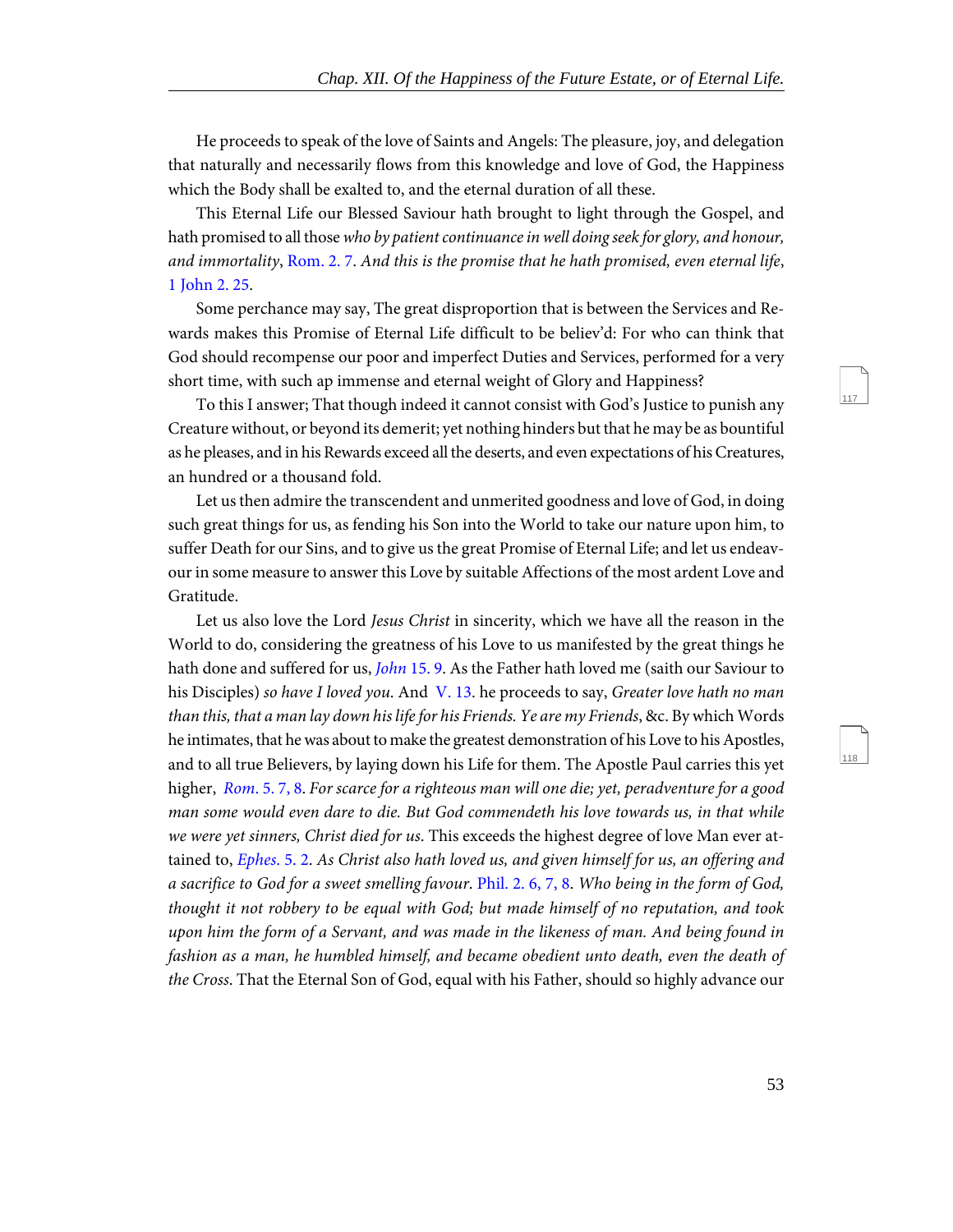He proceeds to speak of the love of Saints and Angels: The pleasure, joy, and delegation that naturally and necessarily flows from this knowledge and love of God, the Happiness which the Body shall be exalted to, and the eternal duration of all these.

This Eternal Life our Blessed Saviour hath brought to light through the Gospel, and hath promised to all those *who by patient continuance in well doing seek for glory, and honour, and immortality*, Rom. 2. 7. *And this is the promise that he hath promised, even eternal life*, 1 John 2. 25.

Some perchance may say, The great disproportion that is between the Services and Rewards makes this Promise of Eternal Life difficult to be believ'd: For who can think that God should recompense our poor and imperfect Duties and Services, performed for a very short time, with such ap immense and eternal weight of Glory and Happiness?

To this I answer; That though indeed it cannot consist with God's Justice to punish any Creature without, or beyond its demerit; yet nothing hinders but that he may be as bountiful as he pleases, and in his Rewards exceed all the deserts, and even expectations of his Creatures, an hundred or a thousand fold.

Let us then admire the transcendent and unmerited goodness and love of God, in doing such great things for us, as fending his Son into the World to take our nature upon him, to suffer Death for our Sins, and to give us the great Promise of Eternal Life; and let us endeavour in some measure to answer this Love by suitable Affections of the most ardent Love and Gratitude.

Let us also love the Lord *Jesus Christ* in sincerity, which we have all the reason in the World to do, considering the greatness of his Love to us manifested by the great things he hath done and suffered for us, *John* 15. 9. As the Father hath loved me (saith our Saviour to his Disciples) *so have I loved you*. And V. 13. he proceeds to say, *Greater love hath no man than this, that a man lay down his life for his Friends. Ye are my Friends*, &c. By which Words he intimates, that he was about to make the greatest demonstration of his Love to his Apostles, and to all true Believers, by laying down his Life for them. The Apostle Paul carries this yet higher, *Rom*. 5. 7, 8. *For scarce for a righteous man will one die; yet, peradventure for a good man some would even dare to die. But God commendeth his love towards us, in that while we were yet sinners, Christ died for us*. This exceeds the highest degree of love Man ever attained to, *Ephes*. 5. 2. *As Christ also hath loved us, and given himself for us, an offering and a sacrifice to God for a sweet smelling favour*. Phil. 2. 6, 7, 8. *Who being in the form of God, thought it not robbery to be equal with God; but made himself of no reputation, and took upon him the form of a Servant, and was made in the likeness of man. And being found in fashion as a man, he humbled himself, and became obedient unto death, even the death of the Cross*. That the Eternal Son of God, equal with his Father, should so highly advance our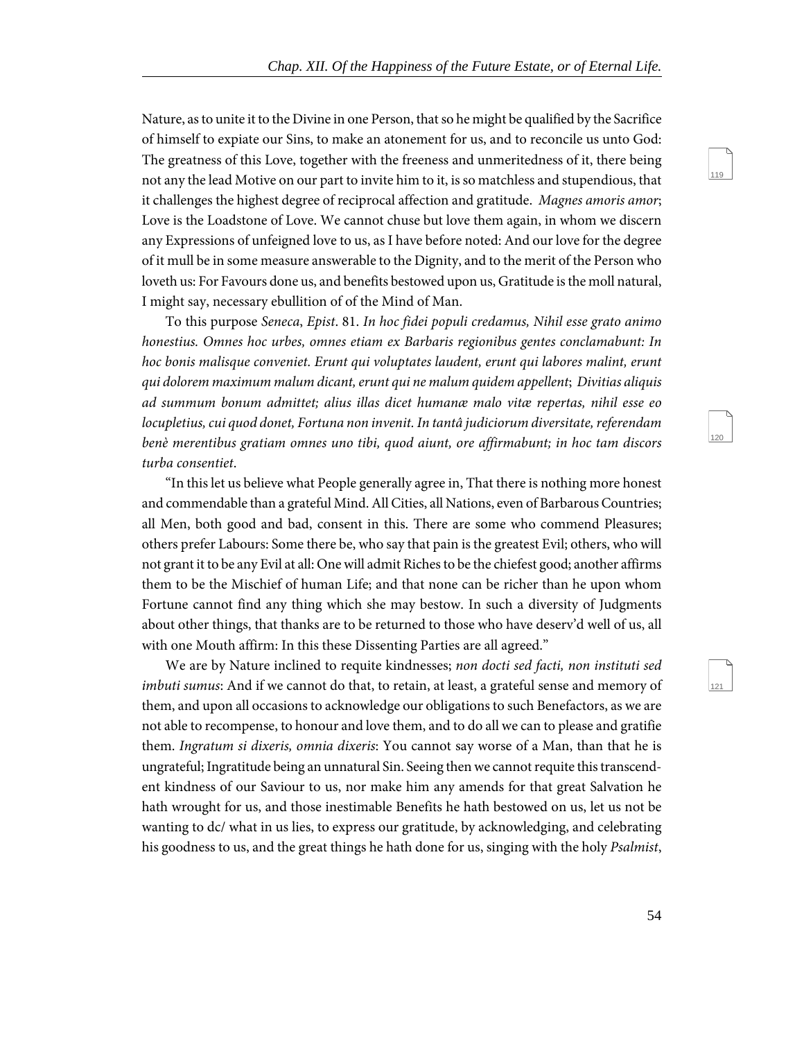Nature, as to unite it to the Divine in one Person, that so he might be qualified by the Sacrifice of himself to expiate our Sins, to make an atonement for us, and to reconcile us unto God: The greatness of this Love, together with the freeness and unmeritedness of it, there being not any the lead Motive on our part to invite him to it, is so matchless and stupendious, that it challenges the highest degree of reciprocal affection and gratitude. *Magnes amoris amor*; Love is the Loadstone of Love. We cannot chuse but love them again, in whom we discern any Expressions of unfeigned love to us, as I have before noted: And our love for the degree of it mull be in some measure answerable to the Dignity, and to the merit of the Person who loveth us: For Favours done us, and benefits bestowed upon us, Gratitude is the moll natural, I might say, necessary ebullition of of the Mind of Man.

To this purpose *Seneca*, *Epist*. 81. *In hoc fidei populi credamus, Nihil esse grato animo honestius. Omnes hoc urbes, omnes etiam ex Barbaris regionibus gentes conclamabunt: In hoc bonis malisque conveniet. Erunt qui voluptates laudent, erunt qui labores malint, erunt qui dolorem maximum malum dicant, erunt qui ne malum quidem appellent*; *Divitias aliquis ad summum bonum admittet; alius illas dicet humanæ malo vitæ repertas, nihil esse eo locupletius, cui quod donet, Fortuna non invenit. In tantâ judiciorum diversitate, referendam benè merentibus gratiam omnes uno tibi, quod aiunt, ore affirmabunt; in hoc tam discors turba consentiet*.

"In this let us believe what People generally agree in, That there is nothing more honest and commendable than a grateful Mind. All Cities, all Nations, even of Barbarous Countries; all Men, both good and bad, consent in this. There are some who commend Pleasures; others prefer Labours: Some there be, who say that pain is the greatest Evil; others, who will not grant it to be any Evil at all: One will admit Riches to be the chiefest good; another affirms them to be the Mischief of human Life; and that none can be richer than he upon whom Fortune cannot find any thing which she may bestow. In such a diversity of Judgments about other things, that thanks are to be returned to those who have deserv'd well of us, all with one Mouth affirm: In this these Dissenting Parties are all agreed."

We are by Nature inclined to requite kindnesses; *non docti sed facti, non instituti sed imbuti sumus*: And if we cannot do that, to retain, at least, a grateful sense and memory of them, and upon all occasions to acknowledge our obligations to such Benefactors, as we are not able to recompense, to honour and love them, and to do all we can to please and gratifie them. *Ingratum si dixeris, omnia dixeris*: You cannot say worse of a Man, than that he is ungrateful; Ingratitude being an unnatural Sin. Seeing then we cannot requite this transcendent kindness of our Saviour to us, nor make him any amends for that great Salvation he hath wrought for us, and those inestimable Benefits he hath bestowed on us, let us not be wanting to dc/ what in us lies, to express our gratitude, by acknowledging, and celebrating his goodness to us, and the great things he hath done for us, singing with the holy *Psalmist*,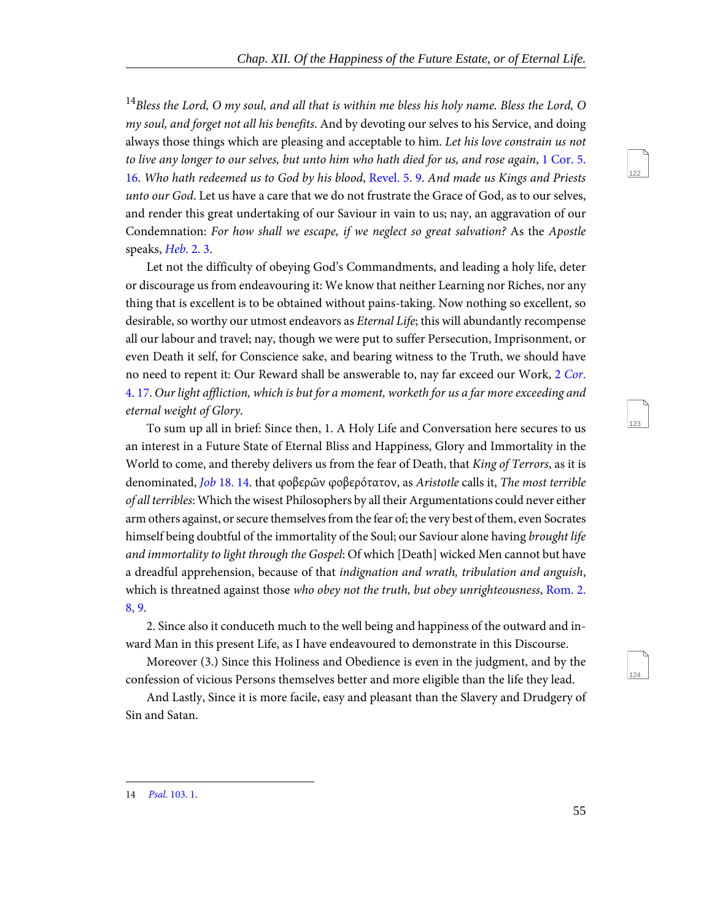[14]*Bless the Lord, O my soul, and all that is within me bless his holy name. Bless the Lord, O my soul, and forget not all his benefits*. And by devoting our selves to his Service, and doing always those things which are pleasing and acceptable to him. *Let his love constrain us not to live any longer to our selves, but unto him who hath died for us, and rose again*, 1 Cor. 5. 16. *Who hath redeemed us to God by his blood*, Revel. 5. 9. *And made us Kings and Priests unto our God*. Let us have a care that we do not frustrate the Grace of God, as to our selves, and render this great undertaking of our Saviour in vain to us; nay, an aggravation of our Condemnation: *For how shall we escape, if we neglect so great salvation?* As the *Apostle* speaks, *Heb*. 2. 3.

Let not the difficulty of obeying God's Commandments, and leading a holy life, deter or discourage us from endeavouring it: We know that neither Learning nor Riches, nor any thing that is excellent is to be obtained without pains-taking. Now nothing so excellent, so desirable, so worthy our utmost endeavors as *Eternal Life*; this will abundantly recompense all our labour and travel; nay, though we were put to suffer Persecution, Imprisonment, or even Death it self, for Conscience sake, and bearing witness to the Truth, we should have no need to repent it: Our Reward shall be answerable to, nay far exceed our Work, 2 *Cor*. 4. 17. *Our light affliction, which is but for a moment, worketh for us a far more exceeding and eternal weight of Glory*.

To sum up all in brief: Since then, 1. A Holy Life and Conversation here secures to us an interest in a Future State of Eternal Bliss and Happiness, Glory and Immortality in the World to come, and thereby delivers us from the fear of Death, that *King of Terrors*, as it is denominated, *Job* 18. 14. that φοβερῶν φοβερότατον, as *Aristotle* calls it, *The most terrible of all terribles*: Which the wisest Philosophers by all their Argumentations could never either arm others against, or secure themselves from the fear of; the very best of them, even Socrates himself being doubtful of the immortality of the Soul; our Saviour alone having *brought life and immortality to light through the Gospel*: Of which [Death] wicked Men cannot but have a dreadful apprehension, because of that *indignation and wrath, tribulation and anguish*, which is threatned against those *who obey not the truth, but obey unrighteousness*, Rom. 2. 8, 9.

2. Since also it conduceth much to the well being and happiness of the outward and inward Man in this present Life, as I have endeavoured to demonstrate in this Discourse.

Moreover (3.) Since this Holiness and Obedience is even in the judgment, and by the confession of vicious Persons themselves better and more eligible than the life they lead.

And Lastly, Since it is more facile, easy and pleasant than the Slavery and Drudgery of Sin and Satan.

---

14 *Psal*. 103. 1.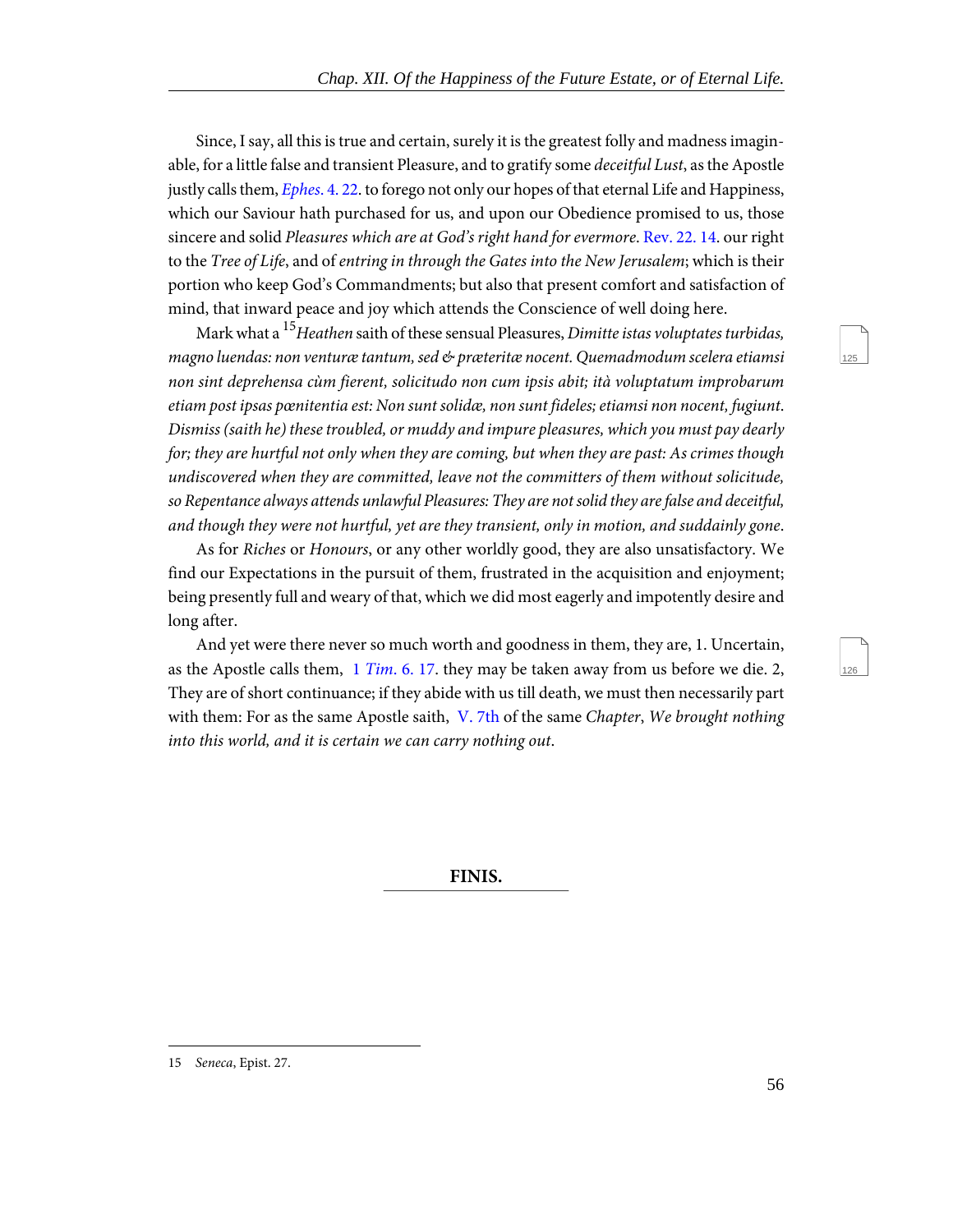Since, I say, all this is true and certain, surely it is the greatest folly and madness imaginable, for a little false and transient Pleasure, and to gratify some *deceitful Lust*, as the Apostle justly calls them, *Ephes*. 4. 22. to forego not only our hopes of that eternal Life and Happiness, which our Saviour hath purchased for us, and upon our Obedience promised to us, those sincere and solid *Pleasures which are at God's right hand for evermore*. Rev. 22. 14. our right to the *Tree of Life*, and of *entring in through the Gates into the New Jerusalem*; which is their portion who keep God's Commandments; but also that present comfort and satisfaction of mind, that inward peace and joy which attends the Conscience of well doing here.

Mark what a [15]*Heathen* saith of these sensual Pleasures, *Dimitte istas voluptates turbidas, magno luendas: non venturæ tantum, sed & præteritæ nocent. Quemadmodum scelera etiamsi non sint deprehensa cùm fierent, solicitudo non cum ipsis abit; ità voluptatum improbarum etiam post ipsas pœnitentia est: Non sunt solidæ, non sunt fideles; etiamsi non nocent, fugiunt. Dismiss (saith he) these troubled, or muddy and impure pleasures, which you must pay dearly for; they are hurtful not only when they are coming, but when they are past: As crimes though undiscovered when they are committed, leave not the committers of them without solicitude, so Repentance always attends unlawful Pleasures: They are not solid they are false and deceitful, and though they were not hurtful, yet are they transient, only in motion, and suddainly gone*.

As for *Riches* or *Honours*, or any other worldly good, they are also unsatisfactory. We find our Expectations in the pursuit of them, frustrated in the acquisition and enjoyment; being presently full and weary of that, which we did most eagerly and impotently desire and long after.

And yet were there never so much worth and goodness in them, they are, 1. Uncertain, as the Apostle calls them, 1 *Tim*. 6. 17. they may be taken away from us before we die. 2, They are of short continuance; if they abide with us till death, we must then necessarily part with them: For as the same Apostle saith, V. 7th of the same *Chapter*, *We brought nothing into this world, and it is certain we can carry nothing out*.

**FINIS.**

---

15 *Seneca*, Epist. 27.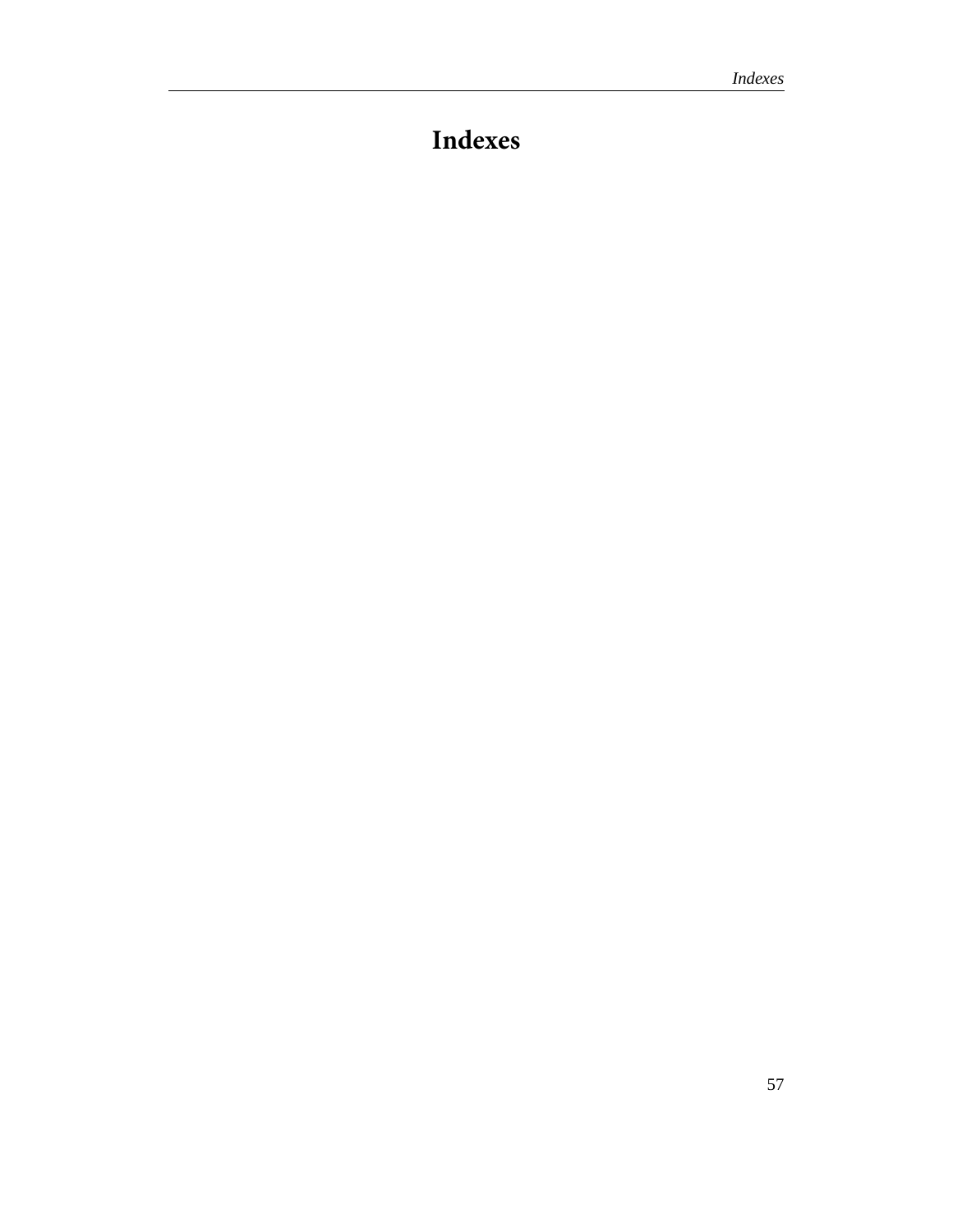# Indexes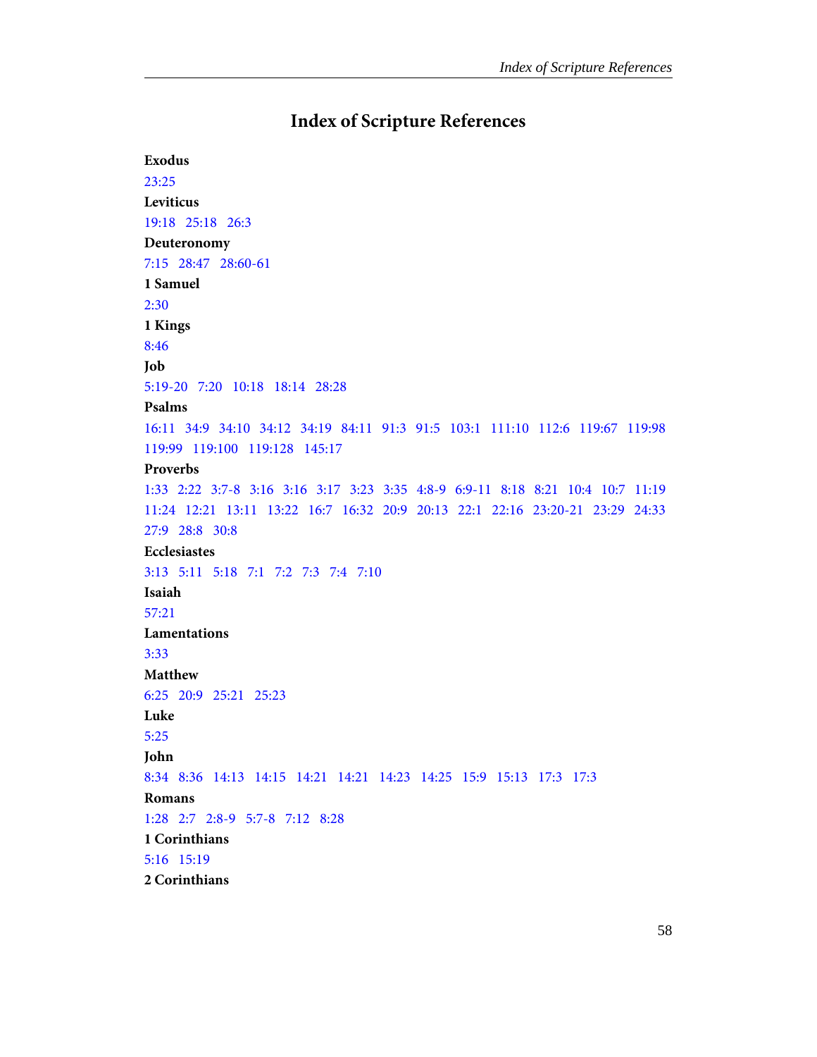# Index of Scripture References

**Exodus**

23:25

**Leviticus**

19:18   25:18   26:3

**Deuteronomy**

7:15   28:47   28:60-61

**1 Samuel**

2:30

**1 Kings**

8:46

**Job**

5:19-20   7:20   10:18   18:14   28:28

**Psalms**

16:11   34:9   34:10   34:12   34:19   84:11   91:3   91:5   103:1   111:10   112:6   119:67   119:98   119:99   119:100   119:128   145:17

**Proverbs**

1:33   2:22   3:7-8   3:16   3:16   3:17   3:23   3:35   4:8-9   6:9-11   8:18   8:21   10:4   10:7   11:19   11:24   12:21   13:11   13:22   16:7   16:32   20:9   20:13   22:1   22:16   23:20-21   23:29   24:33   27:9   28:8   30:8

**Ecclesiastes**

3:13   5:11   5:18   7:1   7:2   7:3   7:4   7:10

**Isaiah**

57:21

**Lamentations**

3:33

**Matthew**

6:25   20:9   25:21   25:23

**Luke**

5:25

**John**

8:34   8:36   14:13   14:15   14:21   14:21   14:23   14:25   15:9   15:13   17:3   17:3

**Romans**

1:28   2:7   2:8-9   5:7-8   7:12   8:28

**1 Corinthians**

5:16   15:19

**2 Corinthians**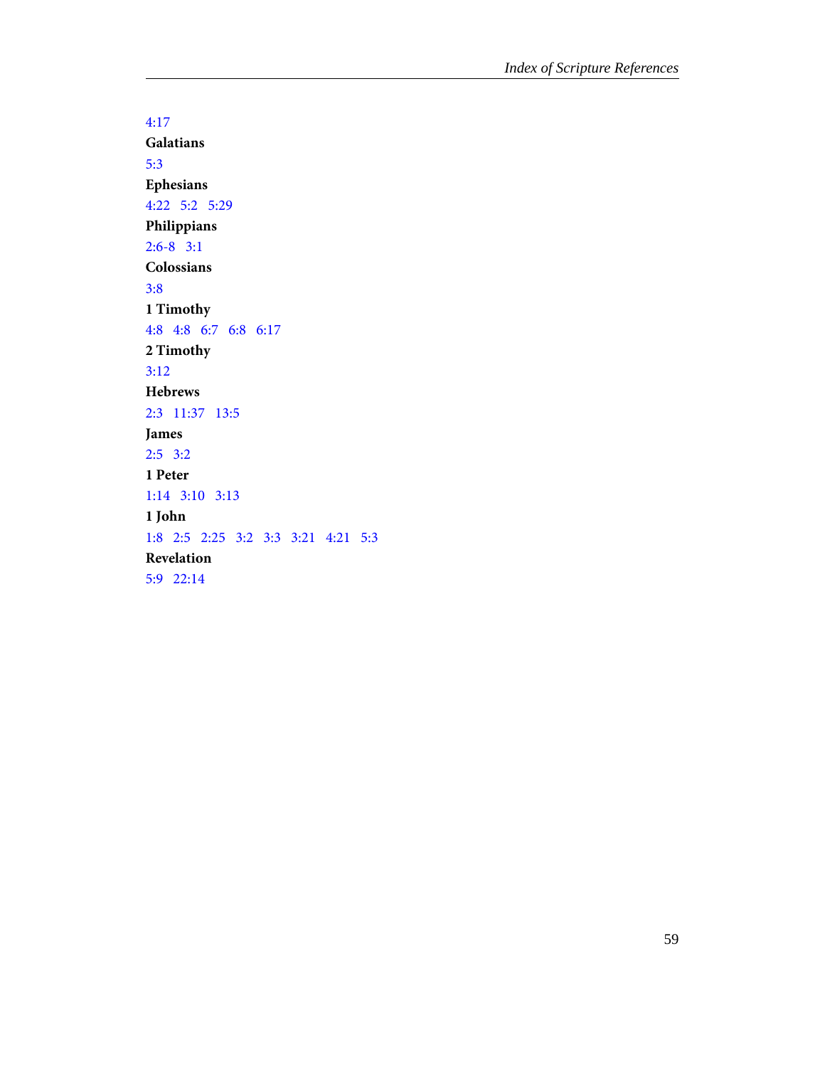4:17

**Galatians**

5:3

**Ephesians**

4:22   5:2   5:29

**Philippians**

2:6-8   3:1

**Colossians**

3:8

**1 Timothy**

4:8   4:8   6:7   6:8   6:17

**2 Timothy**

3:12

**Hebrews**

2:3   11:37   13:5

**James**

2:5   3:2

**1 Peter**

1:14   3:10   3:13

**1 John**

1:8   2:5   2:25   3:2   3:3   3:21   4:21   5:3

**Revelation**

5:9   22:14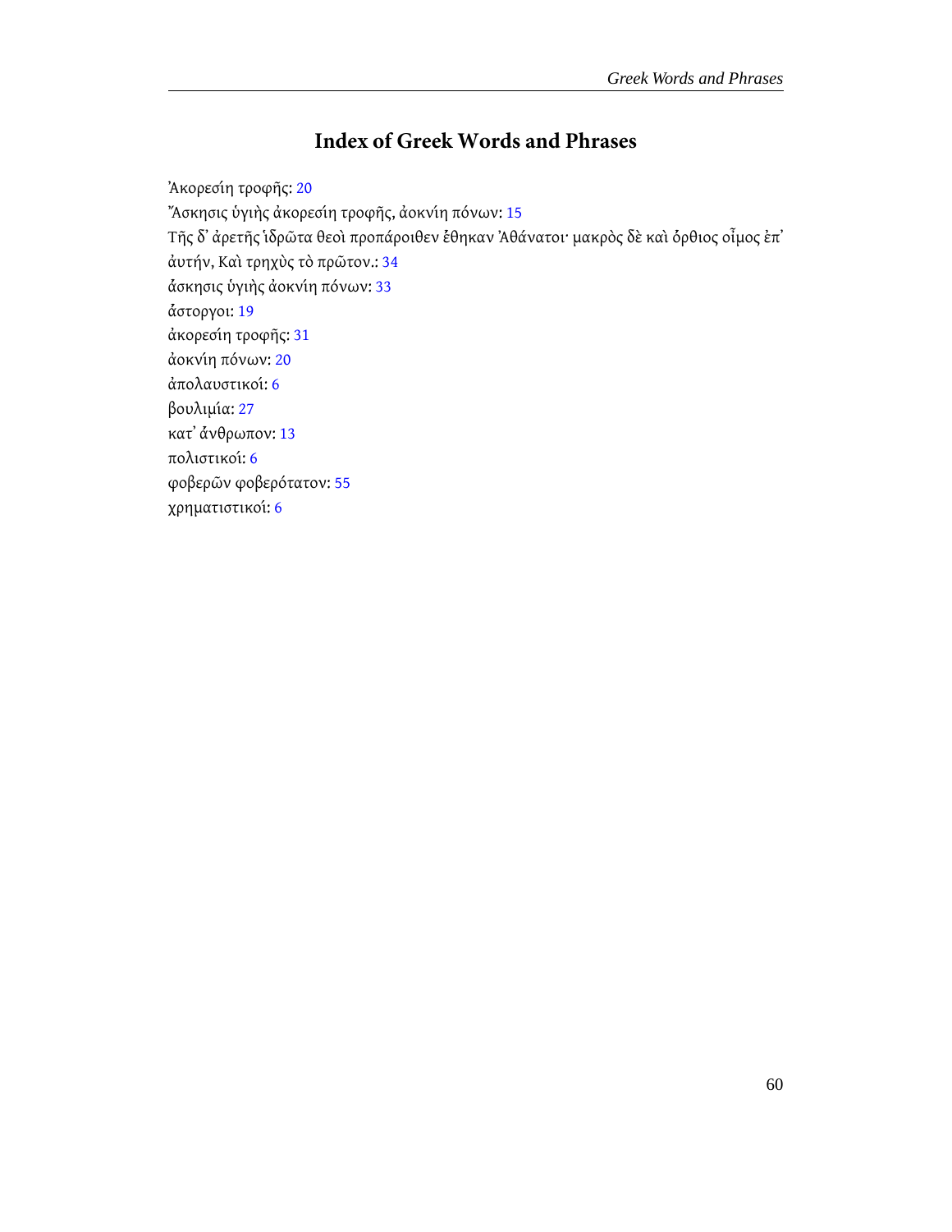# Index of Greek Words and Phrases

Ἀκορεσίη τροφῆς: 20
Ἄσκησις ὑγιὴς ἀκορεσίη τροφῆς, ἀοκνίη πόνων: 15
Τῆς δ᾽ ἀρετῆς ἱδρῶτα θεοὶ προπάροιθεν ἔθηκαν Ἀθάνατοι· μακρὸς δὲ καὶ ὄρθιος οἶμος ἐπ᾽ αὐτήν, Καὶ τρηχὺς τὸ πρῶτον.: 34
ἄσκησις ὑγιὴς ἀοκνίη πόνων: 33
ἄστοργοι: 19
ἀκορεσίη τροφῆς: 31
ἀοκνίη πόνων: 20
ἀπολαυστικοί: 6
βουλιμία: 27
κατ᾽ ἄνθρωπον: 13
πολιστικοί: 6
φοβερῶν φοβερότατον: 55
χρηματιστικοί: 6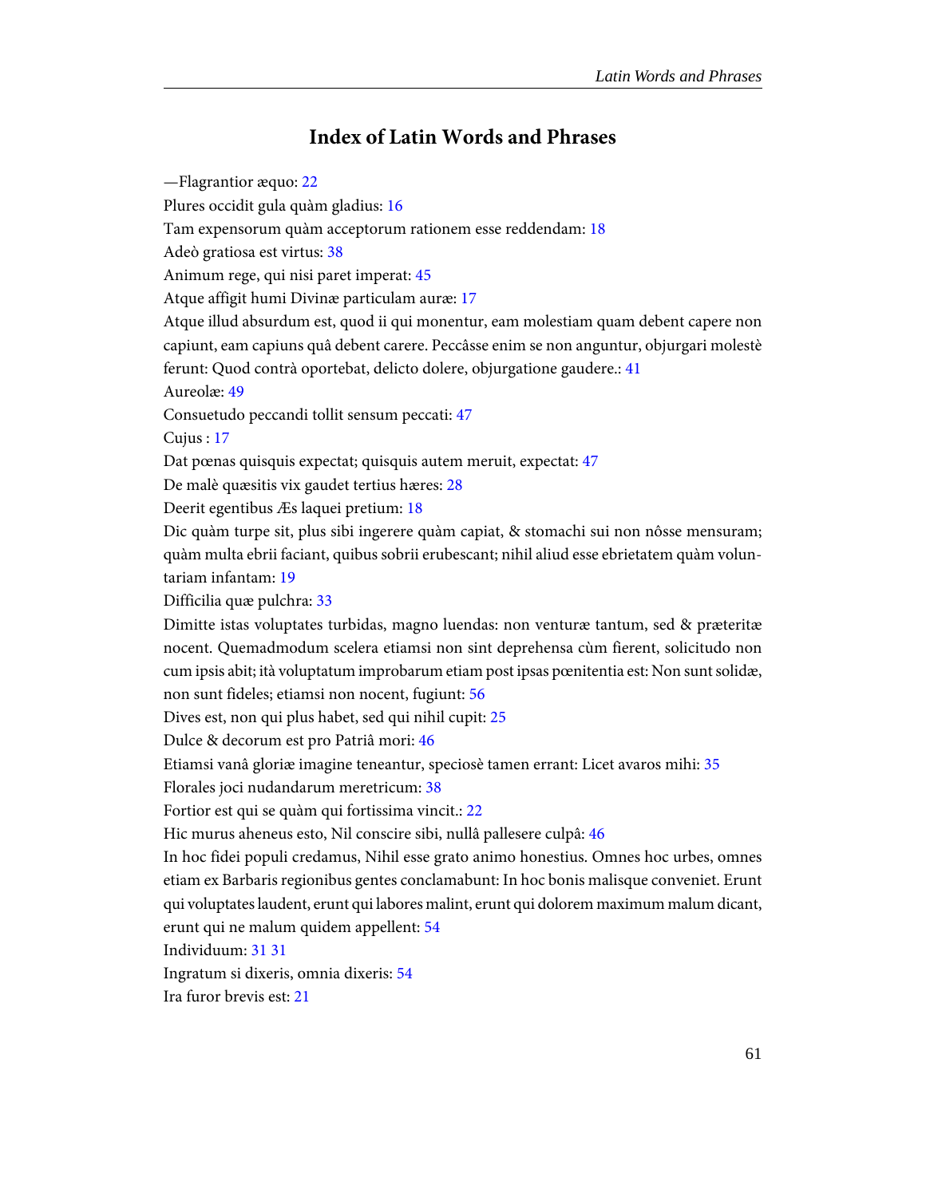## Index of Latin Words and Phrases

—Flagrantior æquo: 22

Plures occidit gula quàm gladius: 16

Tam expensorum quàm acceptorum rationem esse reddendam: 18

Adeò gratiosa est virtus: 38

Animum rege, qui nisi paret imperat: 45

Atque affigit humi Divinæ particulam auræ: 17

Atque illud absurdum est, quod ii qui monentur, eam molestiam quam debent capere non capiunt, eam capiuns quâ debent carere. Peccâsse enim se non anguntur, objurgari molestè ferunt: Quod contrà oportebat, delicto dolere, objurgatione gaudere.: 41

Aureolæ: 49

Consuetudo peccandi tollit sensum peccati: 47

Cujus : 17

Dat pœnas quisquis expectat; quisquis autem meruit, expectat: 47

De malè quæsitis vix gaudet tertius hæres: 28

Deerit egentibus Æs laquei pretium: 18

Dic quàm turpe sit, plus sibi ingerere quàm capiat, & stomachi sui non nôsse mensuram; quàm multa ebrii faciant, quibus sobrii erubescant; nihil aliud esse ebrietatem quàm voluntariam infantam: 19

Difficilia quæ pulchra: 33

Dimitte istas voluptates turbidas, magno luendas: non venturæ tantum, sed & præteritæ nocent. Quemadmodum scelera etiamsi non sint deprehensa cùm fierent, solicitudo non cum ipsis abit; ità voluptatum improbarum etiam post ipsas pœnitentia est: Non sunt solidæ, non sunt fideles; etiamsi non nocent, fugiunt: 56

Dives est, non qui plus habet, sed qui nihil cupit: 25

Dulce & decorum est pro Patriâ mori: 46

Etiamsi vanâ gloriæ imagine teneantur, speciosè tamen errant: Licet avaros mihi: 35

Florales joci nudandarum meretricum: 38

Fortior est qui se quàm qui fortissima vincit.: 22

Hic murus aheneus esto, Nil conscire sibi, nullâ pallesere culpâ: 46

In hoc fidei populi credamus, Nihil esse grato animo honestius. Omnes hoc urbes, omnes etiam ex Barbaris regionibus gentes conclamabunt: In hoc bonis malisque conveniet. Erunt qui voluptates laudent, erunt qui labores malint, erunt qui dolorem maximum malum dicant, erunt qui ne malum quidem appellent: 54

Individuum: 31 31

Ingratum si dixeris, omnia dixeris: 54

Ira furor brevis est: 21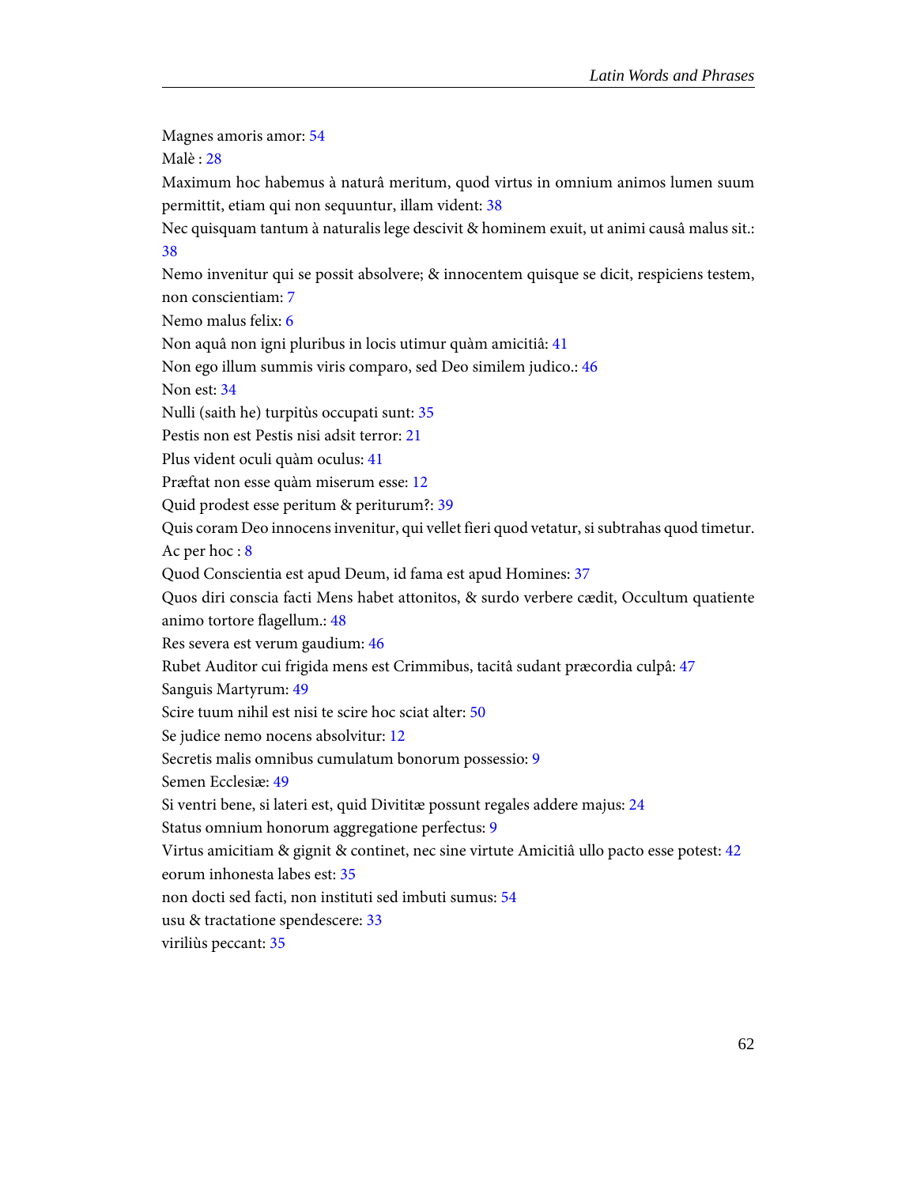Magnes amoris amor: 54

Malè : 28

Maximum hoc habemus à naturâ meritum, quod virtus in omnium animos lumen suum permittit, etiam qui non sequuntur, illam vident: 38

Nec quisquam tantum à naturalis lege descivit & hominem exuit, ut animi causâ malus sit.: 38

Nemo invenitur qui se possit absolvere; & innocentem quisque se dicit, respiciens testem, non conscientiam: 7

Nemo malus felix: 6

Non aquâ non igni pluribus in locis utimur quàm amicitiâ: 41

Non ego illum summis viris comparo, sed Deo similem judico.: 46

Non est: 34

Nulli (saith he) turpitùs occupati sunt: 35

Pestis non est Pestis nisi adsit terror: 21

Plus vident oculi quàm oculus: 41

Præftat non esse quàm miserum esse: 12

Quid prodest esse peritum & periturum?: 39

Quis coram Deo innocens invenitur, qui vellet fieri quod vetatur, si subtrahas quod timetur. Ac per hoc : 8

Quod Conscientia est apud Deum, id fama est apud Homines: 37

Quos diri conscia facti Mens habet attonitos, & surdo verbere cædit, Occultum quatiente animo tortore flagellum.: 48

Res severa est verum gaudium: 46

Rubet Auditor cui frigida mens est Crimmibus, tacitâ sudant præcordia culpâ: 47

Sanguis Martyrum: 49

Scire tuum nihil est nisi te scire hoc sciat alter: 50

Se judice nemo nocens absolvitur: 12

Secretis malis omnibus cumulatum bonorum possessio: 9

Semen Ecclesiæ: 49

Si ventri bene, si lateri est, quid Divititæ possunt regales addere majus: 24

Status omnium honorum aggregatione perfectus: 9

Virtus amicitiam & gignit & continet, nec sine virtute Amicitiâ ullo pacto esse potest: 42

eorum inhonesta labes est: 35

non docti sed facti, non instituti sed imbuti sumus: 54

usu & tractatione spendescere: 33

viriliùs peccant: 35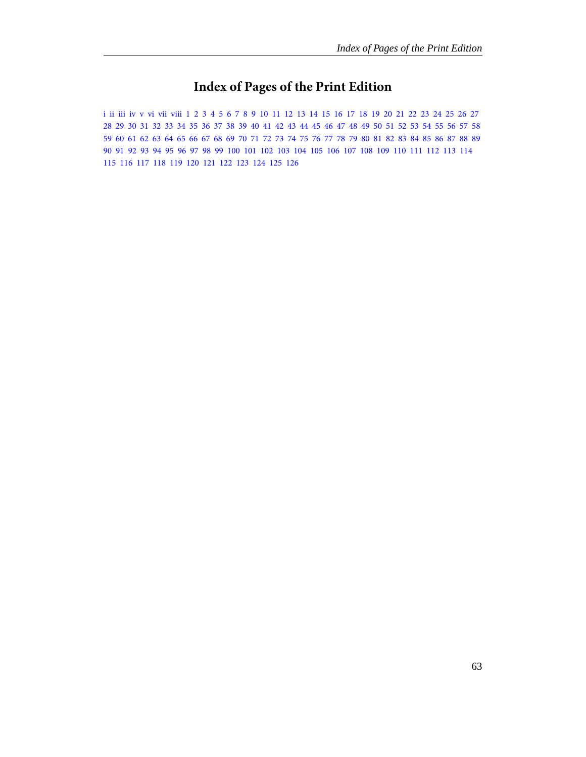# Index of Pages of the Print Edition

i ii iii iv v vi vii viii 1 2 3 4 5 6 7 8 9 10 11 12 13 14 15 16 17 18 19 20 21 22 23 24 25 26 27 28 29 30 31 32 33 34 35 36 37 38 39 40 41 42 43 44 45 46 47 48 49 50 51 52 53 54 55 56 57 58 59 60 61 62 63 64 65 66 67 68 69 70 71 72 73 74 75 76 77 78 79 80 81 82 83 84 85 86 87 88 89 90 91 92 93 94 95 96 97 98 99 100 101 102 103 104 105 106 107 108 109 110 111 112 113 114 115 116 117 118 119 120 121 122 123 124 125 126